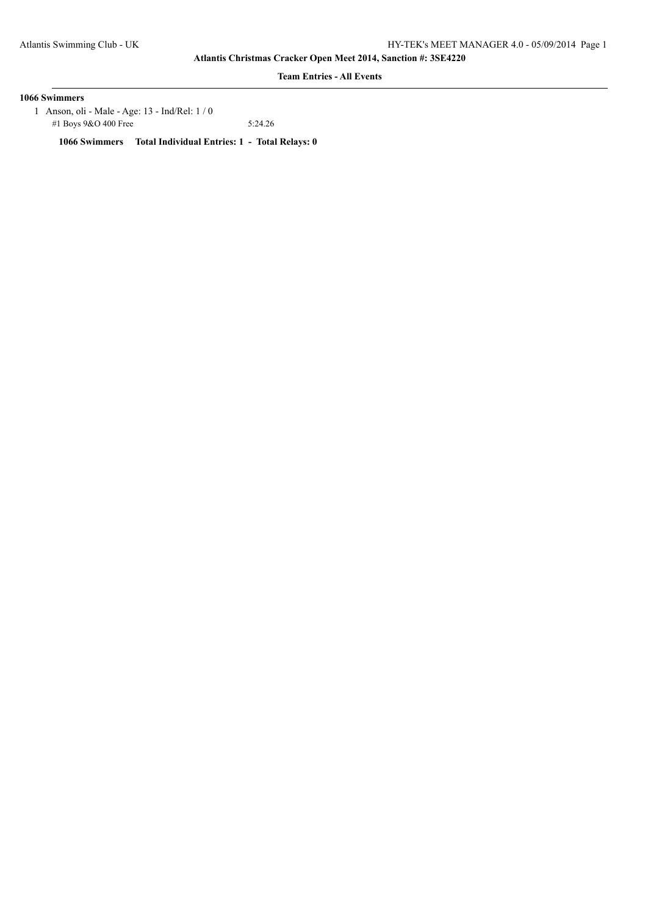## Atlantis Christmas Cracker Open Meet 2014, Sanction #: 3SE4220

### Team Entries - All Events

**1066 Swimmers**

1 Anson, oli - Male - Age: 13 - Ind/Rel: 1 / 0

#1 Boys 9&O 400 Free 5:24.26

**1066 Swimmers Total Individual Entries: 1 - Total Relays: 0**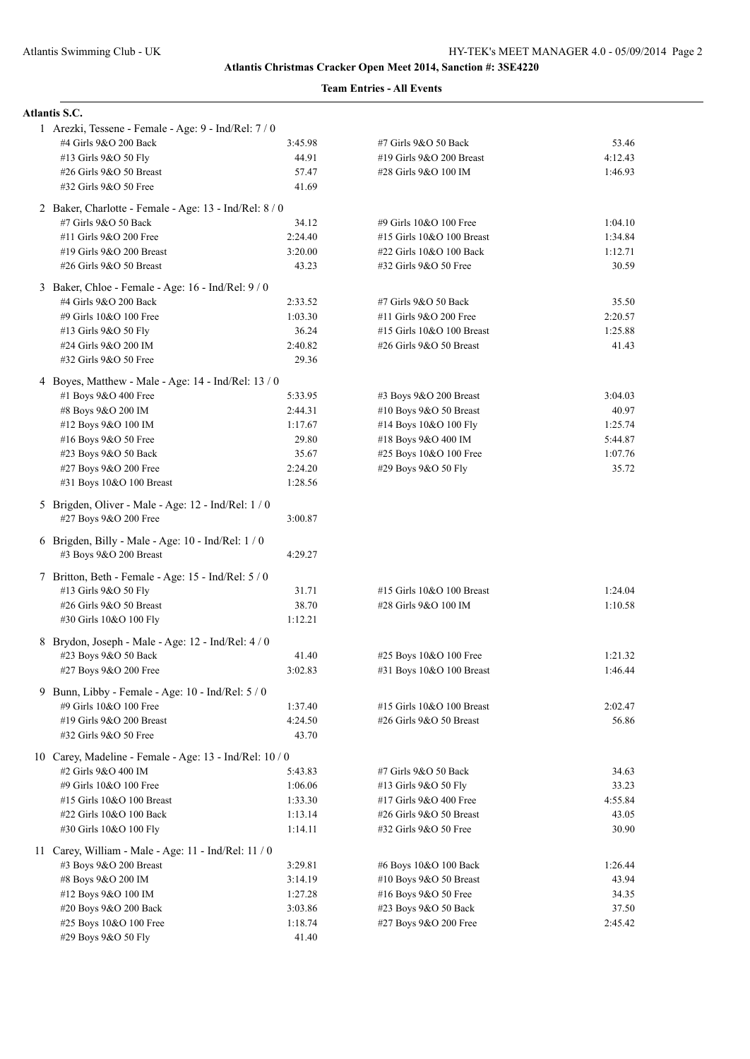**Atlantis Christmas Cracker Open Meet 2014, Sanction #: 3SE4220**

**Team Entries - All Events**

## Atlantis S.C.

1 Arezki, Tessene - Female - Age: 9 - Ind/Rel: 7 / 0

| Event | Time | Event | Time |
|---|---|---|---|
| #4 Girls 9&O 200 Back | 3:45.98 | #7 Girls 9&O 50 Back | 53.46 |
| #13 Girls 9&O 50 Fly | 44.91 | #19 Girls 9&O 200 Breast | 4:12.43 |
| #26 Girls 9&O 50 Breast | 57.47 | #28 Girls 9&O 100 IM | 1:46.93 |
| #32 Girls 9&O 50 Free | 41.69 | | |

2 Baker, Charlotte - Female - Age: 13 - Ind/Rel: 8 / 0

| Event | Time | Event | Time |
|---|---|---|---|
| #7 Girls 9&O 50 Back | 34.12 | #9 Girls 10&O 100 Free | 1:04.10 |
| #11 Girls 9&O 200 Free | 2:24.40 | #15 Girls 10&O 100 Breast | 1:34.84 |
| #19 Girls 9&O 200 Breast | 3:20.00 | #22 Girls 10&O 100 Back | 1:12.71 |
| #26 Girls 9&O 50 Breast | 43.23 | #32 Girls 9&O 50 Free | 30.59 |

3 Baker, Chloe - Female - Age: 16 - Ind/Rel: 9 / 0

| Event | Time | Event | Time |
|---|---|---|---|
| #4 Girls 9&O 200 Back | 2:33.52 | #7 Girls 9&O 50 Back | 35.50 |
| #9 Girls 10&O 100 Free | 1:03.30 | #11 Girls 9&O 200 Free | 2:20.57 |
| #13 Girls 9&O 50 Fly | 36.24 | #15 Girls 10&O 100 Breast | 1:25.88 |
| #24 Girls 9&O 200 IM | 2:40.82 | #26 Girls 9&O 50 Breast | 41.43 |
| #32 Girls 9&O 50 Free | 29.36 | | |

4 Boyes, Matthew - Male - Age: 14 - Ind/Rel: 13 / 0

| Event | Time | Event | Time |
|---|---|---|---|
| #1 Boys 9&O 400 Free | 5:33.95 | #3 Boys 9&O 200 Breast | 3:04.03 |
| #8 Boys 9&O 200 IM | 2:44.31 | #10 Boys 9&O 50 Breast | 40.97 |
| #12 Boys 9&O 100 IM | 1:17.67 | #14 Boys 10&O 100 Fly | 1:25.74 |
| #16 Boys 9&O 50 Free | 29.80 | #18 Boys 9&O 400 IM | 5:44.87 |
| #23 Boys 9&O 50 Back | 35.67 | #25 Boys 10&O 100 Free | 1:07.76 |
| #27 Boys 9&O 200 Free | 2:24.20 | #29 Boys 9&O 50 Fly | 35.72 |
| #31 Boys 10&O 100 Breast | 1:28.56 | | |

5 Brigden, Oliver - Male - Age: 12 - Ind/Rel: 1 / 0

| Event | Time |
|---|---|
| #27 Boys 9&O 200 Free | 3:00.87 |

6 Brigden, Billy - Male - Age: 10 - Ind/Rel: 1 / 0

| Event | Time |
|---|---|
| #3 Boys 9&O 200 Breast | 4:29.27 |

7 Britton, Beth - Female - Age: 15 - Ind/Rel: 5 / 0

| Event | Time | Event | Time |
|---|---|---|---|
| #13 Girls 9&O 50 Fly | 31.71 | #15 Girls 10&O 100 Breast | 1:24.04 |
| #26 Girls 9&O 50 Breast | 38.70 | #28 Girls 9&O 100 IM | 1:10.58 |
| #30 Girls 10&O 100 Fly | 1:12.21 | | |

8 Brydon, Joseph - Male - Age: 12 - Ind/Rel: 4 / 0

| Event | Time | Event | Time |
|---|---|---|---|
| #23 Boys 9&O 50 Back | 41.40 | #25 Boys 10&O 100 Free | 1:21.32 |
| #27 Boys 9&O 200 Free | 3:02.83 | #31 Boys 10&O 100 Breast | 1:46.44 |

9 Bunn, Libby - Female - Age: 10 - Ind/Rel: 5 / 0

| Event | Time | Event | Time |
|---|---|---|---|
| #9 Girls 10&O 100 Free | 1:37.40 | #15 Girls 10&O 100 Breast | 2:02.47 |
| #19 Girls 9&O 200 Breast | 4:24.50 | #26 Girls 9&O 50 Breast | 56.86 |
| #32 Girls 9&O 50 Free | 43.70 | | |

10 Carey, Madeline - Female - Age: 13 - Ind/Rel: 10 / 0

| Event | Time | Event | Time |
|---|---|---|---|
| #2 Girls 9&O 400 IM | 5:43.83 | #7 Girls 9&O 50 Back | 34.63 |
| #9 Girls 10&O 100 Free | 1:06.06 | #13 Girls 9&O 50 Fly | 33.23 |
| #15 Girls 10&O 100 Breast | 1:33.30 | #17 Girls 9&O 400 Free | 4:55.84 |
| #22 Girls 10&O 100 Back | 1:13.14 | #26 Girls 9&O 50 Breast | 43.05 |
| #30 Girls 10&O 100 Fly | 1:14.11 | #32 Girls 9&O 50 Free | 30.90 |

11 Carey, William - Male - Age: 11 - Ind/Rel: 11 / 0

| Event | Time | Event | Time |
|---|---|---|---|
| #3 Boys 9&O 200 Breast | 3:29.81 | #6 Boys 10&O 100 Back | 1:26.44 |
| #8 Boys 9&O 200 IM | 3:14.19 | #10 Boys 9&O 50 Breast | 43.94 |
| #12 Boys 9&O 100 IM | 1:27.28 | #16 Boys 9&O 50 Free | 34.35 |
| #20 Boys 9&O 200 Back | 3:03.86 | #23 Boys 9&O 50 Back | 37.50 |
| #25 Boys 10&O 100 Free | 1:18.74 | #27 Boys 9&O 200 Free | 2:45.42 |
| #29 Boys 9&O 50 Fly | 41.40 | | |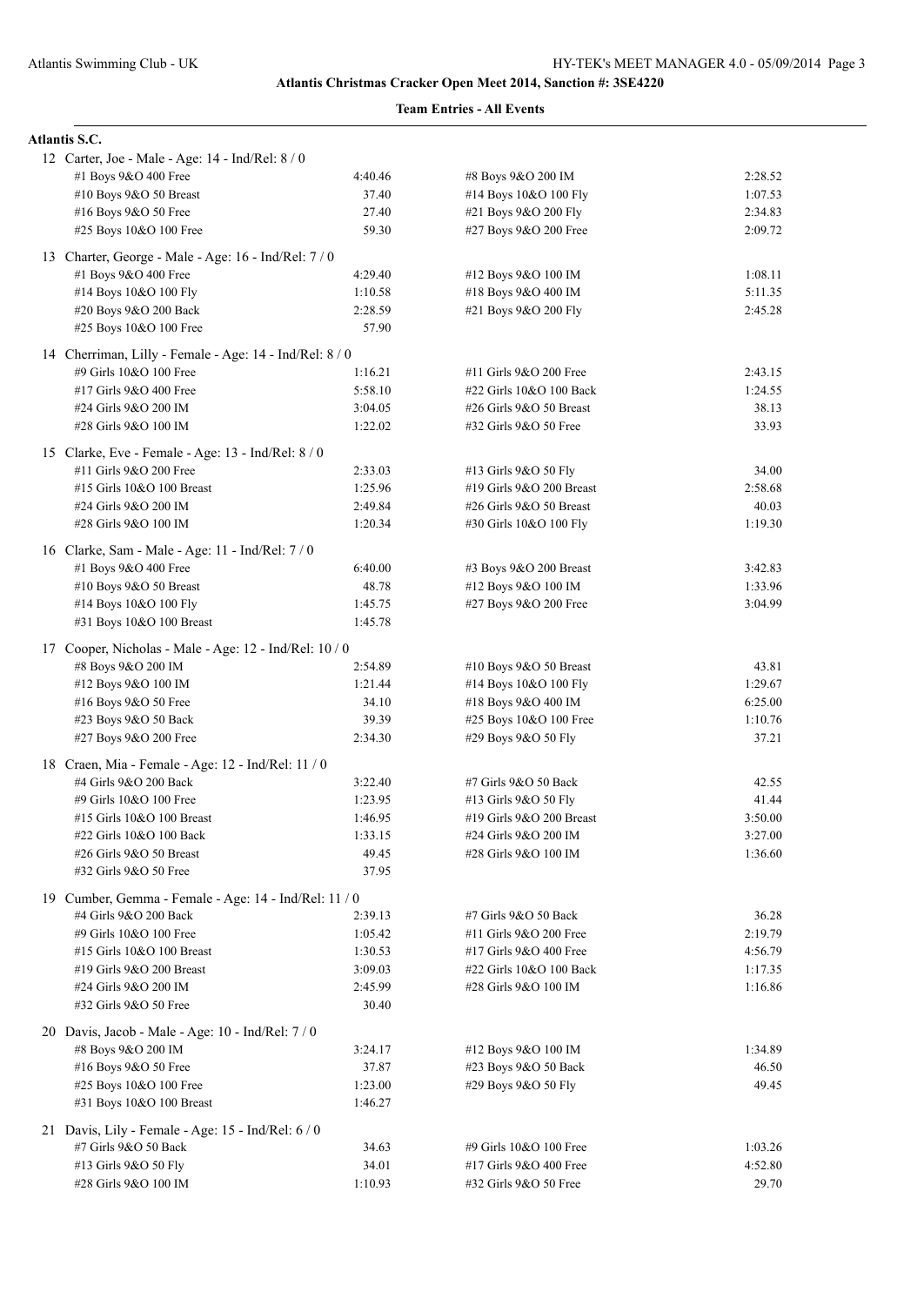# Atlantis Christmas Cracker Open Meet 2014, Sanction #: 3SE4220

## Team Entries - All Events

### Atlantis S.C.

**12 Carter, Joe - Male - Age: 14 - Ind/Rel: 8 / 0**

| Event | Time | Event | Time |
|---|---|---|---|
| #1 Boys 9&O 400 Free | 4:40.46 | #8 Boys 9&O 200 IM | 2:28.52 |
| #10 Boys 9&O 50 Breast | 37.40 | #14 Boys 10&O 100 Fly | 1:07.53 |
| #16 Boys 9&O 50 Free | 27.40 | #21 Boys 9&O 200 Fly | 2:34.83 |
| #25 Boys 10&O 100 Free | 59.30 | #27 Boys 9&O 200 Free | 2:09.72 |

**13 Charter, George - Male - Age: 16 - Ind/Rel: 7 / 0**

| Event | Time | Event | Time |
|---|---|---|---|
| #1 Boys 9&O 400 Free | 4:29.40 | #12 Boys 9&O 100 IM | 1:08.11 |
| #14 Boys 10&O 100 Fly | 1:10.58 | #18 Boys 9&O 400 IM | 5:11.35 |
| #20 Boys 9&O 200 Back | 2:28.59 | #21 Boys 9&O 200 Fly | 2:45.28 |
| #25 Boys 10&O 100 Free | 57.90 | | |

**14 Cherriman, Lilly - Female - Age: 14 - Ind/Rel: 8 / 0**

| Event | Time | Event | Time |
|---|---|---|---|
| #9 Girls 10&O 100 Free | 1:16.21 | #11 Girls 9&O 200 Free | 2:43.15 |
| #17 Girls 9&O 400 Free | 5:58.10 | #22 Girls 10&O 100 Back | 1:24.55 |
| #24 Girls 9&O 200 IM | 3:04.05 | #26 Girls 9&O 50 Breast | 38.13 |
| #28 Girls 9&O 100 IM | 1:22.02 | #32 Girls 9&O 50 Free | 33.93 |

**15 Clarke, Eve - Female - Age: 13 - Ind/Rel: 8 / 0**

| Event | Time | Event | Time |
|---|---|---|---|
| #11 Girls 9&O 200 Free | 2:33.03 | #13 Girls 9&O 50 Fly | 34.00 |
| #15 Girls 10&O 100 Breast | 1:25.96 | #19 Girls 9&O 200 Breast | 2:58.68 |
| #24 Girls 9&O 200 IM | 2:49.84 | #26 Girls 9&O 50 Breast | 40.03 |
| #28 Girls 9&O 100 IM | 1:20.34 | #30 Girls 10&O 100 Fly | 1:19.30 |

**16 Clarke, Sam - Male - Age: 11 - Ind/Rel: 7 / 0**

| Event | Time | Event | Time |
|---|---|---|---|
| #1 Boys 9&O 400 Free | 6:40.00 | #3 Boys 9&O 200 Breast | 3:42.83 |
| #10 Boys 9&O 50 Breast | 48.78 | #12 Boys 9&O 100 IM | 1:33.96 |
| #14 Boys 10&O 100 Fly | 1:45.75 | #27 Boys 9&O 200 Free | 3:04.99 |
| #31 Boys 10&O 100 Breast | 1:45.78 | | |

**17 Cooper, Nicholas - Male - Age: 12 - Ind/Rel: 10 / 0**

| Event | Time | Event | Time |
|---|---|---|---|
| #8 Boys 9&O 200 IM | 2:54.89 | #10 Boys 9&O 50 Breast | 43.81 |
| #12 Boys 9&O 100 IM | 1:21.44 | #14 Boys 10&O 100 Fly | 1:29.67 |
| #16 Boys 9&O 50 Free | 34.10 | #18 Boys 9&O 400 IM | 6:25.00 |
| #23 Boys 9&O 50 Back | 39.39 | #25 Boys 10&O 100 Free | 1:10.76 |
| #27 Boys 9&O 200 Free | 2:34.30 | #29 Boys 9&O 50 Fly | 37.21 |

**18 Craen, Mia - Female - Age: 12 - Ind/Rel: 11 / 0**

| Event | Time | Event | Time |
|---|---|---|---|
| #4 Girls 9&O 200 Back | 3:22.40 | #7 Girls 9&O 50 Back | 42.55 |
| #9 Girls 10&O 100 Free | 1:23.95 | #13 Girls 9&O 50 Fly | 41.44 |
| #15 Girls 10&O 100 Breast | 1:46.95 | #19 Girls 9&O 200 Breast | 3:50.00 |
| #22 Girls 10&O 100 Back | 1:33.15 | #24 Girls 9&O 200 IM | 3:27.00 |
| #26 Girls 9&O 50 Breast | 49.45 | #28 Girls 9&O 100 IM | 1:36.60 |
| #32 Girls 9&O 50 Free | 37.95 | | |

**19 Cumber, Gemma - Female - Age: 14 - Ind/Rel: 11 / 0**

| Event | Time | Event | Time |
|---|---|---|---|
| #4 Girls 9&O 200 Back | 2:39.13 | #7 Girls 9&O 50 Back | 36.28 |
| #9 Girls 10&O 100 Free | 1:05.42 | #11 Girls 9&O 200 Free | 2:19.79 |
| #15 Girls 10&O 100 Breast | 1:30.53 | #17 Girls 9&O 400 Free | 4:56.79 |
| #19 Girls 9&O 200 Breast | 3:09.03 | #22 Girls 10&O 100 Back | 1:17.35 |
| #24 Girls 9&O 200 IM | 2:45.99 | #28 Girls 9&O 100 IM | 1:16.86 |
| #32 Girls 9&O 50 Free | 30.40 | | |

**20 Davis, Jacob - Male - Age: 10 - Ind/Rel: 7 / 0**

| Event | Time | Event | Time |
|---|---|---|---|
| #8 Boys 9&O 200 IM | 3:24.17 | #12 Boys 9&O 100 IM | 1:34.89 |
| #16 Boys 9&O 50 Free | 37.87 | #23 Boys 9&O 50 Back | 46.50 |
| #25 Boys 10&O 100 Free | 1:23.00 | #29 Boys 9&O 50 Fly | 49.45 |
| #31 Boys 10&O 100 Breast | 1:46.27 | | |

**21 Davis, Lily - Female - Age: 15 - Ind/Rel: 6 / 0**

| Event | Time | Event | Time |
|---|---|---|---|
| #7 Girls 9&O 50 Back | 34.63 | #9 Girls 10&O 100 Free | 1:03.26 |
| #13 Girls 9&O 50 Fly | 34.01 | #17 Girls 9&O 400 Free | 4:52.80 |
| #28 Girls 9&O 100 IM | 1:10.93 | #32 Girls 9&O 50 Free | 29.70 |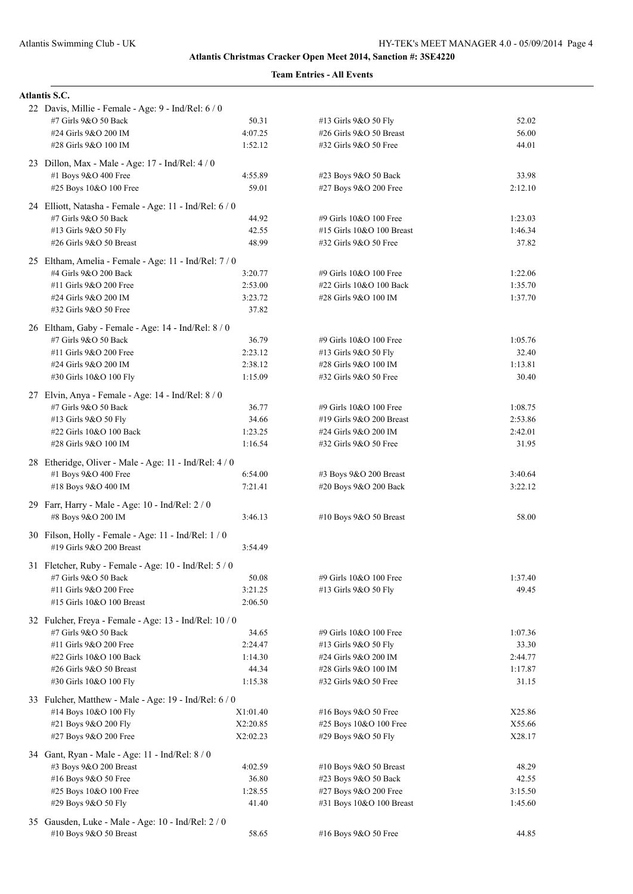**Atlantis Christmas Cracker Open Meet 2014, Sanction #: 3SE4220**

**Team Entries - All Events**

### Atlantis S.C.

22 Davis, Millie - Female - Age: 9 - Ind/Rel: 6 / 0

| Event | Time | Event | Time |
|---|---|---|---|
| #7 Girls 9&O 50 Back | 50.31 | #13 Girls 9&O 50 Fly | 52.02 |
| #24 Girls 9&O 200 IM | 4:07.25 | #26 Girls 9&O 50 Breast | 56.00 |
| #28 Girls 9&O 100 IM | 1:52.12 | #32 Girls 9&O 50 Free | 44.01 |

23 Dillon, Max - Male - Age: 17 - Ind/Rel: 4 / 0

| Event | Time | Event | Time |
|---|---|---|---|
| #1 Boys 9&O 400 Free | 4:55.89 | #23 Boys 9&O 50 Back | 33.98 |
| #25 Boys 10&O 100 Free | 59.01 | #27 Boys 9&O 200 Free | 2:12.10 |

24 Elliott, Natasha - Female - Age: 11 - Ind/Rel: 6 / 0

| Event | Time | Event | Time |
|---|---|---|---|
| #7 Girls 9&O 50 Back | 44.92 | #9 Girls 10&O 100 Free | 1:23.03 |
| #13 Girls 9&O 50 Fly | 42.55 | #15 Girls 10&O 100 Breast | 1:46.34 |
| #26 Girls 9&O 50 Breast | 48.99 | #32 Girls 9&O 50 Free | 37.82 |

25 Eltham, Amelia - Female - Age: 11 - Ind/Rel: 7 / 0

| Event | Time | Event | Time |
|---|---|---|---|
| #4 Girls 9&O 200 Back | 3:20.77 | #9 Girls 10&O 100 Free | 1:22.06 |
| #11 Girls 9&O 200 Free | 2:53.00 | #22 Girls 10&O 100 Back | 1:35.70 |
| #24 Girls 9&O 200 IM | 3:23.72 | #28 Girls 9&O 100 IM | 1:37.70 |
| #32 Girls 9&O 50 Free | 37.82 | | |

26 Eltham, Gaby - Female - Age: 14 - Ind/Rel: 8 / 0

| Event | Time | Event | Time |
|---|---|---|---|
| #7 Girls 9&O 50 Back | 36.79 | #9 Girls 10&O 100 Free | 1:05.76 |
| #11 Girls 9&O 200 Free | 2:23.12 | #13 Girls 9&O 50 Fly | 32.40 |
| #24 Girls 9&O 200 IM | 2:38.12 | #28 Girls 9&O 100 IM | 1:13.81 |
| #30 Girls 10&O 100 Fly | 1:15.09 | #32 Girls 9&O 50 Free | 30.40 |

27 Elvin, Anya - Female - Age: 14 - Ind/Rel: 8 / 0

| Event | Time | Event | Time |
|---|---|---|---|
| #7 Girls 9&O 50 Back | 36.77 | #9 Girls 10&O 100 Free | 1:08.75 |
| #13 Girls 9&O 50 Fly | 34.66 | #19 Girls 9&O 200 Breast | 2:53.86 |
| #22 Girls 10&O 100 Back | 1:23.25 | #24 Girls 9&O 200 IM | 2:42.01 |
| #28 Girls 9&O 100 IM | 1:16.54 | #32 Girls 9&O 50 Free | 31.95 |

28 Etheridge, Oliver - Male - Age: 11 - Ind/Rel: 4 / 0

| Event | Time | Event | Time |
|---|---|---|---|
| #1 Boys 9&O 400 Free | 6:54.00 | #3 Boys 9&O 200 Breast | 3:40.64 |
| #18 Boys 9&O 400 IM | 7:21.41 | #20 Boys 9&O 200 Back | 3:22.12 |

29 Farr, Harry - Male - Age: 10 - Ind/Rel: 2 / 0

| Event | Time | Event | Time |
|---|---|---|---|
| #8 Boys 9&O 200 IM | 3:46.13 | #10 Boys 9&O 50 Breast | 58.00 |

30 Filson, Holly - Female - Age: 11 - Ind/Rel: 1 / 0

| Event | Time | Event | Time |
|---|---|---|---|
| #19 Girls 9&O 200 Breast | 3:54.49 | | |

31 Fletcher, Ruby - Female - Age: 10 - Ind/Rel: 5 / 0

| Event | Time | Event | Time |
|---|---|---|---|
| #7 Girls 9&O 50 Back | 50.08 | #9 Girls 10&O 100 Free | 1:37.40 |
| #11 Girls 9&O 200 Free | 3:21.25 | #13 Girls 9&O 50 Fly | 49.45 |
| #15 Girls 10&O 100 Breast | 2:06.50 | | |

32 Fulcher, Freya - Female - Age: 13 - Ind/Rel: 10 / 0

| Event | Time | Event | Time |
|---|---|---|---|
| #7 Girls 9&O 50 Back | 34.65 | #9 Girls 10&O 100 Free | 1:07.36 |
| #11 Girls 9&O 200 Free | 2:24.47 | #13 Girls 9&O 50 Fly | 33.30 |
| #22 Girls 10&O 100 Back | 1:14.30 | #24 Girls 9&O 200 IM | 2:44.77 |
| #26 Girls 9&O 50 Breast | 44.34 | #28 Girls 9&O 100 IM | 1:17.87 |
| #30 Girls 10&O 100 Fly | 1:15.38 | #32 Girls 9&O 50 Free | 31.15 |

33 Fulcher, Matthew - Male - Age: 19 - Ind/Rel: 6 / 0

| Event | Time | Event | Time |
|---|---|---|---|
| #14 Boys 10&O 100 Fly | X1:01.40 | #16 Boys 9&O 50 Free | X25.86 |
| #21 Boys 9&O 200 Fly | X2:20.85 | #25 Boys 10&O 100 Free | X55.66 |
| #27 Boys 9&O 200 Free | X2:02.23 | #29 Boys 9&O 50 Fly | X28.17 |

34 Gant, Ryan - Male - Age: 11 - Ind/Rel: 8 / 0

| Event | Time | Event | Time |
|---|---|---|---|
| #3 Boys 9&O 200 Breast | 4:02.59 | #10 Boys 9&O 50 Breast | 48.29 |
| #16 Boys 9&O 50 Free | 36.80 | #23 Boys 9&O 50 Back | 42.55 |
| #25 Boys 10&O 100 Free | 1:28.55 | #27 Boys 9&O 200 Free | 3:15.50 |
| #29 Boys 9&O 50 Fly | 41.40 | #31 Boys 10&O 100 Breast | 1:45.60 |

35 Gausden, Luke - Male - Age: 10 - Ind/Rel: 2 / 0

| Event | Time | Event | Time |
|---|---|---|---|
| #10 Boys 9&O 50 Breast | 58.65 | #16 Boys 9&O 50 Free | 44.85 |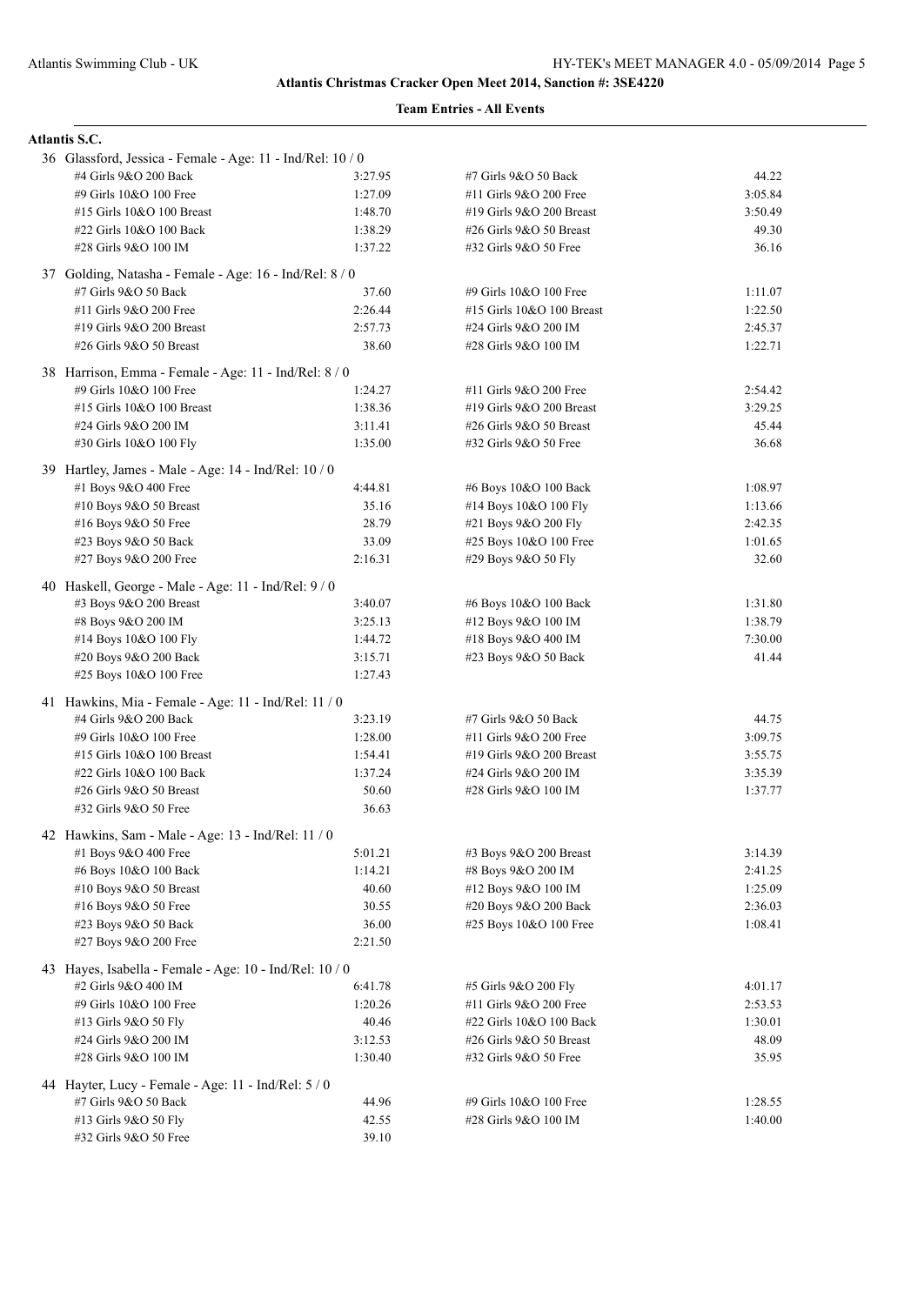# Atlantis Christmas Cracker Open Meet 2014, Sanction #: 3SE4220

## Team Entries - All Events

### Atlantis S.C.

**36 Glassford, Jessica - Female - Age: 11 - Ind/Rel: 10 / 0**

| Event | Time | Event | Time |
|---|---|---|---|
| #4 Girls 9&O 200 Back | 3:27.95 | #7 Girls 9&O 50 Back | 44.22 |
| #9 Girls 10&O 100 Free | 1:27.09 | #11 Girls 9&O 200 Free | 3:05.84 |
| #15 Girls 10&O 100 Breast | 1:48.70 | #19 Girls 9&O 200 Breast | 3:50.49 |
| #22 Girls 10&O 100 Back | 1:38.29 | #26 Girls 9&O 50 Breast | 49.30 |
| #28 Girls 9&O 100 IM | 1:37.22 | #32 Girls 9&O 50 Free | 36.16 |

**37 Golding, Natasha - Female - Age: 16 - Ind/Rel: 8 / 0**

| Event | Time | Event | Time |
|---|---|---|---|
| #7 Girls 9&O 50 Back | 37.60 | #9 Girls 10&O 100 Free | 1:11.07 |
| #11 Girls 9&O 200 Free | 2:26.44 | #15 Girls 10&O 100 Breast | 1:22.50 |
| #19 Girls 9&O 200 Breast | 2:57.73 | #24 Girls 9&O 200 IM | 2:45.37 |
| #26 Girls 9&O 50 Breast | 38.60 | #28 Girls 9&O 100 IM | 1:22.71 |

**38 Harrison, Emma - Female - Age: 11 - Ind/Rel: 8 / 0**

| Event | Time | Event | Time |
|---|---|---|---|
| #9 Girls 10&O 100 Free | 1:24.27 | #11 Girls 9&O 200 Free | 2:54.42 |
| #15 Girls 10&O 100 Breast | 1:38.36 | #19 Girls 9&O 200 Breast | 3:29.25 |
| #24 Girls 9&O 200 IM | 3:11.41 | #26 Girls 9&O 50 Breast | 45.44 |
| #30 Girls 10&O 100 Fly | 1:35.00 | #32 Girls 9&O 50 Free | 36.68 |

**39 Hartley, James - Male - Age: 14 - Ind/Rel: 10 / 0**

| Event | Time | Event | Time |
|---|---|---|---|
| #1 Boys 9&O 400 Free | 4:44.81 | #6 Boys 10&O 100 Back | 1:08.97 |
| #10 Boys 9&O 50 Breast | 35.16 | #14 Boys 10&O 100 Fly | 1:13.66 |
| #16 Boys 9&O 50 Free | 28.79 | #21 Boys 9&O 200 Fly | 2:42.35 |
| #23 Boys 9&O 50 Back | 33.09 | #25 Boys 10&O 100 Free | 1:01.65 |
| #27 Boys 9&O 200 Free | 2:16.31 | #29 Boys 9&O 50 Fly | 32.60 |

**40 Haskell, George - Male - Age: 11 - Ind/Rel: 9 / 0**

| Event | Time | Event | Time |
|---|---|---|---|
| #3 Boys 9&O 200 Breast | 3:40.07 | #6 Boys 10&O 100 Back | 1:31.80 |
| #8 Boys 9&O 200 IM | 3:25.13 | #12 Boys 9&O 100 IM | 1:38.79 |
| #14 Boys 10&O 100 Fly | 1:44.72 | #18 Boys 9&O 400 IM | 7:30.00 |
| #20 Boys 9&O 200 Back | 3:15.71 | #23 Boys 9&O 50 Back | 41.44 |
| #25 Boys 10&O 100 Free | 1:27.43 | | |

**41 Hawkins, Mia - Female - Age: 11 - Ind/Rel: 11 / 0**

| Event | Time | Event | Time |
|---|---|---|---|
| #4 Girls 9&O 200 Back | 3:23.19 | #7 Girls 9&O 50 Back | 44.75 |
| #9 Girls 10&O 100 Free | 1:28.00 | #11 Girls 9&O 200 Free | 3:09.75 |
| #15 Girls 10&O 100 Breast | 1:54.41 | #19 Girls 9&O 200 Breast | 3:55.75 |
| #22 Girls 10&O 100 Back | 1:37.24 | #24 Girls 9&O 200 IM | 3:35.39 |
| #26 Girls 9&O 50 Breast | 50.60 | #28 Girls 9&O 100 IM | 1:37.77 |
| #32 Girls 9&O 50 Free | 36.63 | | |

**42 Hawkins, Sam - Male - Age: 13 - Ind/Rel: 11 / 0**

| Event | Time | Event | Time |
|---|---|---|---|
| #1 Boys 9&O 400 Free | 5:01.21 | #3 Boys 9&O 200 Breast | 3:14.39 |
| #6 Boys 10&O 100 Back | 1:14.21 | #8 Boys 9&O 200 IM | 2:41.25 |
| #10 Boys 9&O 50 Breast | 40.60 | #12 Boys 9&O 100 IM | 1:25.09 |
| #16 Boys 9&O 50 Free | 30.55 | #20 Boys 9&O 200 Back | 2:36.03 |
| #23 Boys 9&O 50 Back | 36.00 | #25 Boys 10&O 100 Free | 1:08.41 |
| #27 Boys 9&O 200 Free | 2:21.50 | | |

**43 Hayes, Isabella - Female - Age: 10 - Ind/Rel: 10 / 0**

| Event | Time | Event | Time |
|---|---|---|---|
| #2 Girls 9&O 400 IM | 6:41.78 | #5 Girls 9&O 200 Fly | 4:01.17 |
| #9 Girls 10&O 100 Free | 1:20.26 | #11 Girls 9&O 200 Free | 2:53.53 |
| #13 Girls 9&O 50 Fly | 40.46 | #22 Girls 10&O 100 Back | 1:30.01 |
| #24 Girls 9&O 200 IM | 3:12.53 | #26 Girls 9&O 50 Breast | 48.09 |
| #28 Girls 9&O 100 IM | 1:30.40 | #32 Girls 9&O 50 Free | 35.95 |

**44 Hayter, Lucy - Female - Age: 11 - Ind/Rel: 5 / 0**

| Event | Time | Event | Time |
|---|---|---|---|
| #7 Girls 9&O 50 Back | 44.96 | #9 Girls 10&O 100 Free | 1:28.55 |
| #13 Girls 9&O 50 Fly | 42.55 | #28 Girls 9&O 100 IM | 1:40.00 |
| #32 Girls 9&O 50 Free | 39.10 | | |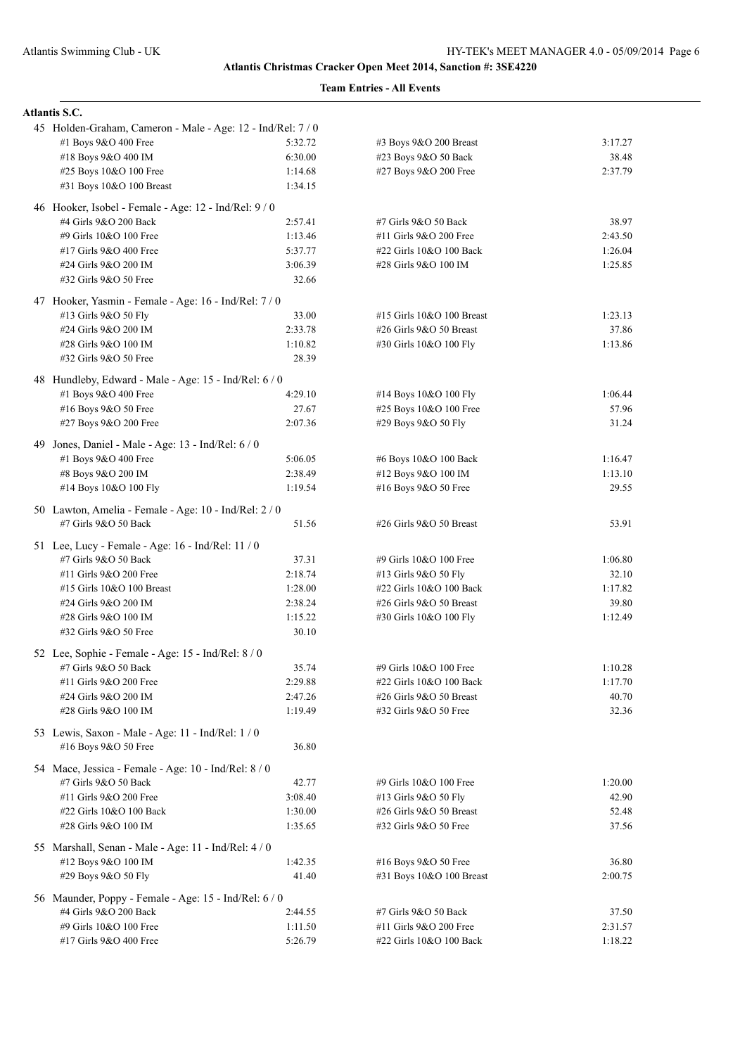# Atlantis Christmas Cracker Open Meet 2014, Sanction #: 3SE4220

## Team Entries - All Events

### Atlantis S.C.

45 Holden-Graham, Cameron - Male - Age: 12 - Ind/Rel: 7 / 0

| Event | Time | Event | Time |
|---|---|---|---|
| #1 Boys 9&O 400 Free | 5:32.72 | #3 Boys 9&O 200 Breast | 3:17.27 |
| #18 Boys 9&O 400 IM | 6:30.00 | #23 Boys 9&O 50 Back | 38.48 |
| #25 Boys 10&O 100 Free | 1:14.68 | #27 Boys 9&O 200 Free | 2:37.79 |
| #31 Boys 10&O 100 Breast | 1:34.15 | | |

46 Hooker, Isobel - Female - Age: 12 - Ind/Rel: 9 / 0

| Event | Time | Event | Time |
|---|---|---|---|
| #4 Girls 9&O 200 Back | 2:57.41 | #7 Girls 9&O 50 Back | 38.97 |
| #9 Girls 10&O 100 Free | 1:13.46 | #11 Girls 9&O 200 Free | 2:43.50 |
| #17 Girls 9&O 400 Free | 5:37.77 | #22 Girls 10&O 100 Back | 1:26.04 |
| #24 Girls 9&O 200 IM | 3:06.39 | #28 Girls 9&O 100 IM | 1:25.85 |
| #32 Girls 9&O 50 Free | 32.66 | | |

47 Hooker, Yasmin - Female - Age: 16 - Ind/Rel: 7 / 0

| Event | Time | Event | Time |
|---|---|---|---|
| #13 Girls 9&O 50 Fly | 33.00 | #15 Girls 10&O 100 Breast | 1:23.13 |
| #24 Girls 9&O 200 IM | 2:33.78 | #26 Girls 9&O 50 Breast | 37.86 |
| #28 Girls 9&O 100 IM | 1:10.82 | #30 Girls 10&O 100 Fly | 1:13.86 |
| #32 Girls 9&O 50 Free | 28.39 | | |

48 Hundleby, Edward - Male - Age: 15 - Ind/Rel: 6 / 0

| Event | Time | Event | Time |
|---|---|---|---|
| #1 Boys 9&O 400 Free | 4:29.10 | #14 Boys 10&O 100 Fly | 1:06.44 |
| #16 Boys 9&O 50 Free | 27.67 | #25 Boys 10&O 100 Free | 57.96 |
| #27 Boys 9&O 200 Free | 2:07.36 | #29 Boys 9&O 50 Fly | 31.24 |

49 Jones, Daniel - Male - Age: 13 - Ind/Rel: 6 / 0

| Event | Time | Event | Time |
|---|---|---|---|
| #1 Boys 9&O 400 Free | 5:06.05 | #6 Boys 10&O 100 Back | 1:16.47 |
| #8 Boys 9&O 200 IM | 2:38.49 | #12 Boys 9&O 100 IM | 1:13.10 |
| #14 Boys 10&O 100 Fly | 1:19.54 | #16 Boys 9&O 50 Free | 29.55 |

50 Lawton, Amelia - Female - Age: 10 - Ind/Rel: 2 / 0

| Event | Time | Event | Time |
|---|---|---|---|
| #7 Girls 9&O 50 Back | 51.56 | #26 Girls 9&O 50 Breast | 53.91 |

51 Lee, Lucy - Female - Age: 16 - Ind/Rel: 11 / 0

| Event | Time | Event | Time |
|---|---|---|---|
| #7 Girls 9&O 50 Back | 37.31 | #9 Girls 10&O 100 Free | 1:06.80 |
| #11 Girls 9&O 200 Free | 2:18.74 | #13 Girls 9&O 50 Fly | 32.10 |
| #15 Girls 10&O 100 Breast | 1:28.00 | #22 Girls 10&O 100 Back | 1:17.82 |
| #24 Girls 9&O 200 IM | 2:38.24 | #26 Girls 9&O 50 Breast | 39.80 |
| #28 Girls 9&O 100 IM | 1:15.22 | #30 Girls 10&O 100 Fly | 1:12.49 |
| #32 Girls 9&O 50 Free | 30.10 | | |

52 Lee, Sophie - Female - Age: 15 - Ind/Rel: 8 / 0

| Event | Time | Event | Time |
|---|---|---|---|
| #7 Girls 9&O 50 Back | 35.74 | #9 Girls 10&O 100 Free | 1:10.28 |
| #11 Girls 9&O 200 Free | 2:29.88 | #22 Girls 10&O 100 Back | 1:17.70 |
| #24 Girls 9&O 200 IM | 2:47.26 | #26 Girls 9&O 50 Breast | 40.70 |
| #28 Girls 9&O 100 IM | 1:19.49 | #32 Girls 9&O 50 Free | 32.36 |

53 Lewis, Saxon - Male - Age: 11 - Ind/Rel: 1 / 0

| Event | Time | Event | Time |
|---|---|---|---|
| #16 Boys 9&O 50 Free | 36.80 | | |

54 Mace, Jessica - Female - Age: 10 - Ind/Rel: 8 / 0

| Event | Time | Event | Time |
|---|---|---|---|
| #7 Girls 9&O 50 Back | 42.77 | #9 Girls 10&O 100 Free | 1:20.00 |
| #11 Girls 9&O 200 Free | 3:08.40 | #13 Girls 9&O 50 Fly | 42.90 |
| #22 Girls 10&O 100 Back | 1:30.00 | #26 Girls 9&O 50 Breast | 52.48 |
| #28 Girls 9&O 100 IM | 1:35.65 | #32 Girls 9&O 50 Free | 37.56 |

55 Marshall, Senan - Male - Age: 11 - Ind/Rel: 4 / 0

| Event | Time | Event | Time |
|---|---|---|---|
| #12 Boys 9&O 100 IM | 1:42.35 | #16 Boys 9&O 50 Free | 36.80 |
| #29 Boys 9&O 50 Fly | 41.40 | #31 Boys 10&O 100 Breast | 2:00.75 |

56 Maunder, Poppy - Female - Age: 15 - Ind/Rel: 6 / 0

| Event | Time | Event | Time |
|---|---|---|---|
| #4 Girls 9&O 200 Back | 2:44.55 | #7 Girls 9&O 50 Back | 37.50 |
| #9 Girls 10&O 100 Free | 1:11.50 | #11 Girls 9&O 200 Free | 2:31.57 |
| #17 Girls 9&O 400 Free | 5:26.79 | #22 Girls 10&O 100 Back | 1:18.22 |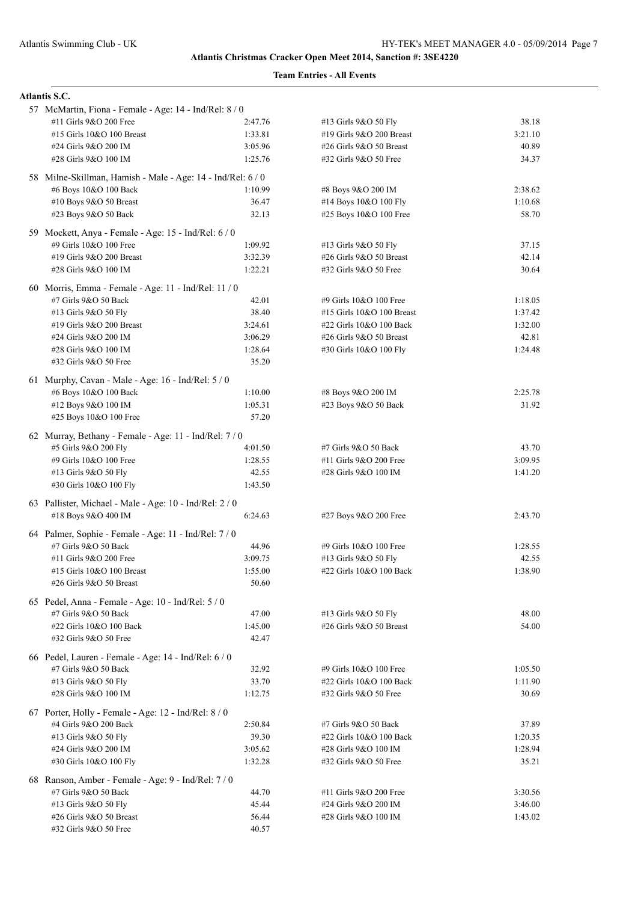## Atlantis Christmas Cracker Open Meet 2014, Sanction #: 3SE4220

### Team Entries - All Events

**Atlantis S.C.**

57 McMartin, Fiona - Female - Age: 14 - Ind/Rel: 8 / 0

| Event | Time | Event | Time |
|---|---|---|---|
| #11 Girls 9&O 200 Free | 2:47.76 | #13 Girls 9&O 50 Fly | 38.18 |
| #15 Girls 10&O 100 Breast | 1:33.81 | #19 Girls 9&O 200 Breast | 3:21.10 |
| #24 Girls 9&O 200 IM | 3:05.96 | #26 Girls 9&O 50 Breast | 40.89 |
| #28 Girls 9&O 100 IM | 1:25.76 | #32 Girls 9&O 50 Free | 34.37 |

58 Milne-Skillman, Hamish - Male - Age: 14 - Ind/Rel: 6 / 0

| Event | Time | Event | Time |
|---|---|---|---|
| #6 Boys 10&O 100 Back | 1:10.99 | #8 Boys 9&O 200 IM | 2:38.62 |
| #10 Boys 9&O 50 Breast | 36.47 | #14 Boys 10&O 100 Fly | 1:10.68 |
| #23 Boys 9&O 50 Back | 32.13 | #25 Boys 10&O 100 Free | 58.70 |

59 Mockett, Anya - Female - Age: 15 - Ind/Rel: 6 / 0

| Event | Time | Event | Time |
|---|---|---|---|
| #9 Girls 10&O 100 Free | 1:09.92 | #13 Girls 9&O 50 Fly | 37.15 |
| #19 Girls 9&O 200 Breast | 3:32.39 | #26 Girls 9&O 50 Breast | 42.14 |
| #28 Girls 9&O 100 IM | 1:22.21 | #32 Girls 9&O 50 Free | 30.64 |

60 Morris, Emma - Female - Age: 11 - Ind/Rel: 11 / 0

| Event | Time | Event | Time |
|---|---|---|---|
| #7 Girls 9&O 50 Back | 42.01 | #9 Girls 10&O 100 Free | 1:18.05 |
| #13 Girls 9&O 50 Fly | 38.40 | #15 Girls 10&O 100 Breast | 1:37.42 |
| #19 Girls 9&O 200 Breast | 3:24.61 | #22 Girls 10&O 100 Back | 1:32.00 |
| #24 Girls 9&O 200 IM | 3:06.29 | #26 Girls 9&O 50 Breast | 42.81 |
| #28 Girls 9&O 100 IM | 1:28.64 | #30 Girls 10&O 100 Fly | 1:24.48 |
| #32 Girls 9&O 50 Free | 35.20 | | |

61 Murphy, Cavan - Male - Age: 16 - Ind/Rel: 5 / 0

| Event | Time | Event | Time |
|---|---|---|---|
| #6 Boys 10&O 100 Back | 1:10.00 | #8 Boys 9&O 200 IM | 2:25.78 |
| #12 Boys 9&O 100 IM | 1:05.31 | #23 Boys 9&O 50 Back | 31.92 |
| #25 Boys 10&O 100 Free | 57.20 | | |

62 Murray, Bethany - Female - Age: 11 - Ind/Rel: 7 / 0

| Event | Time | Event | Time |
|---|---|---|---|
| #5 Girls 9&O 200 Fly | 4:01.50 | #7 Girls 9&O 50 Back | 43.70 |
| #9 Girls 10&O 100 Free | 1:28.55 | #11 Girls 9&O 200 Free | 3:09.95 |
| #13 Girls 9&O 50 Fly | 42.55 | #28 Girls 9&O 100 IM | 1:41.20 |
| #30 Girls 10&O 100 Fly | 1:43.50 | | |

63 Pallister, Michael - Male - Age: 10 - Ind/Rel: 2 / 0

| Event | Time | Event | Time |
|---|---|---|---|
| #18 Boys 9&O 400 IM | 6:24.63 | #27 Boys 9&O 200 Free | 2:43.70 |

64 Palmer, Sophie - Female - Age: 11 - Ind/Rel: 7 / 0

| Event | Time | Event | Time |
|---|---|---|---|
| #7 Girls 9&O 50 Back | 44.96 | #9 Girls 10&O 100 Free | 1:28.55 |
| #11 Girls 9&O 200 Free | 3:09.75 | #13 Girls 9&O 50 Fly | 42.55 |
| #15 Girls 10&O 100 Breast | 1:55.00 | #22 Girls 10&O 100 Back | 1:38.90 |
| #26 Girls 9&O 50 Breast | 50.60 | | |

65 Pedel, Anna - Female - Age: 10 - Ind/Rel: 5 / 0

| Event | Time | Event | Time |
|---|---|---|---|
| #7 Girls 9&O 50 Back | 47.00 | #13 Girls 9&O 50 Fly | 48.00 |
| #22 Girls 10&O 100 Back | 1:45.00 | #26 Girls 9&O 50 Breast | 54.00 |
| #32 Girls 9&O 50 Free | 42.47 | | |

66 Pedel, Lauren - Female - Age: 14 - Ind/Rel: 6 / 0

| Event | Time | Event | Time |
|---|---|---|---|
| #7 Girls 9&O 50 Back | 32.92 | #9 Girls 10&O 100 Free | 1:05.50 |
| #13 Girls 9&O 50 Fly | 33.70 | #22 Girls 10&O 100 Back | 1:11.90 |
| #28 Girls 9&O 100 IM | 1:12.75 | #32 Girls 9&O 50 Free | 30.69 |

67 Porter, Holly - Female - Age: 12 - Ind/Rel: 8 / 0

| Event | Time | Event | Time |
|---|---|---|---|
| #4 Girls 9&O 200 Back | 2:50.84 | #7 Girls 9&O 50 Back | 37.89 |
| #13 Girls 9&O 50 Fly | 39.30 | #22 Girls 10&O 100 Back | 1:20.35 |
| #24 Girls 9&O 200 IM | 3:05.62 | #28 Girls 9&O 100 IM | 1:28.94 |
| #30 Girls 10&O 100 Fly | 1:32.28 | #32 Girls 9&O 50 Free | 35.21 |

68 Ranson, Amber - Female - Age: 9 - Ind/Rel: 7 / 0

| Event | Time | Event | Time |
|---|---|---|---|
| #7 Girls 9&O 50 Back | 44.70 | #11 Girls 9&O 200 Free | 3:30.56 |
| #13 Girls 9&O 50 Fly | 45.44 | #24 Girls 9&O 200 IM | 3:46.00 |
| #26 Girls 9&O 50 Breast | 56.44 | #28 Girls 9&O 100 IM | 1:43.02 |
| #32 Girls 9&O 50 Free | 40.57 | | |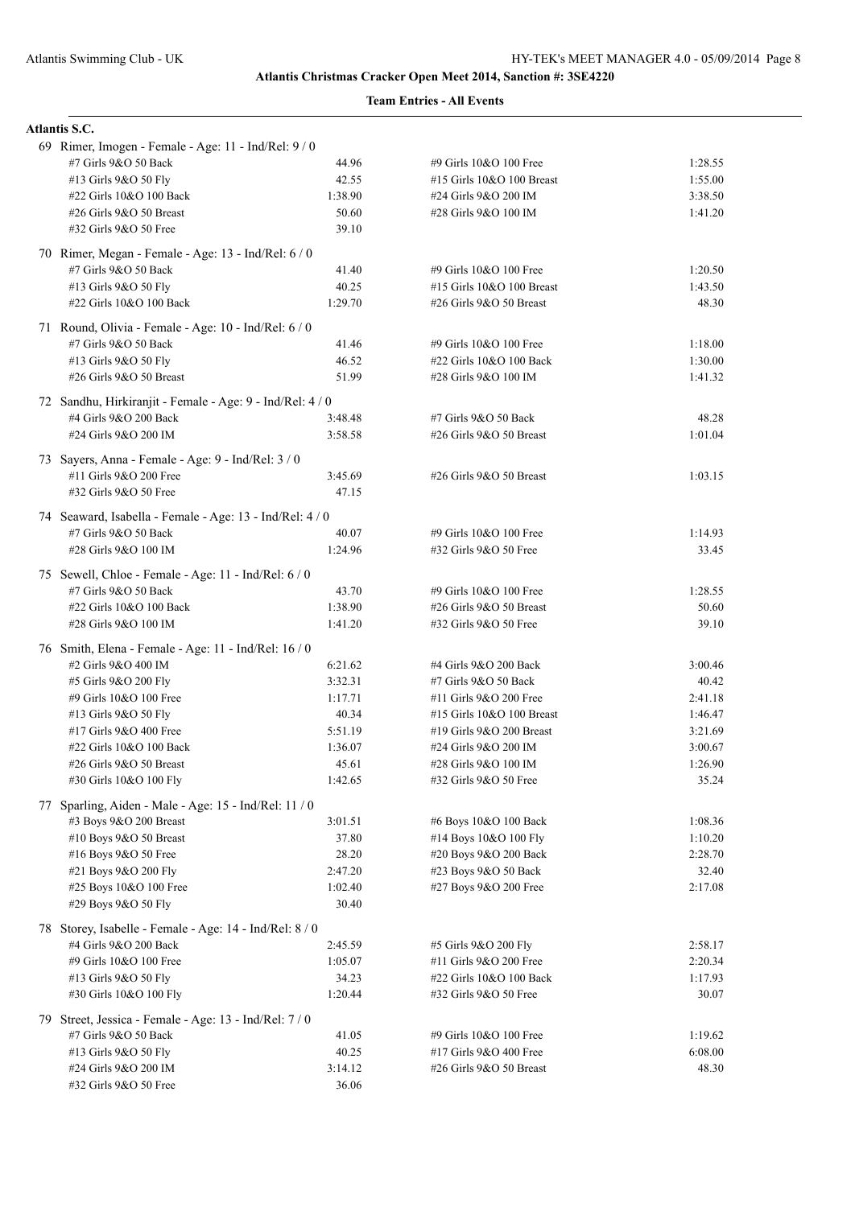# Atlantis Christmas Cracker Open Meet 2014, Sanction #: 3SE4220

## Team Entries - All Events

### Atlantis S.C.

**69 Rimer, Imogen - Female - Age: 11 - Ind/Rel: 9 / 0**

| Event | Time | Event | Time |
|---|---|---|---|
| #7 Girls 9&O 50 Back | 44.96 | #9 Girls 10&O 100 Free | 1:28.55 |
| #13 Girls 9&O 50 Fly | 42.55 | #15 Girls 10&O 100 Breast | 1:55.00 |
| #22 Girls 10&O 100 Back | 1:38.90 | #24 Girls 9&O 200 IM | 3:38.50 |
| #26 Girls 9&O 50 Breast | 50.60 | #28 Girls 9&O 100 IM | 1:41.20 |
| #32 Girls 9&O 50 Free | 39.10 | | |

**70 Rimer, Megan - Female - Age: 13 - Ind/Rel: 6 / 0**

| Event | Time | Event | Time |
|---|---|---|---|
| #7 Girls 9&O 50 Back | 41.40 | #9 Girls 10&O 100 Free | 1:20.50 |
| #13 Girls 9&O 50 Fly | 40.25 | #15 Girls 10&O 100 Breast | 1:43.50 |
| #22 Girls 10&O 100 Back | 1:29.70 | #26 Girls 9&O 50 Breast | 48.30 |

**71 Round, Olivia - Female - Age: 10 - Ind/Rel: 6 / 0**

| Event | Time | Event | Time |
|---|---|---|---|
| #7 Girls 9&O 50 Back | 41.46 | #9 Girls 10&O 100 Free | 1:18.00 |
| #13 Girls 9&O 50 Fly | 46.52 | #22 Girls 10&O 100 Back | 1:30.00 |
| #26 Girls 9&O 50 Breast | 51.99 | #28 Girls 9&O 100 IM | 1:41.32 |

**72 Sandhu, Hirkiranjit - Female - Age: 9 - Ind/Rel: 4 / 0**

| Event | Time | Event | Time |
|---|---|---|---|
| #4 Girls 9&O 200 Back | 3:48.48 | #7 Girls 9&O 50 Back | 48.28 |
| #24 Girls 9&O 200 IM | 3:58.58 | #26 Girls 9&O 50 Breast | 1:01.04 |

**73 Sayers, Anna - Female - Age: 9 - Ind/Rel: 3 / 0**

| Event | Time | Event | Time |
|---|---|---|---|
| #11 Girls 9&O 200 Free | 3:45.69 | #26 Girls 9&O 50 Breast | 1:03.15 |
| #32 Girls 9&O 50 Free | 47.15 | | |

**74 Seaward, Isabella - Female - Age: 13 - Ind/Rel: 4 / 0**

| Event | Time | Event | Time |
|---|---|---|---|
| #7 Girls 9&O 50 Back | 40.07 | #9 Girls 10&O 100 Free | 1:14.93 |
| #28 Girls 9&O 100 IM | 1:24.96 | #32 Girls 9&O 50 Free | 33.45 |

**75 Sewell, Chloe - Female - Age: 11 - Ind/Rel: 6 / 0**

| Event | Time | Event | Time |
|---|---|---|---|
| #7 Girls 9&O 50 Back | 43.70 | #9 Girls 10&O 100 Free | 1:28.55 |
| #22 Girls 10&O 100 Back | 1:38.90 | #26 Girls 9&O 50 Breast | 50.60 |
| #28 Girls 9&O 100 IM | 1:41.20 | #32 Girls 9&O 50 Free | 39.10 |

**76 Smith, Elena - Female - Age: 11 - Ind/Rel: 16 / 0**

| Event | Time | Event | Time |
|---|---|---|---|
| #2 Girls 9&O 400 IM | 6:21.62 | #4 Girls 9&O 200 Back | 3:00.46 |
| #5 Girls 9&O 200 Fly | 3:32.31 | #7 Girls 9&O 50 Back | 40.42 |
| #9 Girls 10&O 100 Free | 1:17.71 | #11 Girls 9&O 200 Free | 2:41.18 |
| #13 Girls 9&O 50 Fly | 40.34 | #15 Girls 10&O 100 Breast | 1:46.47 |
| #17 Girls 9&O 400 Free | 5:51.19 | #19 Girls 9&O 200 Breast | 3:21.69 |
| #22 Girls 10&O 100 Back | 1:36.07 | #24 Girls 9&O 200 IM | 3:00.67 |
| #26 Girls 9&O 50 Breast | 45.61 | #28 Girls 9&O 100 IM | 1:26.90 |
| #30 Girls 10&O 100 Fly | 1:42.65 | #32 Girls 9&O 50 Free | 35.24 |

**77 Sparling, Aiden - Male - Age: 15 - Ind/Rel: 11 / 0**

| Event | Time | Event | Time |
|---|---|---|---|
| #3 Boys 9&O 200 Breast | 3:01.51 | #6 Boys 10&O 100 Back | 1:08.36 |
| #10 Boys 9&O 50 Breast | 37.80 | #14 Boys 10&O 100 Fly | 1:10.20 |
| #16 Boys 9&O 50 Free | 28.20 | #20 Boys 9&O 200 Back | 2:28.70 |
| #21 Boys 9&O 200 Fly | 2:47.20 | #23 Boys 9&O 50 Back | 32.40 |
| #25 Boys 10&O 100 Free | 1:02.40 | #27 Boys 9&O 200 Free | 2:17.08 |
| #29 Boys 9&O 50 Fly | 30.40 | | |

**78 Storey, Isabelle - Female - Age: 14 - Ind/Rel: 8 / 0**

| Event | Time | Event | Time |
|---|---|---|---|
| #4 Girls 9&O 200 Back | 2:45.59 | #5 Girls 9&O 200 Fly | 2:58.17 |
| #9 Girls 10&O 100 Free | 1:05.07 | #11 Girls 9&O 200 Free | 2:20.34 |
| #13 Girls 9&O 50 Fly | 34.23 | #22 Girls 10&O 100 Back | 1:17.93 |
| #30 Girls 10&O 100 Fly | 1:20.44 | #32 Girls 9&O 50 Free | 30.07 |

**79 Street, Jessica - Female - Age: 13 - Ind/Rel: 7 / 0**

| Event | Time | Event | Time |
|---|---|---|---|
| #7 Girls 9&O 50 Back | 41.05 | #9 Girls 10&O 100 Free | 1:19.62 |
| #13 Girls 9&O 50 Fly | 40.25 | #17 Girls 9&O 400 Free | 6:08.00 |
| #24 Girls 9&O 200 IM | 3:14.12 | #26 Girls 9&O 50 Breast | 48.30 |
| #32 Girls 9&O 50 Free | 36.06 | | |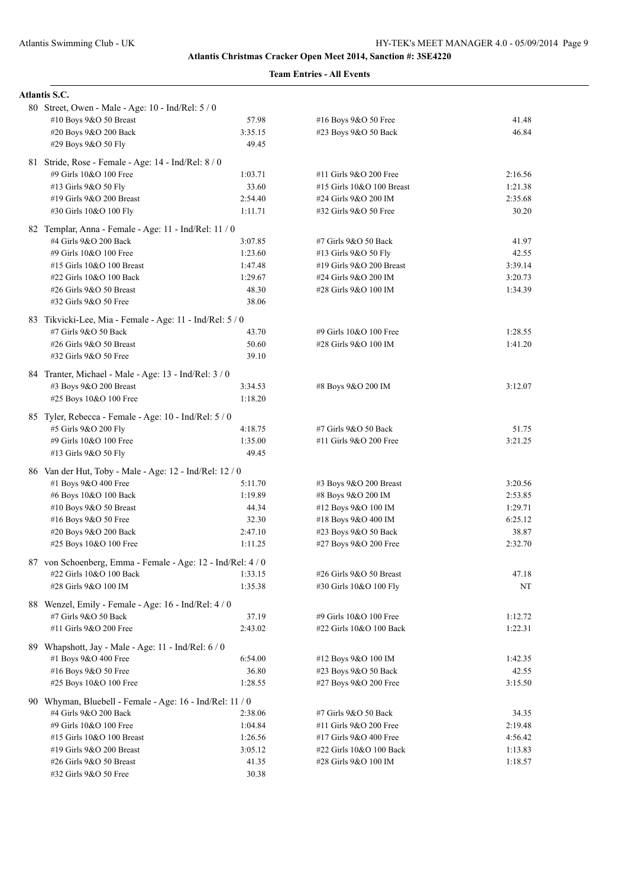# Atlantis Christmas Cracker Open Meet 2014, Sanction #: 3SE4220

## Team Entries - All Events

### Atlantis S.C.

**80 Street, Owen - Male - Age: 10 - Ind/Rel: 5 / 0**

| Event | Time | Event | Time |
|---|---|---|---|
| #10 Boys 9&O 50 Breast | 57.98 | #16 Boys 9&O 50 Free | 41.48 |
| #20 Boys 9&O 200 Back | 3:35.15 | #23 Boys 9&O 50 Back | 46.84 |
| #29 Boys 9&O 50 Fly | 49.45 | | |

**81 Stride, Rose - Female - Age: 14 - Ind/Rel: 8 / 0**

| Event | Time | Event | Time |
|---|---|---|---|
| #9 Girls 10&O 100 Free | 1:03.71 | #11 Girls 9&O 200 Free | 2:16.56 |
| #13 Girls 9&O 50 Fly | 33.60 | #15 Girls 10&O 100 Breast | 1:21.38 |
| #19 Girls 9&O 200 Breast | 2:54.40 | #24 Girls 9&O 200 IM | 2:35.68 |
| #30 Girls 10&O 100 Fly | 1:11.71 | #32 Girls 9&O 50 Free | 30.20 |

**82 Templar, Anna - Female - Age: 11 - Ind/Rel: 11 / 0**

| Event | Time | Event | Time |
|---|---|---|---|
| #4 Girls 9&O 200 Back | 3:07.85 | #7 Girls 9&O 50 Back | 41.97 |
| #9 Girls 10&O 100 Free | 1:23.60 | #13 Girls 9&O 50 Fly | 42.55 |
| #15 Girls 10&O 100 Breast | 1:47.48 | #19 Girls 9&O 200 Breast | 3:39.14 |
| #22 Girls 10&O 100 Back | 1:29.67 | #24 Girls 9&O 200 IM | 3:20.73 |
| #26 Girls 9&O 50 Breast | 48.30 | #28 Girls 9&O 100 IM | 1:34.39 |
| #32 Girls 9&O 50 Free | 38.06 | | |

**83 Tikvicki-Lee, Mia - Female - Age: 11 - Ind/Rel: 5 / 0**

| Event | Time | Event | Time |
|---|---|---|---|
| #7 Girls 9&O 50 Back | 43.70 | #9 Girls 10&O 100 Free | 1:28.55 |
| #26 Girls 9&O 50 Breast | 50.60 | #28 Girls 9&O 100 IM | 1:41.20 |
| #32 Girls 9&O 50 Free | 39.10 | | |

**84 Tranter, Michael - Male - Age: 13 - Ind/Rel: 3 / 0**

| Event | Time | Event | Time |
|---|---|---|---|
| #3 Boys 9&O 200 Breast | 3:34.53 | #8 Boys 9&O 200 IM | 3:12.07 |
| #25 Boys 10&O 100 Free | 1:18.20 | | |

**85 Tyler, Rebecca - Female - Age: 10 - Ind/Rel: 5 / 0**

| Event | Time | Event | Time |
|---|---|---|---|
| #5 Girls 9&O 200 Fly | 4:18.75 | #7 Girls 9&O 50 Back | 51.75 |
| #9 Girls 10&O 100 Free | 1:35.00 | #11 Girls 9&O 200 Free | 3:21.25 |
| #13 Girls 9&O 50 Fly | 49.45 | | |

**86 Van der Hut, Toby - Male - Age: 12 - Ind/Rel: 12 / 0**

| Event | Time | Event | Time |
|---|---|---|---|
| #1 Boys 9&O 400 Free | 5:11.70 | #3 Boys 9&O 200 Breast | 3:20.56 |
| #6 Boys 10&O 100 Back | 1:19.89 | #8 Boys 9&O 200 IM | 2:53.85 |
| #10 Boys 9&O 50 Breast | 44.34 | #12 Boys 9&O 100 IM | 1:29.71 |
| #16 Boys 9&O 50 Free | 32.30 | #18 Boys 9&O 400 IM | 6:25.12 |
| #20 Boys 9&O 200 Back | 2:47.10 | #23 Boys 9&O 50 Back | 38.87 |
| #25 Boys 10&O 100 Free | 1:11.25 | #27 Boys 9&O 200 Free | 2:32.70 |

**87 von Schoenberg, Emma - Female - Age: 12 - Ind/Rel: 4 / 0**

| Event | Time | Event | Time |
|---|---|---|---|
| #22 Girls 10&O 100 Back | 1:33.15 | #26 Girls 9&O 50 Breast | 47.18 |
| #28 Girls 9&O 100 IM | 1:35.38 | #30 Girls 10&O 100 Fly | NT |

**88 Wenzel, Emily - Female - Age: 16 - Ind/Rel: 4 / 0**

| Event | Time | Event | Time |
|---|---|---|---|
| #7 Girls 9&O 50 Back | 37.19 | #9 Girls 10&O 100 Free | 1:12.72 |
| #11 Girls 9&O 200 Free | 2:43.02 | #22 Girls 10&O 100 Back | 1:22.31 |

**89 Whapshott, Jay - Male - Age: 11 - Ind/Rel: 6 / 0**

| Event | Time | Event | Time |
|---|---|---|---|
| #1 Boys 9&O 400 Free | 6:54.00 | #12 Boys 9&O 100 IM | 1:42.35 |
| #16 Boys 9&O 50 Free | 36.80 | #23 Boys 9&O 50 Back | 42.55 |
| #25 Boys 10&O 100 Free | 1:28.55 | #27 Boys 9&O 200 Free | 3:15.50 |

**90 Whyman, Bluebell - Female - Age: 16 - Ind/Rel: 11 / 0**

| Event | Time | Event | Time |
|---|---|---|---|
| #4 Girls 9&O 200 Back | 2:38.06 | #7 Girls 9&O 50 Back | 34.35 |
| #9 Girls 10&O 100 Free | 1:04.84 | #11 Girls 9&O 200 Free | 2:19.48 |
| #15 Girls 10&O 100 Breast | 1:26.56 | #17 Girls 9&O 400 Free | 4:56.42 |
| #19 Girls 9&O 200 Breast | 3:05.12 | #22 Girls 10&O 100 Back | 1:13.83 |
| #26 Girls 9&O 50 Breast | 41.35 | #28 Girls 9&O 100 IM | 1:18.57 |
| #32 Girls 9&O 50 Free | 30.38 | | |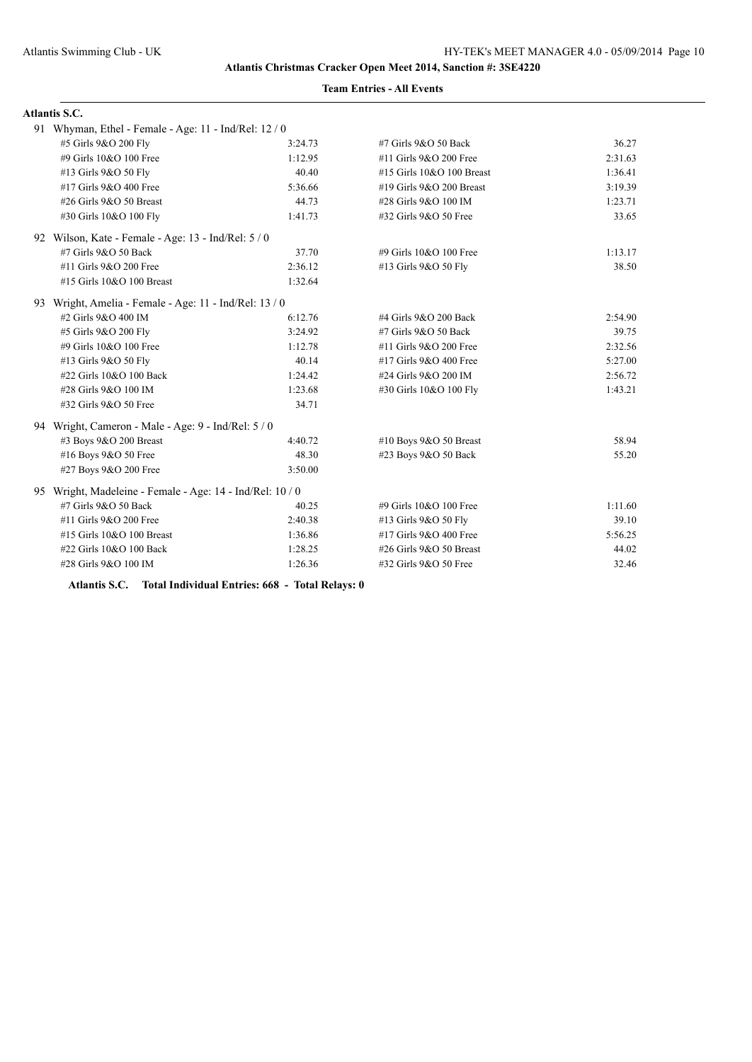**Atlantis Christmas Cracker Open Meet 2014, Sanction #: 3SE4220**

**Team Entries - All Events**

**Atlantis S.C.**

91 Whyman, Ethel - Female - Age: 11 - Ind/Rel: 12 / 0

| Event | Time | Event | Time |
|---|---|---|---|
| #5 Girls 9&O 200 Fly | 3:24.73 | #7 Girls 9&O 50 Back | 36.27 |
| #9 Girls 10&O 100 Free | 1:12.95 | #11 Girls 9&O 200 Free | 2:31.63 |
| #13 Girls 9&O 50 Fly | 40.40 | #15 Girls 10&O 100 Breast | 1:36.41 |
| #17 Girls 9&O 400 Free | 5:36.66 | #19 Girls 9&O 200 Breast | 3:19.39 |
| #26 Girls 9&O 50 Breast | 44.73 | #28 Girls 9&O 100 IM | 1:23.71 |
| #30 Girls 10&O 100 Fly | 1:41.73 | #32 Girls 9&O 50 Free | 33.65 |

92 Wilson, Kate - Female - Age: 13 - Ind/Rel: 5 / 0

| Event | Time | Event | Time |
|---|---|---|---|
| #7 Girls 9&O 50 Back | 37.70 | #9 Girls 10&O 100 Free | 1:13.17 |
| #11 Girls 9&O 200 Free | 2:36.12 | #13 Girls 9&O 50 Fly | 38.50 |
| #15 Girls 10&O 100 Breast | 1:32.64 | | |

93 Wright, Amelia - Female - Age: 11 - Ind/Rel: 13 / 0

| Event | Time | Event | Time |
|---|---|---|---|
| #2 Girls 9&O 400 IM | 6:12.76 | #4 Girls 9&O 200 Back | 2:54.90 |
| #5 Girls 9&O 200 Fly | 3:24.92 | #7 Girls 9&O 50 Back | 39.75 |
| #9 Girls 10&O 100 Free | 1:12.78 | #11 Girls 9&O 200 Free | 2:32.56 |
| #13 Girls 9&O 50 Fly | 40.14 | #17 Girls 9&O 400 Free | 5:27.00 |
| #22 Girls 10&O 100 Back | 1:24.42 | #24 Girls 9&O 200 IM | 2:56.72 |
| #28 Girls 9&O 100 IM | 1:23.68 | #30 Girls 10&O 100 Fly | 1:43.21 |
| #32 Girls 9&O 50 Free | 34.71 | | |

94 Wright, Cameron - Male - Age: 9 - Ind/Rel: 5 / 0

| Event | Time | Event | Time |
|---|---|---|---|
| #3 Boys 9&O 200 Breast | 4:40.72 | #10 Boys 9&O 50 Breast | 58.94 |
| #16 Boys 9&O 50 Free | 48.30 | #23 Boys 9&O 50 Back | 55.20 |
| #27 Boys 9&O 200 Free | 3:50.00 | | |

95 Wright, Madeleine - Female - Age: 14 - Ind/Rel: 10 / 0

| Event | Time | Event | Time |
|---|---|---|---|
| #7 Girls 9&O 50 Back | 40.25 | #9 Girls 10&O 100 Free | 1:11.60 |
| #11 Girls 9&O 200 Free | 2:40.38 | #13 Girls 9&O 50 Fly | 39.10 |
| #15 Girls 10&O 100 Breast | 1:36.86 | #17 Girls 9&O 400 Free | 5:56.25 |
| #22 Girls 10&O 100 Back | 1:28.25 | #26 Girls 9&O 50 Breast | 44.02 |
| #28 Girls 9&O 100 IM | 1:26.36 | #32 Girls 9&O 50 Free | 32.46 |

**Atlantis S.C. Total Individual Entries: 668 - Total Relays: 0**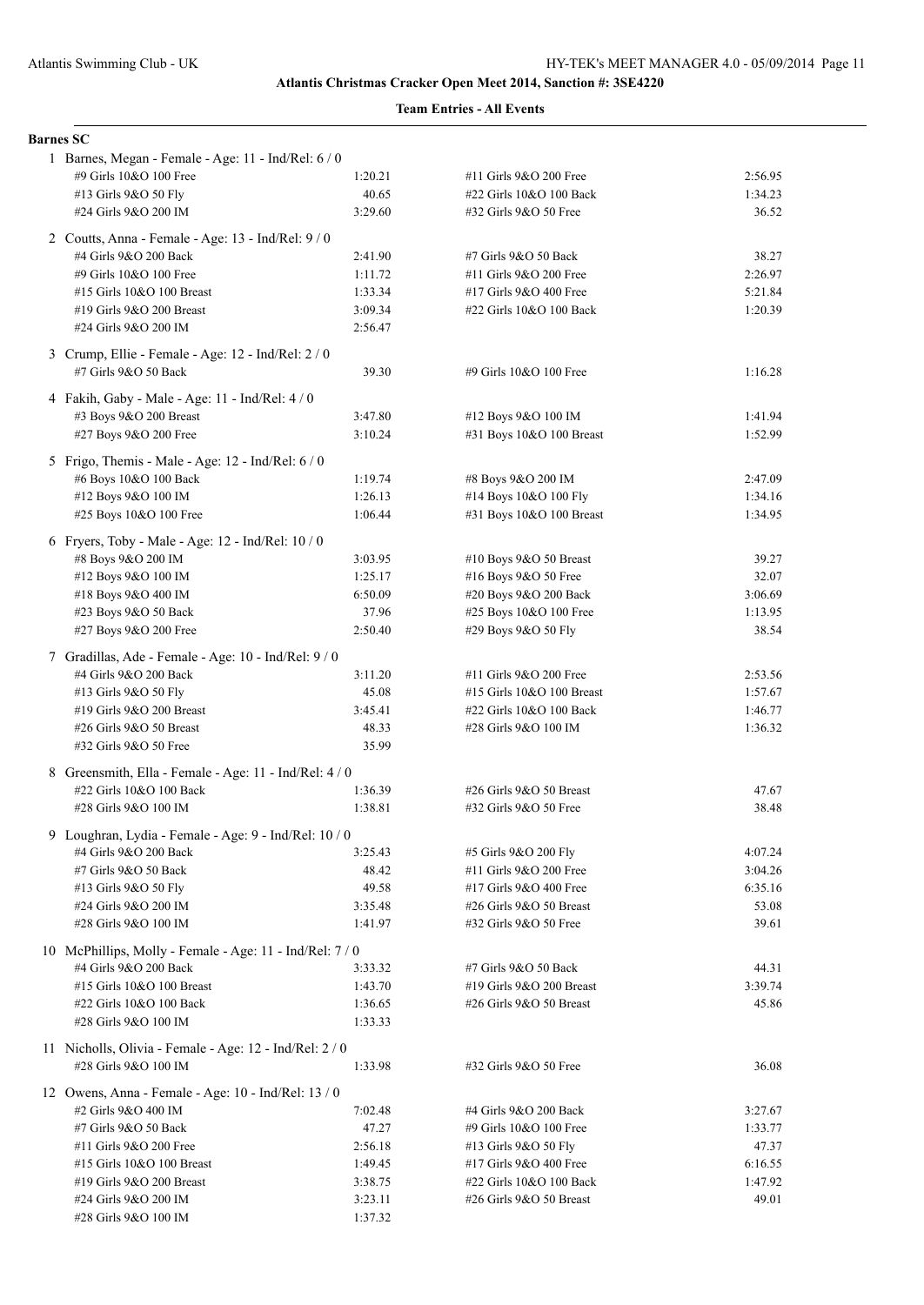**Atlantis Christmas Cracker Open Meet 2014, Sanction #: 3SE4220**

**Team Entries - All Events**

**Barnes SC**

1 Barnes, Megan - Female - Age: 11 - Ind/Rel: 6 / 0

| Event | Time | Event | Time |
|---|---|---|---|
| #9 Girls 10&O 100 Free | 1:20.21 | #11 Girls 9&O 200 Free | 2:56.95 |
| #13 Girls 9&O 50 Fly | 40.65 | #22 Girls 10&O 100 Back | 1:34.23 |
| #24 Girls 9&O 200 IM | 3:29.60 | #32 Girls 9&O 50 Free | 36.52 |

2 Coutts, Anna - Female - Age: 13 - Ind/Rel: 9 / 0

| Event | Time | Event | Time |
|---|---|---|---|
| #4 Girls 9&O 200 Back | 2:41.90 | #7 Girls 9&O 50 Back | 38.27 |
| #9 Girls 10&O 100 Free | 1:11.72 | #11 Girls 9&O 200 Free | 2:26.97 |
| #15 Girls 10&O 100 Breast | 1:33.34 | #17 Girls 9&O 400 Free | 5:21.84 |
| #19 Girls 9&O 200 Breast | 3:09.34 | #22 Girls 10&O 100 Back | 1:20.39 |
| #24 Girls 9&O 200 IM | 2:56.47 | | |

3 Crump, Ellie - Female - Age: 12 - Ind/Rel: 2 / 0

| Event | Time | Event | Time |
|---|---|---|---|
| #7 Girls 9&O 50 Back | 39.30 | #9 Girls 10&O 100 Free | 1:16.28 |

4 Fakih, Gaby - Male - Age: 11 - Ind/Rel: 4 / 0

| Event | Time | Event | Time |
|---|---|---|---|
| #3 Boys 9&O 200 Breast | 3:47.80 | #12 Boys 9&O 100 IM | 1:41.94 |
| #27 Boys 9&O 200 Free | 3:10.24 | #31 Boys 10&O 100 Breast | 1:52.99 |

5 Frigo, Themis - Male - Age: 12 - Ind/Rel: 6 / 0

| Event | Time | Event | Time |
|---|---|---|---|
| #6 Boys 10&O 100 Back | 1:19.74 | #8 Boys 9&O 200 IM | 2:47.09 |
| #12 Boys 9&O 100 IM | 1:26.13 | #14 Boys 10&O 100 Fly | 1:34.16 |
| #25 Boys 10&O 100 Free | 1:06.44 | #31 Boys 10&O 100 Breast | 1:34.95 |

6 Fryers, Toby - Male - Age: 12 - Ind/Rel: 10 / 0

| Event | Time | Event | Time |
|---|---|---|---|
| #8 Boys 9&O 200 IM | 3:03.95 | #10 Boys 9&O 50 Breast | 39.27 |
| #12 Boys 9&O 100 IM | 1:25.17 | #16 Boys 9&O 50 Free | 32.07 |
| #18 Boys 9&O 400 IM | 6:50.09 | #20 Boys 9&O 200 Back | 3:06.69 |
| #23 Boys 9&O 50 Back | 37.96 | #25 Boys 10&O 100 Free | 1:13.95 |
| #27 Boys 9&O 200 Free | 2:50.40 | #29 Boys 9&O 50 Fly | 38.54 |

7 Gradillas, Ade - Female - Age: 10 - Ind/Rel: 9 / 0

| Event | Time | Event | Time |
|---|---|---|---|
| #4 Girls 9&O 200 Back | 3:11.20 | #11 Girls 9&O 200 Free | 2:53.56 |
| #13 Girls 9&O 50 Fly | 45.08 | #15 Girls 10&O 100 Breast | 1:57.67 |
| #19 Girls 9&O 200 Breast | 3:45.41 | #22 Girls 10&O 100 Back | 1:46.77 |
| #26 Girls 9&O 50 Breast | 48.33 | #28 Girls 9&O 100 IM | 1:36.32 |
| #32 Girls 9&O 50 Free | 35.99 | | |

8 Greensmith, Ella - Female - Age: 11 - Ind/Rel: 4 / 0

| Event | Time | Event | Time |
|---|---|---|---|
| #22 Girls 10&O 100 Back | 1:36.39 | #26 Girls 9&O 50 Breast | 47.67 |
| #28 Girls 9&O 100 IM | 1:38.81 | #32 Girls 9&O 50 Free | 38.48 |

9 Loughran, Lydia - Female - Age: 9 - Ind/Rel: 10 / 0

| Event | Time | Event | Time |
|---|---|---|---|
| #4 Girls 9&O 200 Back | 3:25.43 | #5 Girls 9&O 200 Fly | 4:07.24 |
| #7 Girls 9&O 50 Back | 48.42 | #11 Girls 9&O 200 Free | 3:04.26 |
| #13 Girls 9&O 50 Fly | 49.58 | #17 Girls 9&O 400 Free | 6:35.16 |
| #24 Girls 9&O 200 IM | 3:35.48 | #26 Girls 9&O 50 Breast | 53.08 |
| #28 Girls 9&O 100 IM | 1:41.97 | #32 Girls 9&O 50 Free | 39.61 |

10 McPhillips, Molly - Female - Age: 11 - Ind/Rel: 7 / 0

| Event | Time | Event | Time |
|---|---|---|---|
| #4 Girls 9&O 200 Back | 3:33.32 | #7 Girls 9&O 50 Back | 44.31 |
| #15 Girls 10&O 100 Breast | 1:43.70 | #19 Girls 9&O 200 Breast | 3:39.74 |
| #22 Girls 10&O 100 Back | 1:36.65 | #26 Girls 9&O 50 Breast | 45.86 |
| #28 Girls 9&O 100 IM | 1:33.33 | | |

11 Nicholls, Olivia - Female - Age: 12 - Ind/Rel: 2 / 0

| Event | Time | Event | Time |
|---|---|---|---|
| #28 Girls 9&O 100 IM | 1:33.98 | #32 Girls 9&O 50 Free | 36.08 |

12 Owens, Anna - Female - Age: 10 - Ind/Rel: 13 / 0

| Event | Time | Event | Time |
|---|---|---|---|
| #2 Girls 9&O 400 IM | 7:02.48 | #4 Girls 9&O 200 Back | 3:27.67 |
| #7 Girls 9&O 50 Back | 47.27 | #9 Girls 10&O 100 Free | 1:33.77 |
| #11 Girls 9&O 200 Free | 2:56.18 | #13 Girls 9&O 50 Fly | 47.37 |
| #15 Girls 10&O 100 Breast | 1:49.45 | #17 Girls 9&O 400 Free | 6:16.55 |
| #19 Girls 9&O 200 Breast | 3:38.75 | #22 Girls 10&O 100 Back | 1:47.92 |
| #24 Girls 9&O 200 IM | 3:23.11 | #26 Girls 9&O 50 Breast | 49.01 |
| #28 Girls 9&O 100 IM | 1:37.32 | | |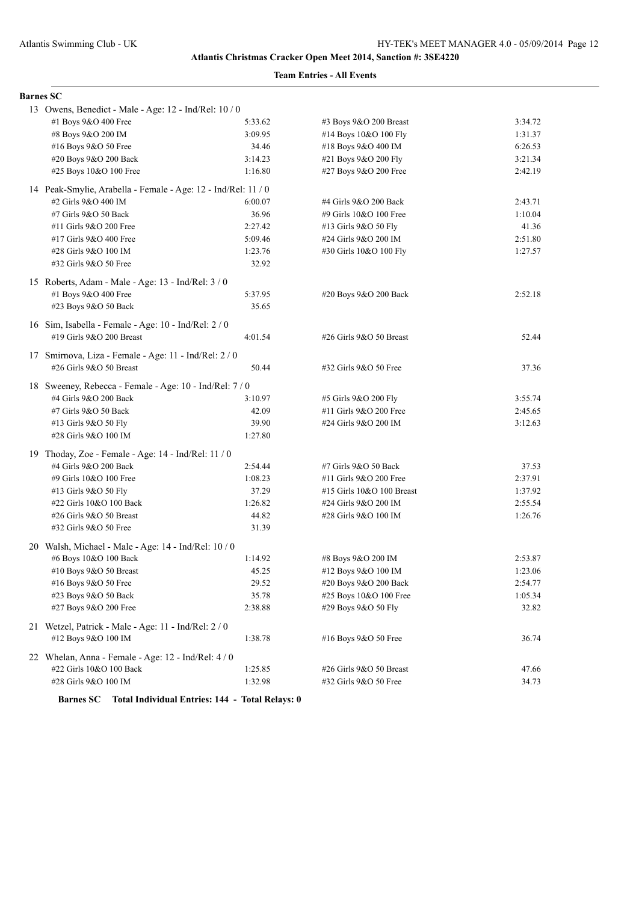**Atlantis Christmas Cracker Open Meet 2014, Sanction #: 3SE4220**

**Team Entries - All Events**

**Barnes SC**

13 Owens, Benedict - Male - Age: 12 - Ind/Rel: 10 / 0

| Event | Time | Event | Time |
|---|---|---|---|
| #1 Boys 9&O 400 Free | 5:33.62 | #3 Boys 9&O 200 Breast | 3:34.72 |
| #8 Boys 9&O 200 IM | 3:09.95 | #14 Boys 10&O 100 Fly | 1:31.37 |
| #16 Boys 9&O 50 Free | 34.46 | #18 Boys 9&O 400 IM | 6:26.53 |
| #20 Boys 9&O 200 Back | 3:14.23 | #21 Boys 9&O 200 Fly | 3:21.34 |
| #25 Boys 10&O 100 Free | 1:16.80 | #27 Boys 9&O 200 Free | 2:42.19 |

14 Peak-Smylie, Arabella - Female - Age: 12 - Ind/Rel: 11 / 0

| Event | Time | Event | Time |
|---|---|---|---|
| #2 Girls 9&O 400 IM | 6:00.07 | #4 Girls 9&O 200 Back | 2:43.71 |
| #7 Girls 9&O 50 Back | 36.96 | #9 Girls 10&O 100 Free | 1:10.04 |
| #11 Girls 9&O 200 Free | 2:27.42 | #13 Girls 9&O 50 Fly | 41.36 |
| #17 Girls 9&O 400 Free | 5:09.46 | #24 Girls 9&O 200 IM | 2:51.80 |
| #28 Girls 9&O 100 IM | 1:23.76 | #30 Girls 10&O 100 Fly | 1:27.57 |
| #32 Girls 9&O 50 Free | 32.92 | | |

15 Roberts, Adam - Male - Age: 13 - Ind/Rel: 3 / 0

| Event | Time | Event | Time |
|---|---|---|---|
| #1 Boys 9&O 400 Free | 5:37.95 | #20 Boys 9&O 200 Back | 2:52.18 |
| #23 Boys 9&O 50 Back | 35.65 | | |

16 Sim, Isabella - Female - Age: 10 - Ind/Rel: 2 / 0

| Event | Time | Event | Time |
|---|---|---|---|
| #19 Girls 9&O 200 Breast | 4:01.54 | #26 Girls 9&O 50 Breast | 52.44 |

17 Smirnova, Liza - Female - Age: 11 - Ind/Rel: 2 / 0

| Event | Time | Event | Time |
|---|---|---|---|
| #26 Girls 9&O 50 Breast | 50.44 | #32 Girls 9&O 50 Free | 37.36 |

18 Sweeney, Rebecca - Female - Age: 10 - Ind/Rel: 7 / 0

| Event | Time | Event | Time |
|---|---|---|---|
| #4 Girls 9&O 200 Back | 3:10.97 | #5 Girls 9&O 200 Fly | 3:55.74 |
| #7 Girls 9&O 50 Back | 42.09 | #11 Girls 9&O 200 Free | 2:45.65 |
| #13 Girls 9&O 50 Fly | 39.90 | #24 Girls 9&O 200 IM | 3:12.63 |
| #28 Girls 9&O 100 IM | 1:27.80 | | |

19 Thoday, Zoe - Female - Age: 14 - Ind/Rel: 11 / 0

| Event | Time | Event | Time |
|---|---|---|---|
| #4 Girls 9&O 200 Back | 2:54.44 | #7 Girls 9&O 50 Back | 37.53 |
| #9 Girls 10&O 100 Free | 1:08.23 | #11 Girls 9&O 200 Free | 2:37.91 |
| #13 Girls 9&O 50 Fly | 37.29 | #15 Girls 10&O 100 Breast | 1:37.92 |
| #22 Girls 10&O 100 Back | 1:26.82 | #24 Girls 9&O 200 IM | 2:55.54 |
| #26 Girls 9&O 50 Breast | 44.82 | #28 Girls 9&O 100 IM | 1:26.76 |
| #32 Girls 9&O 50 Free | 31.39 | | |

20 Walsh, Michael - Male - Age: 14 - Ind/Rel: 10 / 0

| Event | Time | Event | Time |
|---|---|---|---|
| #6 Boys 10&O 100 Back | 1:14.92 | #8 Boys 9&O 200 IM | 2:53.87 |
| #10 Boys 9&O 50 Breast | 45.25 | #12 Boys 9&O 100 IM | 1:23.06 |
| #16 Boys 9&O 50 Free | 29.52 | #20 Boys 9&O 200 Back | 2:54.77 |
| #23 Boys 9&O 50 Back | 35.78 | #25 Boys 10&O 100 Free | 1:05.34 |
| #27 Boys 9&O 200 Free | 2:38.88 | #29 Boys 9&O 50 Fly | 32.82 |

21 Wetzel, Patrick - Male - Age: 11 - Ind/Rel: 2 / 0

| Event | Time | Event | Time |
|---|---|---|---|
| #12 Boys 9&O 100 IM | 1:38.78 | #16 Boys 9&O 50 Free | 36.74 |

22 Whelan, Anna - Female - Age: 12 - Ind/Rel: 4 / 0

| Event | Time | Event | Time |
|---|---|---|---|
| #22 Girls 10&O 100 Back | 1:25.85 | #26 Girls 9&O 50 Breast | 47.66 |
| #28 Girls 9&O 100 IM | 1:32.98 | #32 Girls 9&O 50 Free | 34.73 |

**Barnes SC Total Individual Entries: 144 - Total Relays: 0**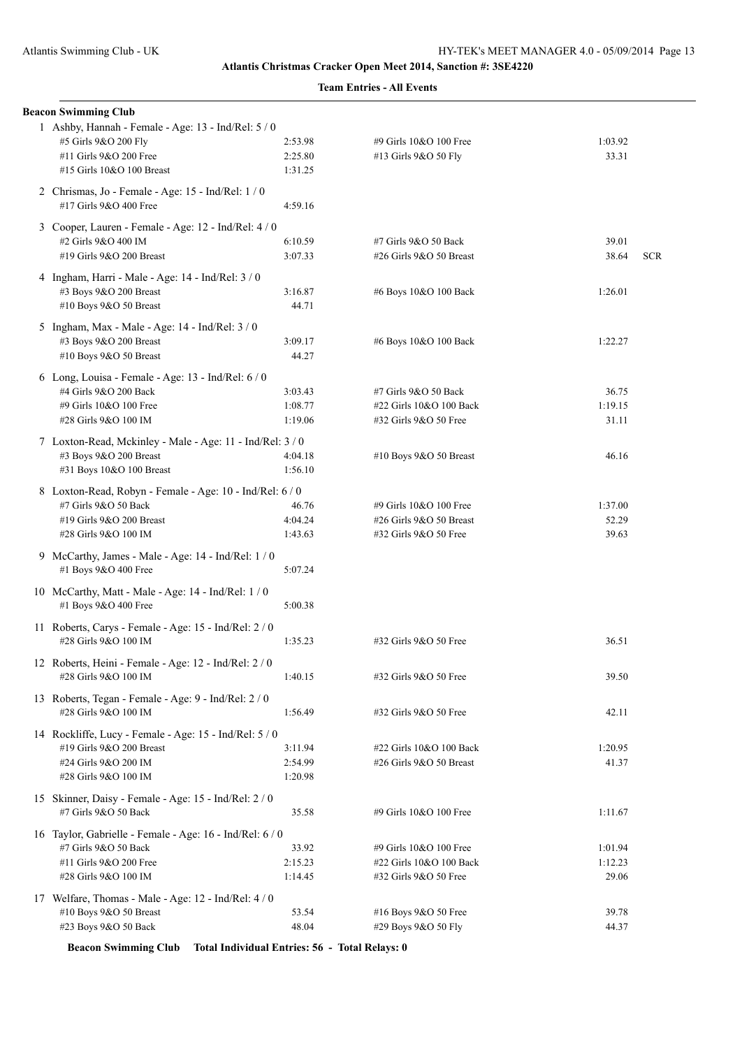**Atlantis Christmas Cracker Open Meet 2014, Sanction #: 3SE4220**

**Team Entries - All Events**

**Beacon Swimming Club**

1 Ashby, Hannah - Female - Age: 13 - Ind/Rel: 5 / 0

| | | | |
|---|---|---|---|
| #5 Girls 9&O 200 Fly | 2:53.98 | #9 Girls 10&O 100 Free | 1:03.92 |
| #11 Girls 9&O 200 Free | 2:25.80 | #13 Girls 9&O 50 Fly | 33.31 |
| #15 Girls 10&O 100 Breast | 1:31.25 | | |

2 Chrismas, Jo - Female - Age: 15 - Ind/Rel: 1 / 0

| | | | |
|---|---|---|---|
| #17 Girls 9&O 400 Free | 4:59.16 | | |

3 Cooper, Lauren - Female - Age: 12 - Ind/Rel: 4 / 0

| | | | |
|---|---|---|---|
| #2 Girls 9&O 400 IM | 6:10.59 | #7 Girls 9&O 50 Back | 39.01 |
| #19 Girls 9&O 200 Breast | 3:07.33 | #26 Girls 9&O 50 Breast | 38.64 SCR |

4 Ingham, Harri - Male - Age: 14 - Ind/Rel: 3 / 0

| | | | |
|---|---|---|---|
| #3 Boys 9&O 200 Breast | 3:16.87 | #6 Boys 10&O 100 Back | 1:26.01 |
| #10 Boys 9&O 50 Breast | 44.71 | | |

5 Ingham, Max - Male - Age: 14 - Ind/Rel: 3 / 0

| | | | |
|---|---|---|---|
| #3 Boys 9&O 200 Breast | 3:09.17 | #6 Boys 10&O 100 Back | 1:22.27 |
| #10 Boys 9&O 50 Breast | 44.27 | | |

6 Long, Louisa - Female - Age: 13 - Ind/Rel: 6 / 0

| | | | |
|---|---|---|---|
| #4 Girls 9&O 200 Back | 3:03.43 | #7 Girls 9&O 50 Back | 36.75 |
| #9 Girls 10&O 100 Free | 1:08.77 | #22 Girls 10&O 100 Back | 1:19.15 |
| #28 Girls 9&O 100 IM | 1:19.06 | #32 Girls 9&O 50 Free | 31.11 |

7 Loxton-Read, Mckinley - Male - Age: 11 - Ind/Rel: 3 / 0

| | | | |
|---|---|---|---|
| #3 Boys 9&O 200 Breast | 4:04.18 | #10 Boys 9&O 50 Breast | 46.16 |
| #31 Boys 10&O 100 Breast | 1:56.10 | | |

8 Loxton-Read, Robyn - Female - Age: 10 - Ind/Rel: 6 / 0

| | | | |
|---|---|---|---|
| #7 Girls 9&O 50 Back | 46.76 | #9 Girls 10&O 100 Free | 1:37.00 |
| #19 Girls 9&O 200 Breast | 4:04.24 | #26 Girls 9&O 50 Breast | 52.29 |
| #28 Girls 9&O 100 IM | 1:43.63 | #32 Girls 9&O 50 Free | 39.63 |

9 McCarthy, James - Male - Age: 14 - Ind/Rel: 1 / 0

| | | | |
|---|---|---|---|
| #1 Boys 9&O 400 Free | 5:07.24 | | |

10 McCarthy, Matt - Male - Age: 14 - Ind/Rel: 1 / 0

| | | | |
|---|---|---|---|
| #1 Boys 9&O 400 Free | 5:00.38 | | |

11 Roberts, Carys - Female - Age: 15 - Ind/Rel: 2 / 0

| | | | |
|---|---|---|---|
| #28 Girls 9&O 100 IM | 1:35.23 | #32 Girls 9&O 50 Free | 36.51 |

12 Roberts, Heini - Female - Age: 12 - Ind/Rel: 2 / 0

| | | | |
|---|---|---|---|
| #28 Girls 9&O 100 IM | 1:40.15 | #32 Girls 9&O 50 Free | 39.50 |

13 Roberts, Tegan - Female - Age: 9 - Ind/Rel: 2 / 0

| | | | |
|---|---|---|---|
| #28 Girls 9&O 100 IM | 1:56.49 | #32 Girls 9&O 50 Free | 42.11 |

14 Rockliffe, Lucy - Female - Age: 15 - Ind/Rel: 5 / 0

| | | | |
|---|---|---|---|
| #19 Girls 9&O 200 Breast | 3:11.94 | #22 Girls 10&O 100 Back | 1:20.95 |
| #24 Girls 9&O 200 IM | 2:54.99 | #26 Girls 9&O 50 Breast | 41.37 |
| #28 Girls 9&O 100 IM | 1:20.98 | | |

15 Skinner, Daisy - Female - Age: 15 - Ind/Rel: 2 / 0

| | | | |
|---|---|---|---|
| #7 Girls 9&O 50 Back | 35.58 | #9 Girls 10&O 100 Free | 1:11.67 |

16 Taylor, Gabrielle - Female - Age: 16 - Ind/Rel: 6 / 0

| | | | |
|---|---|---|---|
| #7 Girls 9&O 50 Back | 33.92 | #9 Girls 10&O 100 Free | 1:01.94 |
| #11 Girls 9&O 200 Free | 2:15.23 | #22 Girls 10&O 100 Back | 1:12.23 |
| #28 Girls 9&O 100 IM | 1:14.45 | #32 Girls 9&O 50 Free | 29.06 |

17 Welfare, Thomas - Male - Age: 12 - Ind/Rel: 4 / 0

| | | | |
|---|---|---|---|
| #10 Boys 9&O 50 Breast | 53.54 | #16 Boys 9&O 50 Free | 39.78 |
| #23 Boys 9&O 50 Back | 48.04 | #29 Boys 9&O 50 Fly | 44.37 |

**Beacon Swimming Club Total Individual Entries: 56 - Total Relays: 0**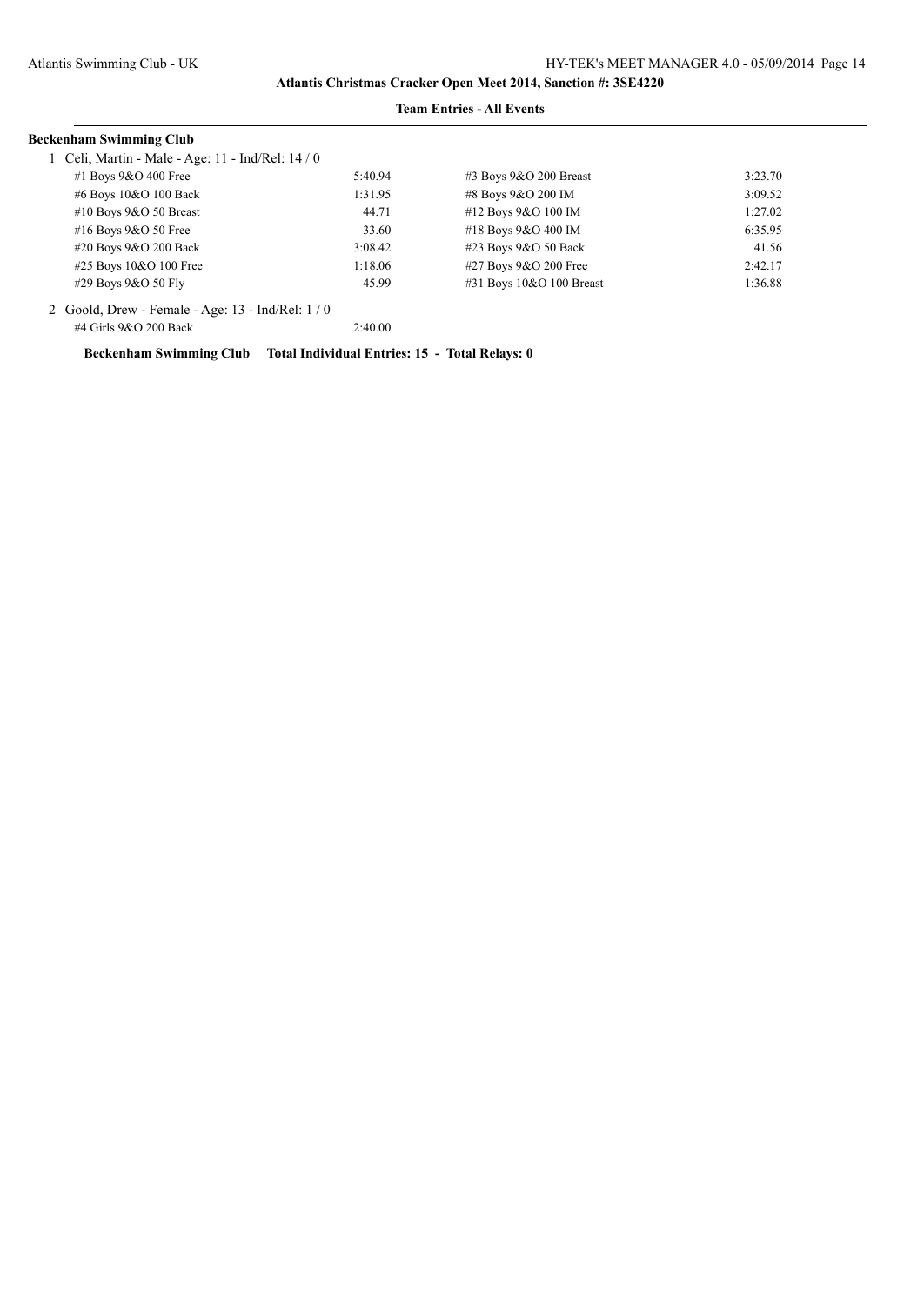**Atlantis Christmas Cracker Open Meet 2014, Sanction #: 3SE4220**

**Team Entries - All Events**

**Beckenham Swimming Club**

1 Celi, Martin - Male - Age: 11 - Ind/Rel: 14 / 0

| Event | Time | Event | Time |
|---|---|---|---|
| #1 Boys 9&O 400 Free | 5:40.94 | #3 Boys 9&O 200 Breast | 3:23.70 |
| #6 Boys 10&O 100 Back | 1:31.95 | #8 Boys 9&O 200 IM | 3:09.52 |
| #10 Boys 9&O 50 Breast | 44.71 | #12 Boys 9&O 100 IM | 1:27.02 |
| #16 Boys 9&O 50 Free | 33.60 | #18 Boys 9&O 400 IM | 6:35.95 |
| #20 Boys 9&O 200 Back | 3:08.42 | #23 Boys 9&O 50 Back | 41.56 |
| #25 Boys 10&O 100 Free | 1:18.06 | #27 Boys 9&O 200 Free | 2:42.17 |
| #29 Boys 9&O 50 Fly | 45.99 | #31 Boys 10&O 100 Breast | 1:36.88 |

2 Goold, Drew - Female - Age: 13 - Ind/Rel: 1 / 0

| Event | Time |
|---|---|
| #4 Girls 9&O 200 Back | 2:40.00 |

**Beckenham Swimming Club Total Individual Entries: 15 - Total Relays: 0**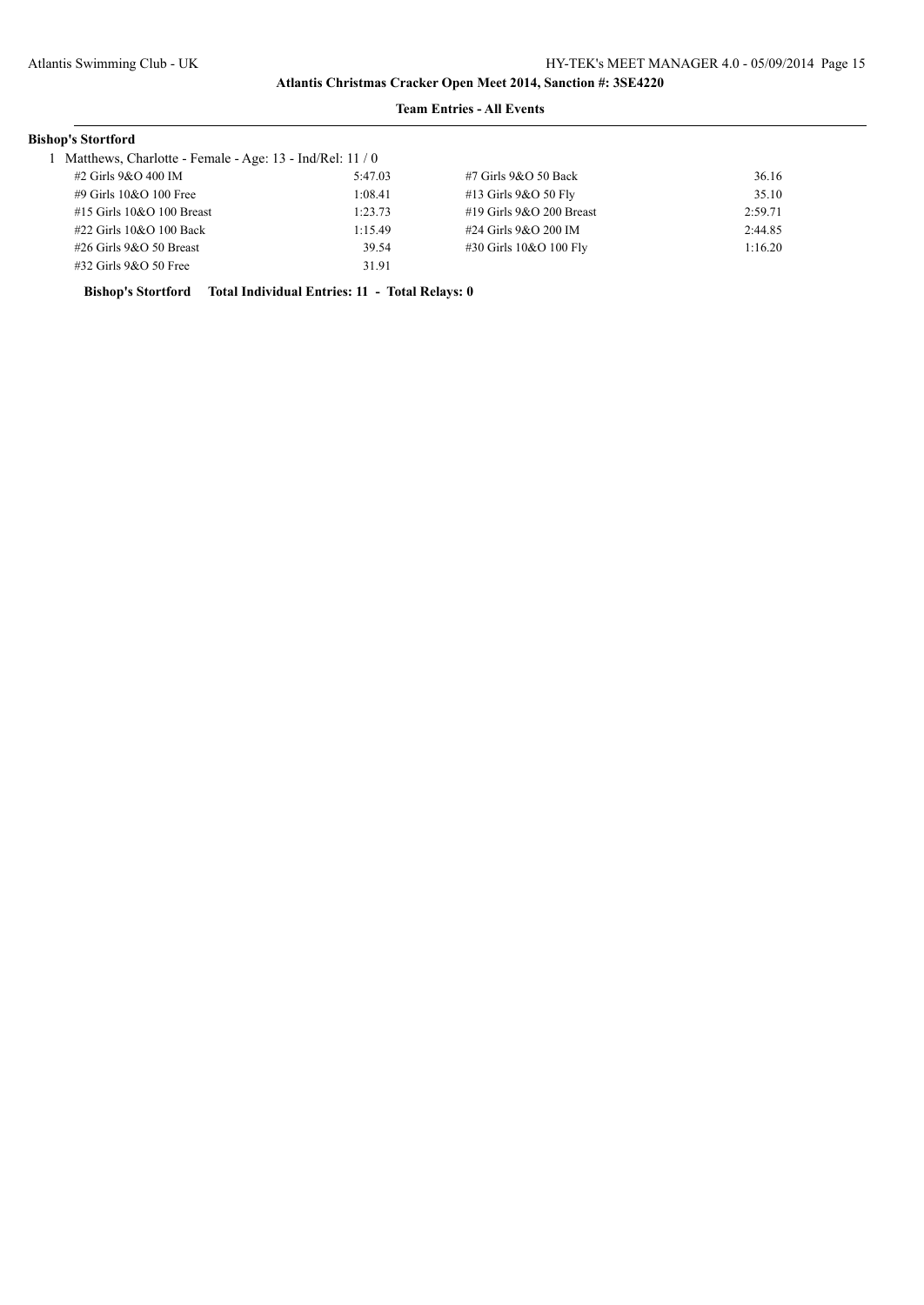## Atlantis Christmas Cracker Open Meet 2014, Sanction #: 3SE4220

### Team Entries - All Events

**Bishop's Stortford**

1 Matthews, Charlotte - Female - Age: 13 - Ind/Rel: 11 / 0

| Event | Time | Event | Time |
|---|---|---|---|
| #2 Girls 9&O 400 IM | 5:47.03 | #7 Girls 9&O 50 Back | 36.16 |
| #9 Girls 10&O 100 Free | 1:08.41 | #13 Girls 9&O 50 Fly | 35.10 |
| #15 Girls 10&O 100 Breast | 1:23.73 | #19 Girls 9&O 200 Breast | 2:59.71 |
| #22 Girls 10&O 100 Back | 1:15.49 | #24 Girls 9&O 200 IM | 2:44.85 |
| #26 Girls 9&O 50 Breast | 39.54 | #30 Girls 10&O 100 Fly | 1:16.20 |
| #32 Girls 9&O 50 Free | 31.91 | | |

**Bishop's Stortford Total Individual Entries: 11 - Total Relays: 0**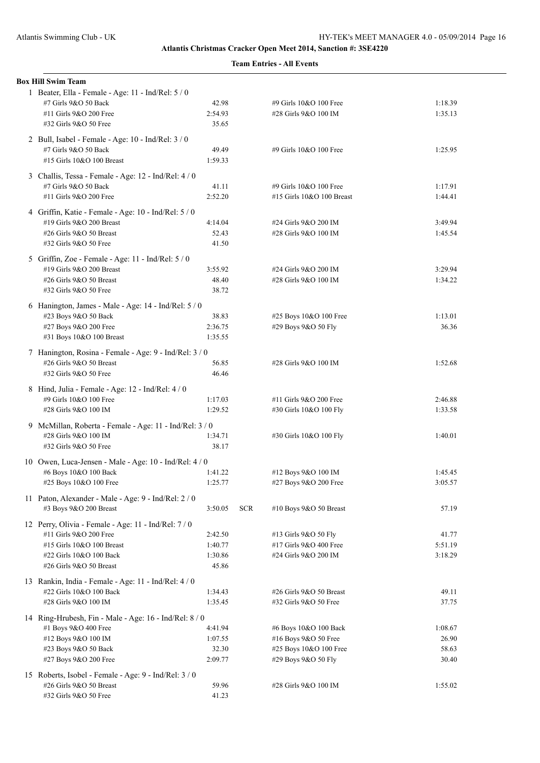**Atlantis Christmas Cracker Open Meet 2014, Sanction #: 3SE4220**

**Team Entries - All Events**

**Box Hill Swim Team**

1 Beater, Ella - Female - Age: 11 - Ind/Rel: 5 / 0

| Event | Time | | Event | Time |
|---|---|---|---|---|
| #7 Girls 9&O 50 Back | 42.98 | | #9 Girls 10&O 100 Free | 1:18.39 |
| #11 Girls 9&O 200 Free | 2:54.93 | | #28 Girls 9&O 100 IM | 1:35.13 |
| #32 Girls 9&O 50 Free | 35.65 | | | |

2 Bull, Isabel - Female - Age: 10 - Ind/Rel: 3 / 0

| Event | Time | | Event | Time |
|---|---|---|---|---|
| #7 Girls 9&O 50 Back | 49.49 | | #9 Girls 10&O 100 Free | 1:25.95 |
| #15 Girls 10&O 100 Breast | 1:59.33 | | | |

3 Challis, Tessa - Female - Age: 12 - Ind/Rel: 4 / 0

| Event | Time | | Event | Time |
|---|---|---|---|---|
| #7 Girls 9&O 50 Back | 41.11 | | #9 Girls 10&O 100 Free | 1:17.91 |
| #11 Girls 9&O 200 Free | 2:52.20 | | #15 Girls 10&O 100 Breast | 1:44.41 |

4 Griffin, Katie - Female - Age: 10 - Ind/Rel: 5 / 0

| Event | Time | | Event | Time |
|---|---|---|---|---|
| #19 Girls 9&O 200 Breast | 4:14.04 | | #24 Girls 9&O 200 IM | 3:49.94 |
| #26 Girls 9&O 50 Breast | 52.43 | | #28 Girls 9&O 100 IM | 1:45.54 |
| #32 Girls 9&O 50 Free | 41.50 | | | |

5 Griffin, Zoe - Female - Age: 11 - Ind/Rel: 5 / 0

| Event | Time | | Event | Time |
|---|---|---|---|---|
| #19 Girls 9&O 200 Breast | 3:55.92 | | #24 Girls 9&O 200 IM | 3:29.94 |
| #26 Girls 9&O 50 Breast | 48.40 | | #28 Girls 9&O 100 IM | 1:34.22 |
| #32 Girls 9&O 50 Free | 38.72 | | | |

6 Hanington, James - Male - Age: 14 - Ind/Rel: 5 / 0

| Event | Time | | Event | Time |
|---|---|---|---|---|
| #23 Boys 9&O 50 Back | 38.83 | | #25 Boys 10&O 100 Free | 1:13.01 |
| #27 Boys 9&O 200 Free | 2:36.75 | | #29 Boys 9&O 50 Fly | 36.36 |
| #31 Boys 10&O 100 Breast | 1:35.55 | | | |

7 Hanington, Rosina - Female - Age: 9 - Ind/Rel: 3 / 0

| Event | Time | | Event | Time |
|---|---|---|---|---|
| #26 Girls 9&O 50 Breast | 56.85 | | #28 Girls 9&O 100 IM | 1:52.68 |
| #32 Girls 9&O 50 Free | 46.46 | | | |

8 Hind, Julia - Female - Age: 12 - Ind/Rel: 4 / 0

| Event | Time | | Event | Time |
|---|---|---|---|---|
| #9 Girls 10&O 100 Free | 1:17.03 | | #11 Girls 9&O 200 Free | 2:46.88 |
| #28 Girls 9&O 100 IM | 1:29.52 | | #30 Girls 10&O 100 Fly | 1:33.58 |

9 McMillan, Roberta - Female - Age: 11 - Ind/Rel: 3 / 0

| Event | Time | | Event | Time |
|---|---|---|---|---|
| #28 Girls 9&O 100 IM | 1:34.71 | | #30 Girls 10&O 100 Fly | 1:40.01 |
| #32 Girls 9&O 50 Free | 38.17 | | | |

10 Owen, Luca-Jensen - Male - Age: 10 - Ind/Rel: 4 / 0

| Event | Time | | Event | Time |
|---|---|---|---|---|
| #6 Boys 10&O 100 Back | 1:41.22 | | #12 Boys 9&O 100 IM | 1:45.45 |
| #25 Boys 10&O 100 Free | 1:25.77 | | #27 Boys 9&O 200 Free | 3:05.57 |

11 Paton, Alexander - Male - Age: 9 - Ind/Rel: 2 / 0

| Event | Time | | Event | Time |
|---|---|---|---|---|
| #3 Boys 9&O 200 Breast | 3:50.05 | SCR | #10 Boys 9&O 50 Breast | 57.19 |

12 Perry, Olivia - Female - Age: 11 - Ind/Rel: 7 / 0

| Event | Time | | Event | Time |
|---|---|---|---|---|
| #11 Girls 9&O 200 Free | 2:42.50 | | #13 Girls 9&O 50 Fly | 41.77 |
| #15 Girls 10&O 100 Breast | 1:40.77 | | #17 Girls 9&O 400 Free | 5:51.19 |
| #22 Girls 10&O 100 Back | 1:30.86 | | #24 Girls 9&O 200 IM | 3:18.29 |
| #26 Girls 9&O 50 Breast | 45.86 | | | |

13 Rankin, India - Female - Age: 11 - Ind/Rel: 4 / 0

| Event | Time | | Event | Time |
|---|---|---|---|---|
| #22 Girls 10&O 100 Back | 1:34.43 | | #26 Girls 9&O 50 Breast | 49.11 |
| #28 Girls 9&O 100 IM | 1:35.45 | | #32 Girls 9&O 50 Free | 37.75 |

14 Ring-Hrubesh, Fin - Male - Age: 16 - Ind/Rel: 8 / 0

| Event | Time | | Event | Time |
|---|---|---|---|---|
| #1 Boys 9&O 400 Free | 4:41.94 | | #6 Boys 10&O 100 Back | 1:08.67 |
| #12 Boys 9&O 100 IM | 1:07.55 | | #16 Boys 9&O 50 Free | 26.90 |
| #23 Boys 9&O 50 Back | 32.30 | | #25 Boys 10&O 100 Free | 58.63 |
| #27 Boys 9&O 200 Free | 2:09.77 | | #29 Boys 9&O 50 Fly | 30.40 |

15 Roberts, Isobel - Female - Age: 9 - Ind/Rel: 3 / 0

| Event | Time | | Event | Time |
|---|---|---|---|---|
| #26 Girls 9&O 50 Breast | 59.96 | | #28 Girls 9&O 100 IM | 1:55.02 |
| #32 Girls 9&O 50 Free | 41.23 | | | |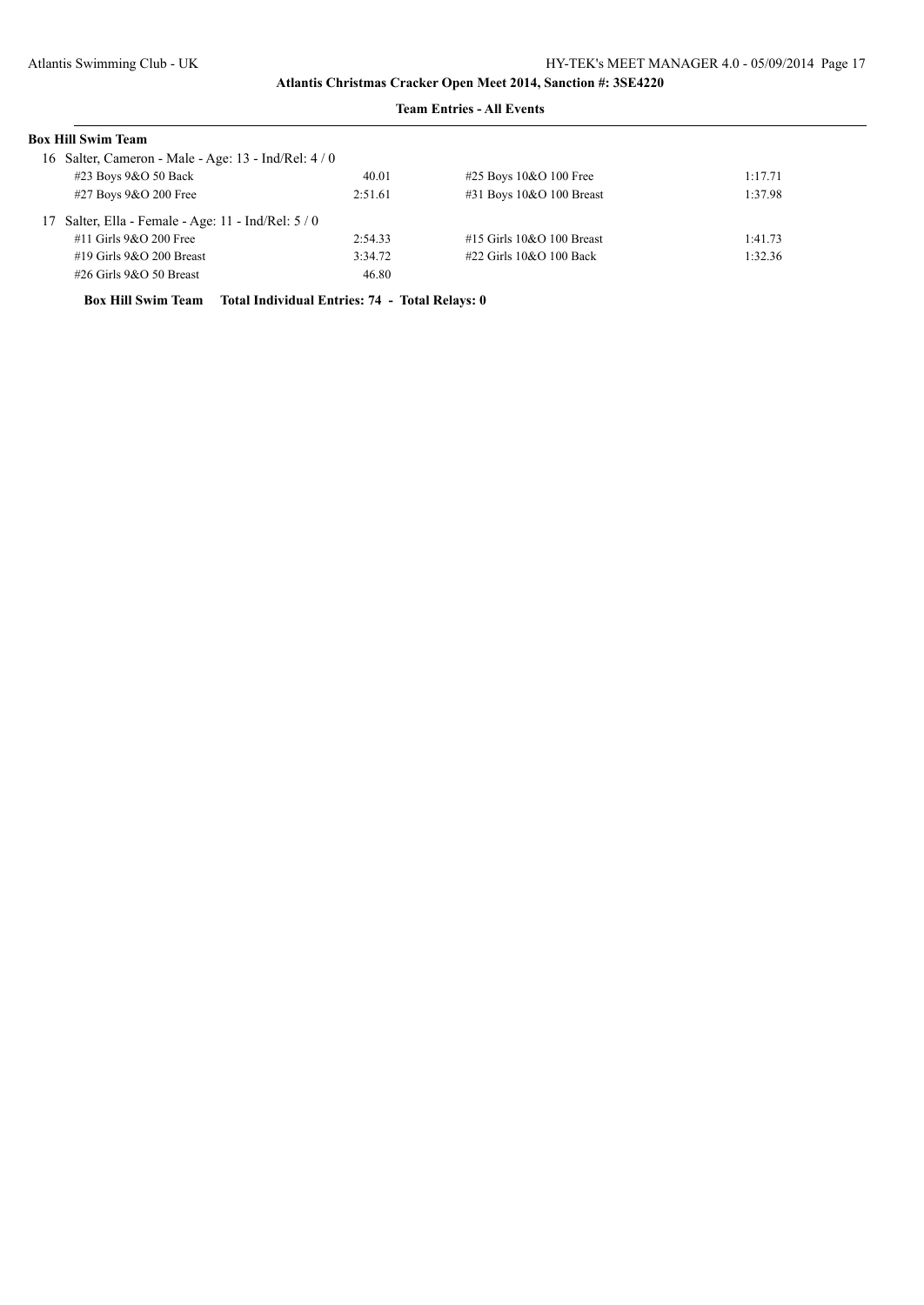**Team Entries - All Events**

**Box Hill Swim Team**

16 Salter, Cameron - Male - Age: 13 - Ind/Rel: 4 / 0

| | | | |
|---|---|---|---|
| #23 Boys 9&O 50 Back | 40.01 | #25 Boys 10&O 100 Free | 1:17.71 |
| #27 Boys 9&O 200 Free | 2:51.61 | #31 Boys 10&O 100 Breast | 1:37.98 |

17 Salter, Ella - Female - Age: 11 - Ind/Rel: 5 / 0

| | | | |
|---|---|---|---|
| #11 Girls 9&O 200 Free | 2:54.33 | #15 Girls 10&O 100 Breast | 1:41.73 |
| #19 Girls 9&O 200 Breast | 3:34.72 | #22 Girls 10&O 100 Back | 1:32.36 |
| #26 Girls 9&O 50 Breast | 46.80 | | |

**Box Hill Swim Team  Total Individual Entries: 74 - Total Relays: 0**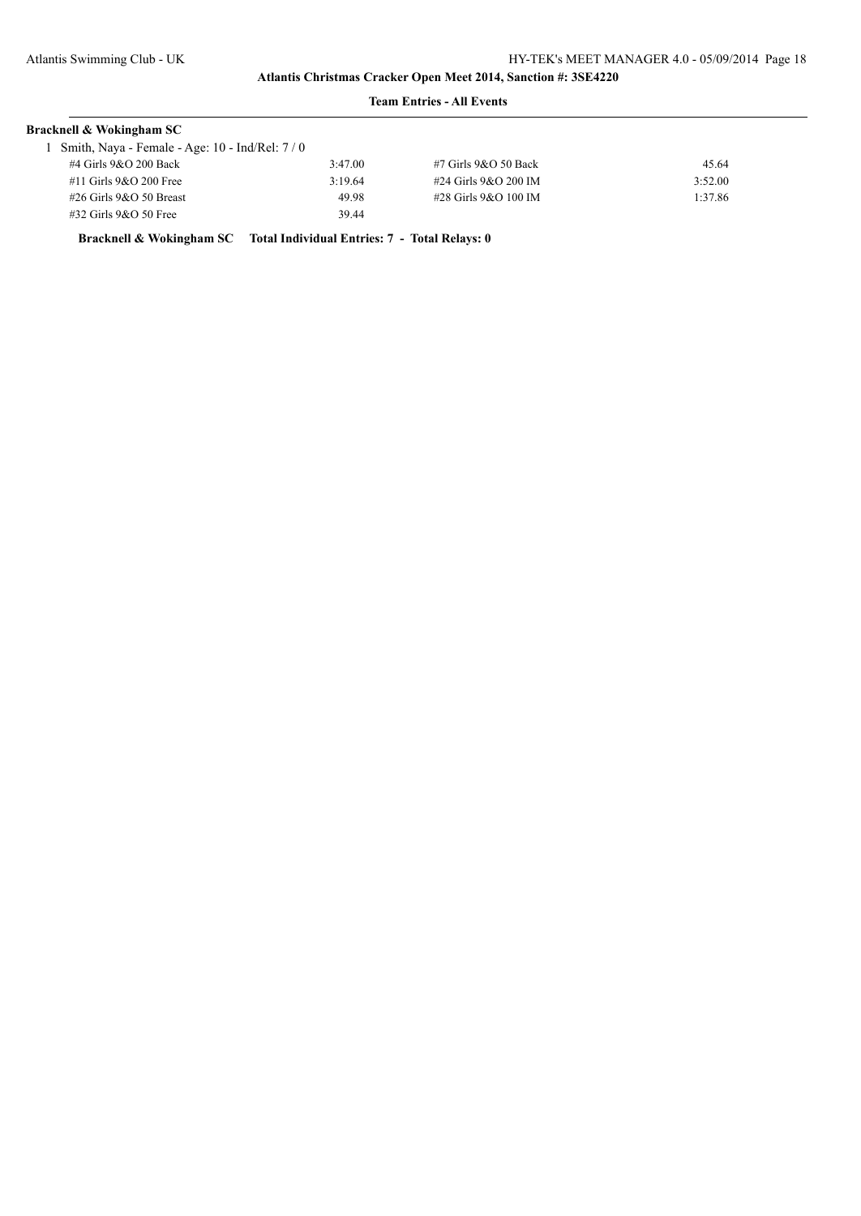**Atlantis Christmas Cracker Open Meet 2014, Sanction #: 3SE4220**

**Team Entries - All Events**

**Bracknell & Wokingham SC**

1 Smith, Naya - Female - Age: 10 - Ind/Rel: 7 / 0

| Event | Time | Event | Time |
|---|---|---|---|
| #4 Girls 9&O 200 Back | 3:47.00 | #7 Girls 9&O 50 Back | 45.64 |
| #11 Girls 9&O 200 Free | 3:19.64 | #24 Girls 9&O 200 IM | 3:52.00 |
| #26 Girls 9&O 50 Breast | 49.98 | #28 Girls 9&O 100 IM | 1:37.86 |
| #32 Girls 9&O 50 Free | 39.44 | | |

**Bracknell & Wokingham SC Total Individual Entries: 7 - Total Relays: 0**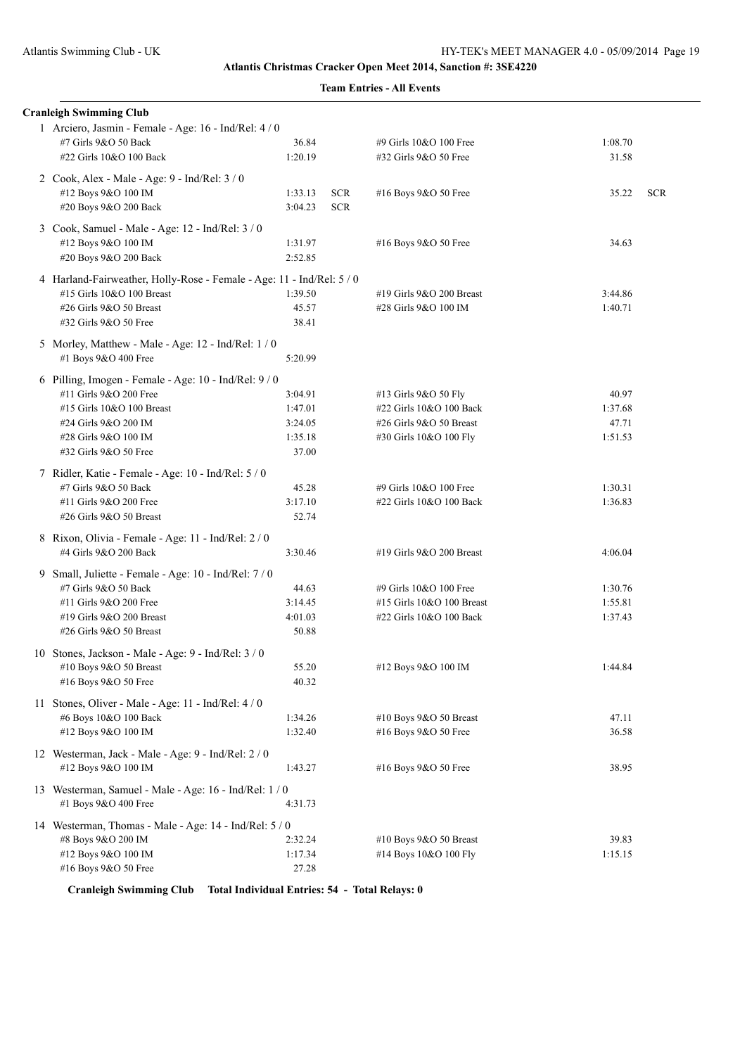# Atlantis Christmas Cracker Open Meet 2014, Sanction #: 3SE4220

## Team Entries - All Events

### Cranleigh Swimming Club

1 Arciero, Jasmin - Female - Age: 16 - Ind/Rel: 4 / 0

| Event | Time | | Event | Time | |
|---|---|---|---|---|---|
| #7 Girls 9&O 50 Back | 36.84 | | #9 Girls 10&O 100 Free | 1:08.70 | |
| #22 Girls 10&O 100 Back | 1:20.19 | | #32 Girls 9&O 50 Free | 31.58 | |

2 Cook, Alex - Male - Age: 9 - Ind/Rel: 3 / 0

| Event | Time | | Event | Time | |
|---|---|---|---|---|---|
| #12 Boys 9&O 100 IM | 1:33.13 | SCR | #16 Boys 9&O 50 Free | 35.22 | SCR |
| #20 Boys 9&O 200 Back | 3:04.23 | SCR | | | |

3 Cook, Samuel - Male - Age: 12 - Ind/Rel: 3 / 0

| Event | Time | | Event | Time | |
|---|---|---|---|---|---|
| #12 Boys 9&O 100 IM | 1:31.97 | | #16 Boys 9&O 50 Free | 34.63 | |
| #20 Boys 9&O 200 Back | 2:52.85 | | | | |

4 Harland-Fairweather, Holly-Rose - Female - Age: 11 - Ind/Rel: 5 / 0

| Event | Time | | Event | Time | |
|---|---|---|---|---|---|
| #15 Girls 10&O 100 Breast | 1:39.50 | | #19 Girls 9&O 200 Breast | 3:44.86 | |
| #26 Girls 9&O 50 Breast | 45.57 | | #28 Girls 9&O 100 IM | 1:40.71 | |
| #32 Girls 9&O 50 Free | 38.41 | | | | |

5 Morley, Matthew - Male - Age: 12 - Ind/Rel: 1 / 0

| Event | Time | | Event | Time | |
|---|---|---|---|---|---|
| #1 Boys 9&O 400 Free | 5:20.99 | | | | |

6 Pilling, Imogen - Female - Age: 10 - Ind/Rel: 9 / 0

| Event | Time | | Event | Time | |
|---|---|---|---|---|---|
| #11 Girls 9&O 200 Free | 3:04.91 | | #13 Girls 9&O 50 Fly | 40.97 | |
| #15 Girls 10&O 100 Breast | 1:47.01 | | #22 Girls 10&O 100 Back | 1:37.68 | |
| #24 Girls 9&O 200 IM | 3:24.05 | | #26 Girls 9&O 50 Breast | 47.71 | |
| #28 Girls 9&O 100 IM | 1:35.18 | | #30 Girls 10&O 100 Fly | 1:51.53 | |
| #32 Girls 9&O 50 Free | 37.00 | | | | |

7 Ridler, Katie - Female - Age: 10 - Ind/Rel: 5 / 0

| Event | Time | | Event | Time | |
|---|---|---|---|---|---|
| #7 Girls 9&O 50 Back | 45.28 | | #9 Girls 10&O 100 Free | 1:30.31 | |
| #11 Girls 9&O 200 Free | 3:17.10 | | #22 Girls 10&O 100 Back | 1:36.83 | |
| #26 Girls 9&O 50 Breast | 52.74 | | | | |

8 Rixon, Olivia - Female - Age: 11 - Ind/Rel: 2 / 0

| Event | Time | | Event | Time | |
|---|---|---|---|---|---|
| #4 Girls 9&O 200 Back | 3:30.46 | | #19 Girls 9&O 200 Breast | 4:06.04 | |

9 Small, Juliette - Female - Age: 10 - Ind/Rel: 7 / 0

| Event | Time | | Event | Time | |
|---|---|---|---|---|---|
| #7 Girls 9&O 50 Back | 44.63 | | #9 Girls 10&O 100 Free | 1:30.76 | |
| #11 Girls 9&O 200 Free | 3:14.45 | | #15 Girls 10&O 100 Breast | 1:55.81 | |
| #19 Girls 9&O 200 Breast | 4:01.03 | | #22 Girls 10&O 100 Back | 1:37.43 | |
| #26 Girls 9&O 50 Breast | 50.88 | | | | |

10 Stones, Jackson - Male - Age: 9 - Ind/Rel: 3 / 0

| Event | Time | | Event | Time | |
|---|---|---|---|---|---|
| #10 Boys 9&O 50 Breast | 55.20 | | #12 Boys 9&O 100 IM | 1:44.84 | |
| #16 Boys 9&O 50 Free | 40.32 | | | | |

11 Stones, Oliver - Male - Age: 11 - Ind/Rel: 4 / 0

| Event | Time | | Event | Time | |
|---|---|---|---|---|---|
| #6 Boys 10&O 100 Back | 1:34.26 | | #10 Boys 9&O 50 Breast | 47.11 | |
| #12 Boys 9&O 100 IM | 1:32.40 | | #16 Boys 9&O 50 Free | 36.58 | |

12 Westerman, Jack - Male - Age: 9 - Ind/Rel: 2 / 0

| Event | Time | | Event | Time | |
|---|---|---|---|---|---|
| #12 Boys 9&O 100 IM | 1:43.27 | | #16 Boys 9&O 50 Free | 38.95 | |

13 Westerman, Samuel - Male - Age: 16 - Ind/Rel: 1 / 0

| Event | Time | | Event | Time | |
|---|---|---|---|---|---|
| #1 Boys 9&O 400 Free | 4:31.73 | | | | |

14 Westerman, Thomas - Male - Age: 14 - Ind/Rel: 5 / 0

| Event | Time | | Event | Time | |
|---|---|---|---|---|---|
| #8 Boys 9&O 200 IM | 2:32.24 | | #10 Boys 9&O 50 Breast | 39.83 | |
| #12 Boys 9&O 100 IM | 1:17.34 | | #14 Boys 10&O 100 Fly | 1:15.15 | |
| #16 Boys 9&O 50 Free | 27.28 | | | | |

**Cranleigh Swimming Club Total Individual Entries: 54 - Total Relays: 0**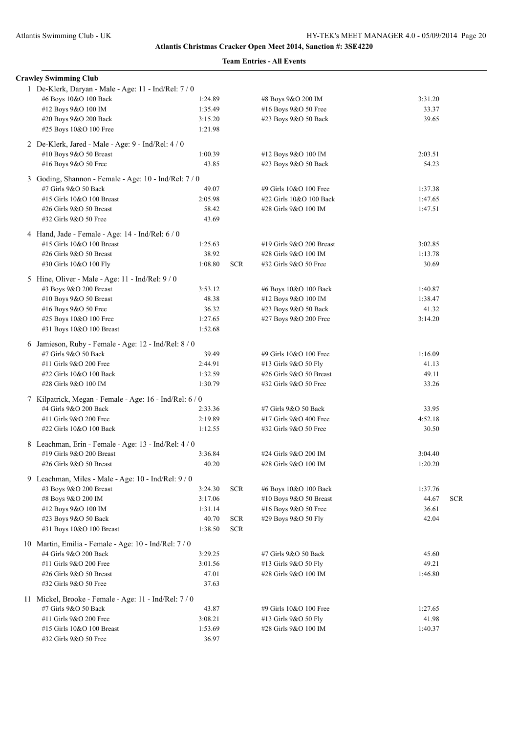## Atlantis Christmas Cracker Open Meet 2014, Sanction #: 3SE4220

### Team Entries - All Events

**Crawley Swimming Club**

1 De-Klerk, Daryan - Male - Age: 11 - Ind/Rel: 7 / 0

| Event | Time | | Event | Time | |
|---|---|---|---|---|---|
| #6 Boys 10&O 100 Back | 1:24.89 | | #8 Boys 9&O 200 IM | 3:31.20 | |
| #12 Boys 9&O 100 IM | 1:35.49 | | #16 Boys 9&O 50 Free | 33.37 | |
| #20 Boys 9&O 200 Back | 3:15.20 | | #23 Boys 9&O 50 Back | 39.65 | |
| #25 Boys 10&O 100 Free | 1:21.98 | | | | |

2 De-Klerk, Jared - Male - Age: 9 - Ind/Rel: 4 / 0

| Event | Time | | Event | Time | |
|---|---|---|---|---|---|
| #10 Boys 9&O 50 Breast | 1:00.39 | | #12 Boys 9&O 100 IM | 2:03.51 | |
| #16 Boys 9&O 50 Free | 43.85 | | #23 Boys 9&O 50 Back | 54.23 | |

3 Goding, Shannon - Female - Age: 10 - Ind/Rel: 7 / 0

| Event | Time | | Event | Time | |
|---|---|---|---|---|---|
| #7 Girls 9&O 50 Back | 49.07 | | #9 Girls 10&O 100 Free | 1:37.38 | |
| #15 Girls 10&O 100 Breast | 2:05.98 | | #22 Girls 10&O 100 Back | 1:47.65 | |
| #26 Girls 9&O 50 Breast | 58.42 | | #28 Girls 9&O 100 IM | 1:47.51 | |
| #32 Girls 9&O 50 Free | 43.69 | | | | |

4 Hand, Jade - Female - Age: 14 - Ind/Rel: 6 / 0

| Event | Time | | Event | Time | |
|---|---|---|---|---|---|
| #15 Girls 10&O 100 Breast | 1:25.63 | | #19 Girls 9&O 200 Breast | 3:02.85 | |
| #26 Girls 9&O 50 Breast | 38.92 | | #28 Girls 9&O 100 IM | 1:13.78 | |
| #30 Girls 10&O 100 Fly | 1:08.80 | SCR | #32 Girls 9&O 50 Free | 30.69 | |

5 Hine, Oliver - Male - Age: 11 - Ind/Rel: 9 / 0

| Event | Time | | Event | Time | |
|---|---|---|---|---|---|
| #3 Boys 9&O 200 Breast | 3:53.12 | | #6 Boys 10&O 100 Back | 1:40.87 | |
| #10 Boys 9&O 50 Breast | 48.38 | | #12 Boys 9&O 100 IM | 1:38.47 | |
| #16 Boys 9&O 50 Free | 36.32 | | #23 Boys 9&O 50 Back | 41.32 | |
| #25 Boys 10&O 100 Free | 1:27.65 | | #27 Boys 9&O 200 Free | 3:14.20 | |
| #31 Boys 10&O 100 Breast | 1:52.68 | | | | |

6 Jamieson, Ruby - Female - Age: 12 - Ind/Rel: 8 / 0

| Event | Time | | Event | Time | |
|---|---|---|---|---|---|
| #7 Girls 9&O 50 Back | 39.49 | | #9 Girls 10&O 100 Free | 1:16.09 | |
| #11 Girls 9&O 200 Free | 2:44.91 | | #13 Girls 9&O 50 Fly | 41.13 | |
| #22 Girls 10&O 100 Back | 1:32.59 | | #26 Girls 9&O 50 Breast | 49.11 | |
| #28 Girls 9&O 100 IM | 1:30.79 | | #32 Girls 9&O 50 Free | 33.26 | |

7 Kilpatrick, Megan - Female - Age: 16 - Ind/Rel: 6 / 0

| Event | Time | | Event | Time | |
|---|---|---|---|---|---|
| #4 Girls 9&O 200 Back | 2:33.36 | | #7 Girls 9&O 50 Back | 33.95 | |
| #11 Girls 9&O 200 Free | 2:19.89 | | #17 Girls 9&O 400 Free | 4:52.18 | |
| #22 Girls 10&O 100 Back | 1:12.55 | | #32 Girls 9&O 50 Free | 30.50 | |

8 Leachman, Erin - Female - Age: 13 - Ind/Rel: 4 / 0

| Event | Time | | Event | Time | |
|---|---|---|---|---|---|
| #19 Girls 9&O 200 Breast | 3:36.84 | | #24 Girls 9&O 200 IM | 3:04.40 | |
| #26 Girls 9&O 50 Breast | 40.20 | | #28 Girls 9&O 100 IM | 1:20.20 | |

9 Leachman, Miles - Male - Age: 10 - Ind/Rel: 9 / 0

| Event | Time | | Event | Time | |
|---|---|---|---|---|---|
| #3 Boys 9&O 200 Breast | 3:24.30 | SCR | #6 Boys 10&O 100 Back | 1:37.76 | |
| #8 Boys 9&O 200 IM | 3:17.06 | | #10 Boys 9&O 50 Breast | 44.67 | SCR |
| #12 Boys 9&O 100 IM | 1:31.14 | | #16 Boys 9&O 50 Free | 36.61 | |
| #23 Boys 9&O 50 Back | 40.70 | SCR | #29 Boys 9&O 50 Fly | 42.04 | |
| #31 Boys 10&O 100 Breast | 1:38.50 | SCR | | | |

10 Martin, Emilia - Female - Age: 10 - Ind/Rel: 7 / 0

| Event | Time | | Event | Time | |
|---|---|---|---|---|---|
| #4 Girls 9&O 200 Back | 3:29.25 | | #7 Girls 9&O 50 Back | 45.60 | |
| #11 Girls 9&O 200 Free | 3:01.56 | | #13 Girls 9&O 50 Fly | 49.21 | |
| #26 Girls 9&O 50 Breast | 47.01 | | #28 Girls 9&O 100 IM | 1:46.80 | |
| #32 Girls 9&O 50 Free | 37.63 | | | | |

11 Mickel, Brooke - Female - Age: 11 - Ind/Rel: 7 / 0

| Event | Time | | Event | Time | |
|---|---|---|---|---|---|
| #7 Girls 9&O 50 Back | 43.87 | | #9 Girls 10&O 100 Free | 1:27.65 | |
| #11 Girls 9&O 200 Free | 3:08.21 | | #13 Girls 9&O 50 Fly | 41.98 | |
| #15 Girls 10&O 100 Breast | 1:53.69 | | #28 Girls 9&O 100 IM | 1:40.37 | |
| #32 Girls 9&O 50 Free | 36.97 | | | | |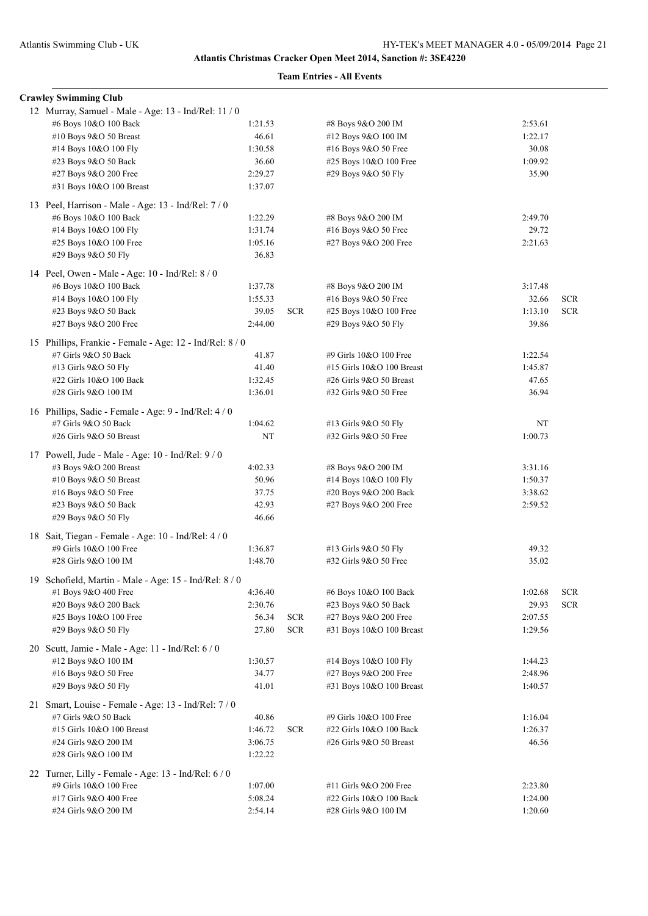**Atlantis Christmas Cracker Open Meet 2014, Sanction #: 3SE4220**

**Team Entries - All Events**

**Crawley Swimming Club**

12 Murray, Samuel - Male - Age: 13 - Ind/Rel: 11 / 0

| Event | Time | | Event | Time | |
|---|---|---|---|---|---|
| #6 Boys 10&O 100 Back | 1:21.53 | | #8 Boys 9&O 200 IM | 2:53.61 | |
| #10 Boys 9&O 50 Breast | 46.61 | | #12 Boys 9&O 100 IM | 1:22.17 | |
| #14 Boys 10&O 100 Fly | 1:30.58 | | #16 Boys 9&O 50 Free | 30.08 | |
| #23 Boys 9&O 50 Back | 36.60 | | #25 Boys 10&O 100 Free | 1:09.92 | |
| #27 Boys 9&O 200 Free | 2:29.27 | | #29 Boys 9&O 50 Fly | 35.90 | |
| #31 Boys 10&O 100 Breast | 1:37.07 | | | | |

13 Peel, Harrison - Male - Age: 13 - Ind/Rel: 7 / 0

| Event | Time | | Event | Time | |
|---|---|---|---|---|---|
| #6 Boys 10&O 100 Back | 1:22.29 | | #8 Boys 9&O 200 IM | 2:49.70 | |
| #14 Boys 10&O 100 Fly | 1:31.74 | | #16 Boys 9&O 50 Free | 29.72 | |
| #25 Boys 10&O 100 Free | 1:05.16 | | #27 Boys 9&O 200 Free | 2:21.63 | |
| #29 Boys 9&O 50 Fly | 36.83 | | | | |

14 Peel, Owen - Male - Age: 10 - Ind/Rel: 8 / 0

| Event | Time | | Event | Time | |
|---|---|---|---|---|---|
| #6 Boys 10&O 100 Back | 1:37.78 | | #8 Boys 9&O 200 IM | 3:17.48 | |
| #14 Boys 10&O 100 Fly | 1:55.33 | | #16 Boys 9&O 50 Free | 32.66 | SCR |
| #23 Boys 9&O 50 Back | 39.05 | SCR | #25 Boys 10&O 100 Free | 1:13.10 | SCR |
| #27 Boys 9&O 200 Free | 2:44.00 | | #29 Boys 9&O 50 Fly | 39.86 | |

15 Phillips, Frankie - Female - Age: 12 - Ind/Rel: 8 / 0

| Event | Time | | Event | Time | |
|---|---|---|---|---|---|
| #7 Girls 9&O 50 Back | 41.87 | | #9 Girls 10&O 100 Free | 1:22.54 | |
| #13 Girls 9&O 50 Fly | 41.40 | | #15 Girls 10&O 100 Breast | 1:45.87 | |
| #22 Girls 10&O 100 Back | 1:32.45 | | #26 Girls 9&O 50 Breast | 47.65 | |
| #28 Girls 9&O 100 IM | 1:36.01 | | #32 Girls 9&O 50 Free | 36.94 | |

16 Phillips, Sadie - Female - Age: 9 - Ind/Rel: 4 / 0

| Event | Time | | Event | Time | |
|---|---|---|---|---|---|
| #7 Girls 9&O 50 Back | 1:04.62 | | #13 Girls 9&O 50 Fly | NT | |
| #26 Girls 9&O 50 Breast | NT | | #32 Girls 9&O 50 Free | 1:00.73 | |

17 Powell, Jude - Male - Age: 10 - Ind/Rel: 9 / 0

| Event | Time | | Event | Time | |
|---|---|---|---|---|---|
| #3 Boys 9&O 200 Breast | 4:02.33 | | #8 Boys 9&O 200 IM | 3:31.16 | |
| #10 Boys 9&O 50 Breast | 50.96 | | #14 Boys 10&O 100 Fly | 1:50.37 | |
| #16 Boys 9&O 50 Free | 37.75 | | #20 Boys 9&O 200 Back | 3:38.62 | |
| #23 Boys 9&O 50 Back | 42.93 | | #27 Boys 9&O 200 Free | 2:59.52 | |
| #29 Boys 9&O 50 Fly | 46.66 | | | | |

18 Sait, Tiegan - Female - Age: 10 - Ind/Rel: 4 / 0

| Event | Time | | Event | Time | |
|---|---|---|---|---|---|
| #9 Girls 10&O 100 Free | 1:36.87 | | #13 Girls 9&O 50 Fly | 49.32 | |
| #28 Girls 9&O 100 IM | 1:48.70 | | #32 Girls 9&O 50 Free | 35.02 | |

19 Schofield, Martin - Male - Age: 15 - Ind/Rel: 8 / 0

| Event | Time | | Event | Time | |
|---|---|---|---|---|---|
| #1 Boys 9&O 400 Free | 4:36.40 | | #6 Boys 10&O 100 Back | 1:02.68 | SCR |
| #20 Boys 9&O 200 Back | 2:30.76 | | #23 Boys 9&O 50 Back | 29.93 | SCR |
| #25 Boys 10&O 100 Free | 56.34 | SCR | #27 Boys 9&O 200 Free | 2:07.55 | |
| #29 Boys 9&O 50 Fly | 27.80 | SCR | #31 Boys 10&O 100 Breast | 1:29.56 | |

20 Scutt, Jamie - Male - Age: 11 - Ind/Rel: 6 / 0

| Event | Time | | Event | Time | |
|---|---|---|---|---|---|
| #12 Boys 9&O 100 IM | 1:30.57 | | #14 Boys 10&O 100 Fly | 1:44.23 | |
| #16 Boys 9&O 50 Free | 34.77 | | #27 Boys 9&O 200 Free | 2:48.96 | |
| #29 Boys 9&O 50 Fly | 41.01 | | #31 Boys 10&O 100 Breast | 1:40.57 | |

21 Smart, Louise - Female - Age: 13 - Ind/Rel: 7 / 0

| Event | Time | | Event | Time | |
|---|---|---|---|---|---|
| #7 Girls 9&O 50 Back | 40.86 | | #9 Girls 10&O 100 Free | 1:16.04 | |
| #15 Girls 10&O 100 Breast | 1:46.72 | SCR | #22 Girls 10&O 100 Back | 1:26.37 | |
| #24 Girls 9&O 200 IM | 3:06.75 | | #26 Girls 9&O 50 Breast | 46.56 | |
| #28 Girls 9&O 100 IM | 1:22.22 | | | | |

22 Turner, Lilly - Female - Age: 13 - Ind/Rel: 6 / 0

| Event | Time | | Event | Time | |
|---|---|---|---|---|---|
| #9 Girls 10&O 100 Free | 1:07.00 | | #11 Girls 9&O 200 Free | 2:23.80 | |
| #17 Girls 9&O 400 Free | 5:08.24 | | #22 Girls 10&O 100 Back | 1:24.00 | |
| #24 Girls 9&O 200 IM | 2:54.14 | | #28 Girls 9&O 100 IM | 1:20.60 | |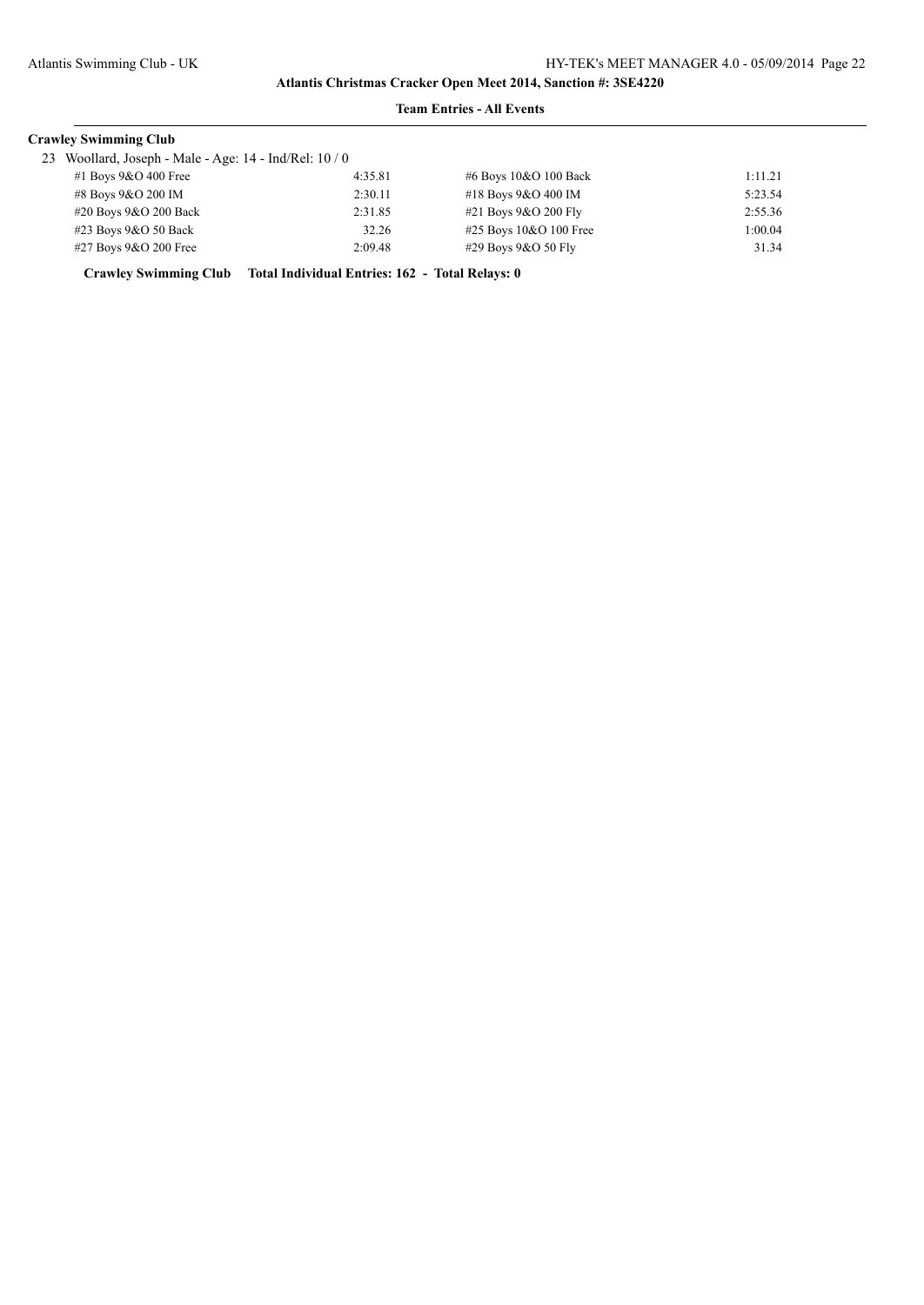**Team Entries - All Events**

**Crawley Swimming Club**

23 Woollard, Joseph - Male - Age: 14 - Ind/Rel: 10 / 0

| | | | |
|---|---|---|---|
| #1 Boys 9&O 400 Free | 4:35.81 | #6 Boys 10&O 100 Back | 1:11.21 |
| #8 Boys 9&O 200 IM | 2:30.11 | #18 Boys 9&O 400 IM | 5:23.54 |
| #20 Boys 9&O 200 Back | 2:31.85 | #21 Boys 9&O 200 Fly | 2:55.36 |
| #23 Boys 9&O 50 Back | 32.26 | #25 Boys 10&O 100 Free | 1:00.04 |
| #27 Boys 9&O 200 Free | 2:09.48 | #29 Boys 9&O 50 Fly | 31.34 |

**Crawley Swimming Club Total Individual Entries: 162 - Total Relays: 0**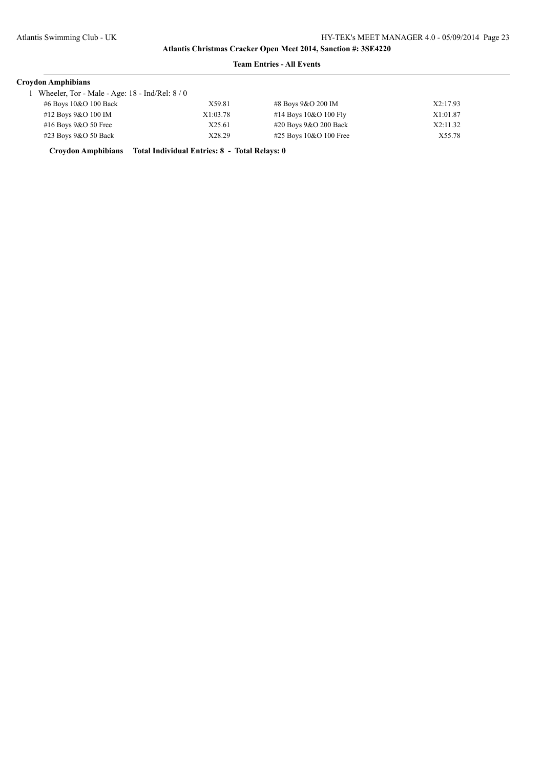**Atlantis Christmas Cracker Open Meet 2014, Sanction #: 3SE4220**

**Team Entries - All Events**

**Croydon Amphibians**

1 Wheeler, Tor - Male - Age: 18 - Ind/Rel: 8 / 0

| Event | Time | Event | Time |
|---|---|---|---|
| #6 Boys 10&O 100 Back | X59.81 | #8 Boys 9&O 200 IM | X2:17.93 |
| #12 Boys 9&O 100 IM | X1:03.78 | #14 Boys 10&O 100 Fly | X1:01.87 |
| #16 Boys 9&O 50 Free | X25.61 | #20 Boys 9&O 200 Back | X2:11.32 |
| #23 Boys 9&O 50 Back | X28.29 | #25 Boys 10&O 100 Free | X55.78 |

**Croydon Amphibians Total Individual Entries: 8 - Total Relays: 0**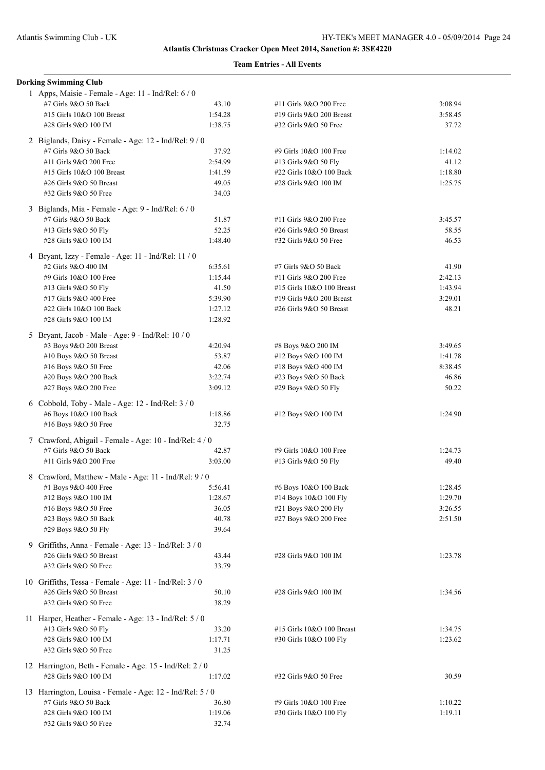## Team Entries - All Events

### Dorking Swimming Club

1 Apps, Maisie - Female - Age: 11 - Ind/Rel: 6 / 0

| Event | Time | Event | Time |
|---|---|---|---|
| #7 Girls 9&O 50 Back | 43.10 | #11 Girls 9&O 200 Free | 3:08.94 |
| #15 Girls 10&O 100 Breast | 1:54.28 | #19 Girls 9&O 200 Breast | 3:58.45 |
| #28 Girls 9&O 100 IM | 1:38.75 | #32 Girls 9&O 50 Free | 37.72 |

2 Biglands, Daisy - Female - Age: 12 - Ind/Rel: 9 / 0

| Event | Time | Event | Time |
|---|---|---|---|
| #7 Girls 9&O 50 Back | 37.92 | #9 Girls 10&O 100 Free | 1:14.02 |
| #11 Girls 9&O 200 Free | 2:54.99 | #13 Girls 9&O 50 Fly | 41.12 |
| #15 Girls 10&O 100 Breast | 1:41.59 | #22 Girls 10&O 100 Back | 1:18.80 |
| #26 Girls 9&O 50 Breast | 49.05 | #28 Girls 9&O 100 IM | 1:25.75 |
| #32 Girls 9&O 50 Free | 34.03 | | |

3 Biglands, Mia - Female - Age: 9 - Ind/Rel: 6 / 0

| Event | Time | Event | Time |
|---|---|---|---|
| #7 Girls 9&O 50 Back | 51.87 | #11 Girls 9&O 200 Free | 3:45.57 |
| #13 Girls 9&O 50 Fly | 52.25 | #26 Girls 9&O 50 Breast | 58.55 |
| #28 Girls 9&O 100 IM | 1:48.40 | #32 Girls 9&O 50 Free | 46.53 |

4 Bryant, Izzy - Female - Age: 11 - Ind/Rel: 11 / 0

| Event | Time | Event | Time |
|---|---|---|---|
| #2 Girls 9&O 400 IM | 6:35.61 | #7 Girls 9&O 50 Back | 41.90 |
| #9 Girls 10&O 100 Free | 1:15.44 | #11 Girls 9&O 200 Free | 2:42.13 |
| #13 Girls 9&O 50 Fly | 41.50 | #15 Girls 10&O 100 Breast | 1:43.94 |
| #17 Girls 9&O 400 Free | 5:39.90 | #19 Girls 9&O 200 Breast | 3:29.01 |
| #22 Girls 10&O 100 Back | 1:27.12 | #26 Girls 9&O 50 Breast | 48.21 |
| #28 Girls 9&O 100 IM | 1:28.92 | | |

5 Bryant, Jacob - Male - Age: 9 - Ind/Rel: 10 / 0

| Event | Time | Event | Time |
|---|---|---|---|
| #3 Boys 9&O 200 Breast | 4:20.94 | #8 Boys 9&O 200 IM | 3:49.65 |
| #10 Boys 9&O 50 Breast | 53.87 | #12 Boys 9&O 100 IM | 1:41.78 |
| #16 Boys 9&O 50 Free | 42.06 | #18 Boys 9&O 400 IM | 8:38.45 |
| #20 Boys 9&O 200 Back | 3:22.74 | #23 Boys 9&O 50 Back | 46.86 |
| #27 Boys 9&O 200 Free | 3:09.12 | #29 Boys 9&O 50 Fly | 50.22 |

6 Cobbold, Toby - Male - Age: 12 - Ind/Rel: 3 / 0

| Event | Time | Event | Time |
|---|---|---|---|
| #6 Boys 10&O 100 Back | 1:18.86 | #12 Boys 9&O 100 IM | 1:24.90 |
| #16 Boys 9&O 50 Free | 32.75 | | |

7 Crawford, Abigail - Female - Age: 10 - Ind/Rel: 4 / 0

| Event | Time | Event | Time |
|---|---|---|---|
| #7 Girls 9&O 50 Back | 42.87 | #9 Girls 10&O 100 Free | 1:24.73 |
| #11 Girls 9&O 200 Free | 3:03.00 | #13 Girls 9&O 50 Fly | 49.40 |

8 Crawford, Matthew - Male - Age: 11 - Ind/Rel: 9 / 0

| Event | Time | Event | Time |
|---|---|---|---|
| #1 Boys 9&O 400 Free | 5:56.41 | #6 Boys 10&O 100 Back | 1:28.45 |
| #12 Boys 9&O 100 IM | 1:28.67 | #14 Boys 10&O 100 Fly | 1:29.70 |
| #16 Boys 9&O 50 Free | 36.05 | #21 Boys 9&O 200 Fly | 3:26.55 |
| #23 Boys 9&O 50 Back | 40.78 | #27 Boys 9&O 200 Free | 2:51.50 |
| #29 Boys 9&O 50 Fly | 39.64 | | |

9 Griffiths, Anna - Female - Age: 13 - Ind/Rel: 3 / 0

| Event | Time | Event | Time |
|---|---|---|---|
| #26 Girls 9&O 50 Breast | 43.44 | #28 Girls 9&O 100 IM | 1:23.78 |
| #32 Girls 9&O 50 Free | 33.79 | | |

10 Griffiths, Tessa - Female - Age: 11 - Ind/Rel: 3 / 0

| Event | Time | Event | Time |
|---|---|---|---|
| #26 Girls 9&O 50 Breast | 50.10 | #28 Girls 9&O 100 IM | 1:34.56 |
| #32 Girls 9&O 50 Free | 38.29 | | |

11 Harper, Heather - Female - Age: 13 - Ind/Rel: 5 / 0

| Event | Time | Event | Time |
|---|---|---|---|
| #13 Girls 9&O 50 Fly | 33.20 | #15 Girls 10&O 100 Breast | 1:34.75 |
| #28 Girls 9&O 100 IM | 1:17.71 | #30 Girls 10&O 100 Fly | 1:23.62 |
| #32 Girls 9&O 50 Free | 31.25 | | |

12 Harrington, Beth - Female - Age: 15 - Ind/Rel: 2 / 0

| Event | Time | Event | Time |
|---|---|---|---|
| #28 Girls 9&O 100 IM | 1:17.02 | #32 Girls 9&O 50 Free | 30.59 |

13 Harrington, Louisa - Female - Age: 12 - Ind/Rel: 5 / 0

| Event | Time | Event | Time |
|---|---|---|---|
| #7 Girls 9&O 50 Back | 36.80 | #9 Girls 10&O 100 Free | 1:10.22 |
| #28 Girls 9&O 100 IM | 1:19.06 | #30 Girls 10&O 100 Fly | 1:19.11 |
| #32 Girls 9&O 50 Free | 32.74 | | |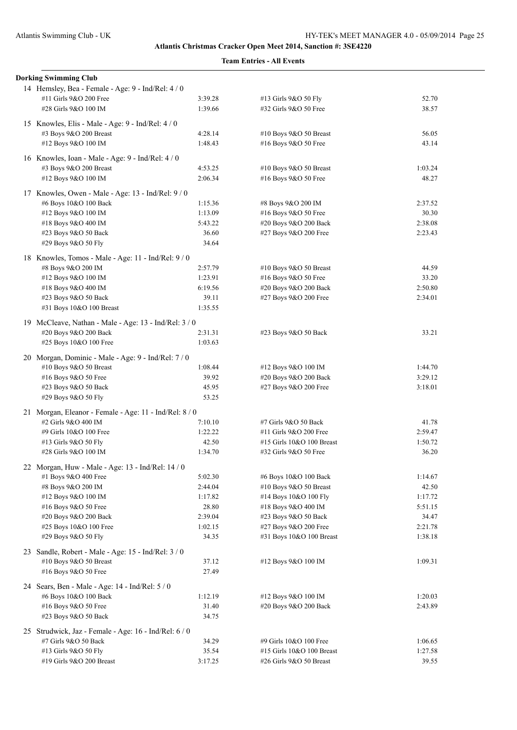**Atlantis Christmas Cracker Open Meet 2014, Sanction #: 3SE4220**

**Team Entries - All Events**

**Dorking Swimming Club**

14 Hemsley, Bea - Female - Age: 9 - Ind/Rel: 4 / 0

| | | | |
|---|---|---|---|
| #11 Girls 9&O 200 Free | 3:39.28 | #13 Girls 9&O 50 Fly | 52.70 |
| #28 Girls 9&O 100 IM | 1:39.66 | #32 Girls 9&O 50 Free | 38.57 |

15 Knowles, Elis - Male - Age: 9 - Ind/Rel: 4 / 0

| | | | |
|---|---|---|---|
| #3 Boys 9&O 200 Breast | 4:28.14 | #10 Boys 9&O 50 Breast | 56.05 |
| #12 Boys 9&O 100 IM | 1:48.43 | #16 Boys 9&O 50 Free | 43.14 |

16 Knowles, Ioan - Male - Age: 9 - Ind/Rel: 4 / 0

| | | | |
|---|---|---|---|
| #3 Boys 9&O 200 Breast | 4:53.25 | #10 Boys 9&O 50 Breast | 1:03.24 |
| #12 Boys 9&O 100 IM | 2:06.34 | #16 Boys 9&O 50 Free | 48.27 |

17 Knowles, Owen - Male - Age: 13 - Ind/Rel: 9 / 0

| | | | |
|---|---|---|---|
| #6 Boys 10&O 100 Back | 1:15.36 | #8 Boys 9&O 200 IM | 2:37.52 |
| #12 Boys 9&O 100 IM | 1:13.09 | #16 Boys 9&O 50 Free | 30.30 |
| #18 Boys 9&O 400 IM | 5:43.22 | #20 Boys 9&O 200 Back | 2:38.08 |
| #23 Boys 9&O 50 Back | 36.60 | #27 Boys 9&O 200 Free | 2:23.43 |
| #29 Boys 9&O 50 Fly | 34.64 | | |

18 Knowles, Tomos - Male - Age: 11 - Ind/Rel: 9 / 0

| | | | |
|---|---|---|---|
| #8 Boys 9&O 200 IM | 2:57.79 | #10 Boys 9&O 50 Breast | 44.59 |
| #12 Boys 9&O 100 IM | 1:23.91 | #16 Boys 9&O 50 Free | 33.20 |
| #18 Boys 9&O 400 IM | 6:19.56 | #20 Boys 9&O 200 Back | 2:50.80 |
| #23 Boys 9&O 50 Back | 39.11 | #27 Boys 9&O 200 Free | 2:34.01 |
| #31 Boys 10&O 100 Breast | 1:35.55 | | |

19 McCleave, Nathan - Male - Age: 13 - Ind/Rel: 3 / 0

| | | | |
|---|---|---|---|
| #20 Boys 9&O 200 Back | 2:31.31 | #23 Boys 9&O 50 Back | 33.21 |
| #25 Boys 10&O 100 Free | 1:03.63 | | |

20 Morgan, Dominic - Male - Age: 9 - Ind/Rel: 7 / 0

| | | | |
|---|---|---|---|
| #10 Boys 9&O 50 Breast | 1:08.44 | #12 Boys 9&O 100 IM | 1:44.70 |
| #16 Boys 9&O 50 Free | 39.92 | #20 Boys 9&O 200 Back | 3:29.12 |
| #23 Boys 9&O 50 Back | 45.95 | #27 Boys 9&O 200 Free | 3:18.01 |
| #29 Boys 9&O 50 Fly | 53.25 | | |

21 Morgan, Eleanor - Female - Age: 11 - Ind/Rel: 8 / 0

| | | | |
|---|---|---|---|
| #2 Girls 9&O 400 IM | 7:10.10 | #7 Girls 9&O 50 Back | 41.78 |
| #9 Girls 10&O 100 Free | 1:22.22 | #11 Girls 9&O 200 Free | 2:59.47 |
| #13 Girls 9&O 50 Fly | 42.50 | #15 Girls 10&O 100 Breast | 1:50.72 |
| #28 Girls 9&O 100 IM | 1:34.70 | #32 Girls 9&O 50 Free | 36.20 |

22 Morgan, Huw - Male - Age: 13 - Ind/Rel: 14 / 0

| | | | |
|---|---|---|---|
| #1 Boys 9&O 400 Free | 5:02.30 | #6 Boys 10&O 100 Back | 1:14.67 |
| #8 Boys 9&O 200 IM | 2:44.04 | #10 Boys 9&O 50 Breast | 42.50 |
| #12 Boys 9&O 100 IM | 1:17.82 | #14 Boys 10&O 100 Fly | 1:17.72 |
| #16 Boys 9&O 50 Free | 28.80 | #18 Boys 9&O 400 IM | 5:51.15 |
| #20 Boys 9&O 200 Back | 2:39.04 | #23 Boys 9&O 50 Back | 34.47 |
| #25 Boys 10&O 100 Free | 1:02.15 | #27 Boys 9&O 200 Free | 2:21.78 |
| #29 Boys 9&O 50 Fly | 34.35 | #31 Boys 10&O 100 Breast | 1:38.18 |

23 Sandle, Robert - Male - Age: 15 - Ind/Rel: 3 / 0

| | | | |
|---|---|---|---|
| #10 Boys 9&O 50 Breast | 37.12 | #12 Boys 9&O 100 IM | 1:09.31 |
| #16 Boys 9&O 50 Free | 27.49 | | |

24 Sears, Ben - Male - Age: 14 - Ind/Rel: 5 / 0

| | | | |
|---|---|---|---|
| #6 Boys 10&O 100 Back | 1:12.19 | #12 Boys 9&O 100 IM | 1:20.03 |
| #16 Boys 9&O 50 Free | 31.40 | #20 Boys 9&O 200 Back | 2:43.89 |
| #23 Boys 9&O 50 Back | 34.75 | | |

25 Strudwick, Jaz - Female - Age: 16 - Ind/Rel: 6 / 0

| | | | |
|---|---|---|---|
| #7 Girls 9&O 50 Back | 34.29 | #9 Girls 10&O 100 Free | 1:06.65 |
| #13 Girls 9&O 50 Fly | 35.54 | #15 Girls 10&O 100 Breast | 1:27.58 |
| #19 Girls 9&O 200 Breast | 3:17.25 | #26 Girls 9&O 50 Breast | 39.55 |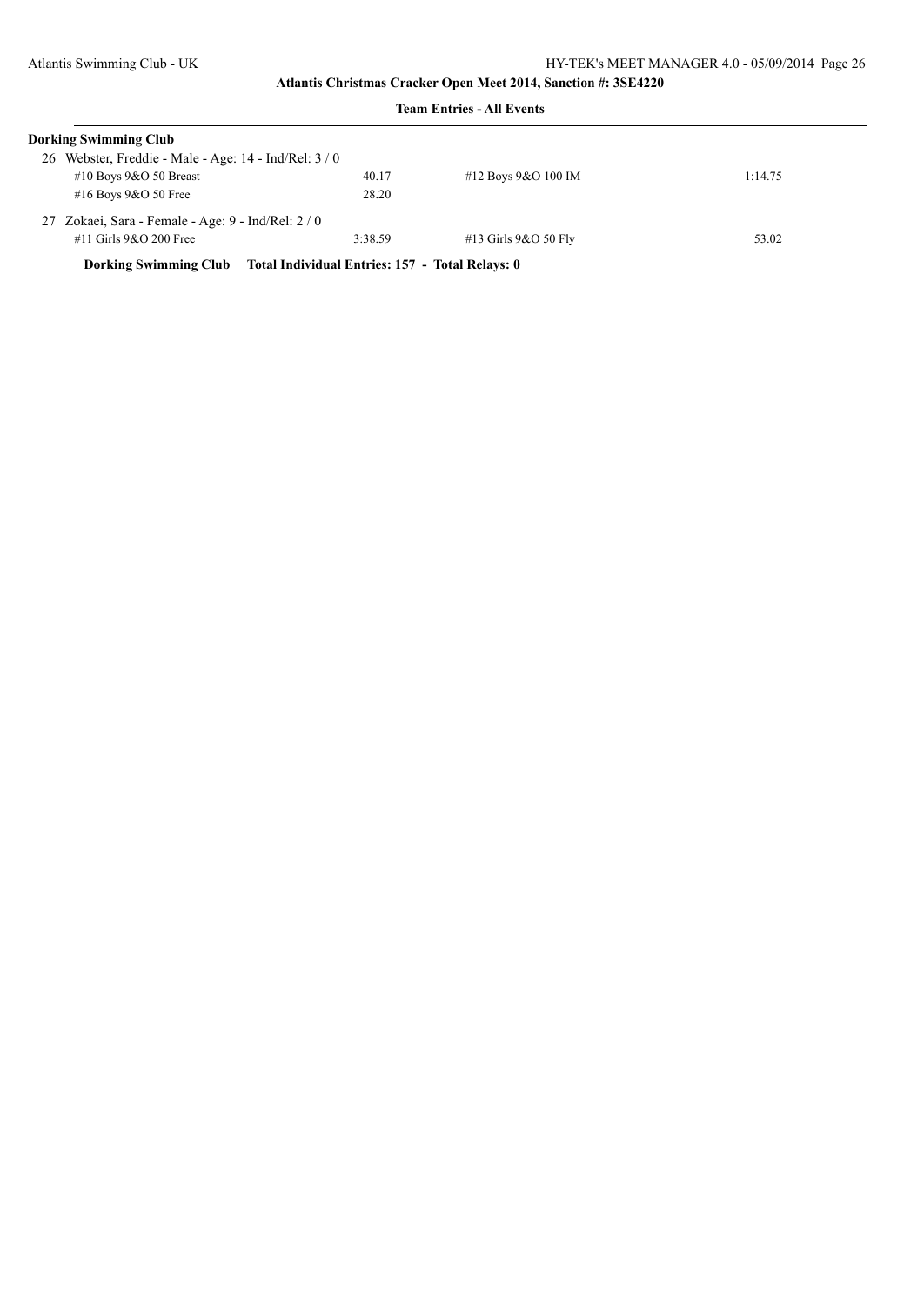**Atlantis Christmas Cracker Open Meet 2014, Sanction #: 3SE4220**

**Team Entries - All Events**

**Dorking Swimming Club**

26 Webster, Freddie - Male - Age: 14 - Ind/Rel: 3 / 0

| | | | |
|---|---|---|---|
| #10 Boys 9&O 50 Breast | 40.17 | #12 Boys 9&O 100 IM | 1:14.75 |
| #16 Boys 9&O 50 Free | 28.20 | | |

27 Zokaei, Sara - Female - Age: 9 - Ind/Rel: 2 / 0

| | | | |
|---|---|---|---|
| #11 Girls 9&O 200 Free | 3:38.59 | #13 Girls 9&O 50 Fly | 53.02 |

**Dorking Swimming Club Total Individual Entries: 157 - Total Relays: 0**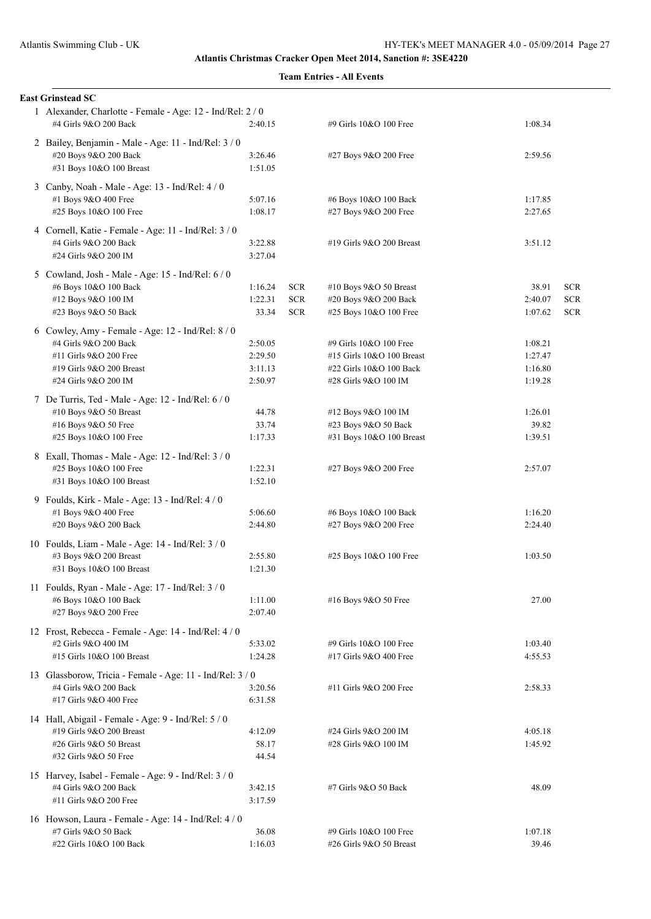**Atlantis Christmas Cracker Open Meet 2014, Sanction #: 3SE4220**

**Team Entries - All Events**

**East Grinstead SC**

1 Alexander, Charlotte - Female - Age: 12 - Ind/Rel: 2 / 0

| Event | Time | | Event | Time | |
|---|---|---|---|---|---|
| #4 Girls 9&O 200 Back | 2:40.15 | | #9 Girls 10&O 100 Free | 1:08.34 | |

2 Bailey, Benjamin - Male - Age: 11 - Ind/Rel: 3 / 0

| Event | Time | | Event | Time | |
|---|---|---|---|---|---|
| #20 Boys 9&O 200 Back | 3:26.46 | | #27 Boys 9&O 200 Free | 2:59.56 | |
| #31 Boys 10&O 100 Breast | 1:51.05 | | | | |

3 Canby, Noah - Male - Age: 13 - Ind/Rel: 4 / 0

| Event | Time | | Event | Time | |
|---|---|---|---|---|---|
| #1 Boys 9&O 400 Free | 5:07.16 | | #6 Boys 10&O 100 Back | 1:17.85 | |
| #25 Boys 10&O 100 Free | 1:08.17 | | #27 Boys 9&O 200 Free | 2:27.65 | |

4 Cornell, Katie - Female - Age: 11 - Ind/Rel: 3 / 0

| Event | Time | | Event | Time | |
|---|---|---|---|---|---|
| #4 Girls 9&O 200 Back | 3:22.88 | | #19 Girls 9&O 200 Breast | 3:51.12 | |
| #24 Girls 9&O 200 IM | 3:27.04 | | | | |

5 Cowland, Josh - Male - Age: 15 - Ind/Rel: 6 / 0

| Event | Time | | Event | Time | |
|---|---|---|---|---|---|
| #6 Boys 10&O 100 Back | 1:16.24 | SCR | #10 Boys 9&O 50 Breast | 38.91 | SCR |
| #12 Boys 9&O 100 IM | 1:22.31 | SCR | #20 Boys 9&O 200 Back | 2:40.07 | SCR |
| #23 Boys 9&O 50 Back | 33.34 | SCR | #25 Boys 10&O 100 Free | 1:07.62 | SCR |

6 Cowley, Amy - Female - Age: 12 - Ind/Rel: 8 / 0

| Event | Time | | Event | Time | |
|---|---|---|---|---|---|
| #4 Girls 9&O 200 Back | 2:50.05 | | #9 Girls 10&O 100 Free | 1:08.21 | |
| #11 Girls 9&O 200 Free | 2:29.50 | | #15 Girls 10&O 100 Breast | 1:27.47 | |
| #19 Girls 9&O 200 Breast | 3:11.13 | | #22 Girls 10&O 100 Back | 1:16.80 | |
| #24 Girls 9&O 200 IM | 2:50.97 | | #28 Girls 9&O 100 IM | 1:19.28 | |

7 De Turris, Ted - Male - Age: 12 - Ind/Rel: 6 / 0

| Event | Time | | Event | Time | |
|---|---|---|---|---|---|
| #10 Boys 9&O 50 Breast | 44.78 | | #12 Boys 9&O 100 IM | 1:26.01 | |
| #16 Boys 9&O 50 Free | 33.74 | | #23 Boys 9&O 50 Back | 39.82 | |
| #25 Boys 10&O 100 Free | 1:17.33 | | #31 Boys 10&O 100 Breast | 1:39.51 | |

8 Exall, Thomas - Male - Age: 12 - Ind/Rel: 3 / 0

| Event | Time | | Event | Time | |
|---|---|---|---|---|---|
| #25 Boys 10&O 100 Free | 1:22.31 | | #27 Boys 9&O 200 Free | 2:57.07 | |
| #31 Boys 10&O 100 Breast | 1:52.10 | | | | |

9 Foulds, Kirk - Male - Age: 13 - Ind/Rel: 4 / 0

| Event | Time | | Event | Time | |
|---|---|---|---|---|---|
| #1 Boys 9&O 400 Free | 5:06.60 | | #6 Boys 10&O 100 Back | 1:16.20 | |
| #20 Boys 9&O 200 Back | 2:44.80 | | #27 Boys 9&O 200 Free | 2:24.40 | |

10 Foulds, Liam - Male - Age: 14 - Ind/Rel: 3 / 0

| Event | Time | | Event | Time | |
|---|---|---|---|---|---|
| #3 Boys 9&O 200 Breast | 2:55.80 | | #25 Boys 10&O 100 Free | 1:03.50 | |
| #31 Boys 10&O 100 Breast | 1:21.30 | | | | |

11 Foulds, Ryan - Male - Age: 17 - Ind/Rel: 3 / 0

| Event | Time | | Event | Time | |
|---|---|---|---|---|---|
| #6 Boys 10&O 100 Back | 1:11.00 | | #16 Boys 9&O 50 Free | 27.00 | |
| #27 Boys 9&O 200 Free | 2:07.40 | | | | |

12 Frost, Rebecca - Female - Age: 14 - Ind/Rel: 4 / 0

| Event | Time | | Event | Time | |
|---|---|---|---|---|---|
| #2 Girls 9&O 400 IM | 5:33.02 | | #9 Girls 10&O 100 Free | 1:03.40 | |
| #15 Girls 10&O 100 Breast | 1:24.28 | | #17 Girls 9&O 400 Free | 4:55.53 | |

13 Glassborow, Tricia - Female - Age: 11 - Ind/Rel: 3 / 0

| Event | Time | | Event | Time | |
|---|---|---|---|---|---|
| #4 Girls 9&O 200 Back | 3:20.56 | | #11 Girls 9&O 200 Free | 2:58.33 | |
| #17 Girls 9&O 400 Free | 6:31.58 | | | | |

14 Hall, Abigail - Female - Age: 9 - Ind/Rel: 5 / 0

| Event | Time | | Event | Time | |
|---|---|---|---|---|---|
| #19 Girls 9&O 200 Breast | 4:12.09 | | #24 Girls 9&O 200 IM | 4:05.18 | |
| #26 Girls 9&O 50 Breast | 58.17 | | #28 Girls 9&O 100 IM | 1:45.92 | |
| #32 Girls 9&O 50 Free | 44.54 | | | | |

15 Harvey, Isabel - Female - Age: 9 - Ind/Rel: 3 / 0

| Event | Time | | Event | Time | |
|---|---|---|---|---|---|
| #4 Girls 9&O 200 Back | 3:42.15 | | #7 Girls 9&O 50 Back | 48.09 | |
| #11 Girls 9&O 200 Free | 3:17.59 | | | | |

16 Howson, Laura - Female - Age: 14 - Ind/Rel: 4 / 0

| Event | Time | | Event | Time | |
|---|---|---|---|---|---|
| #7 Girls 9&O 50 Back | 36.08 | | #9 Girls 10&O 100 Free | 1:07.18 | |
| #22 Girls 10&O 100 Back | 1:16.03 | | #26 Girls 9&O 50 Breast | 39.46 | |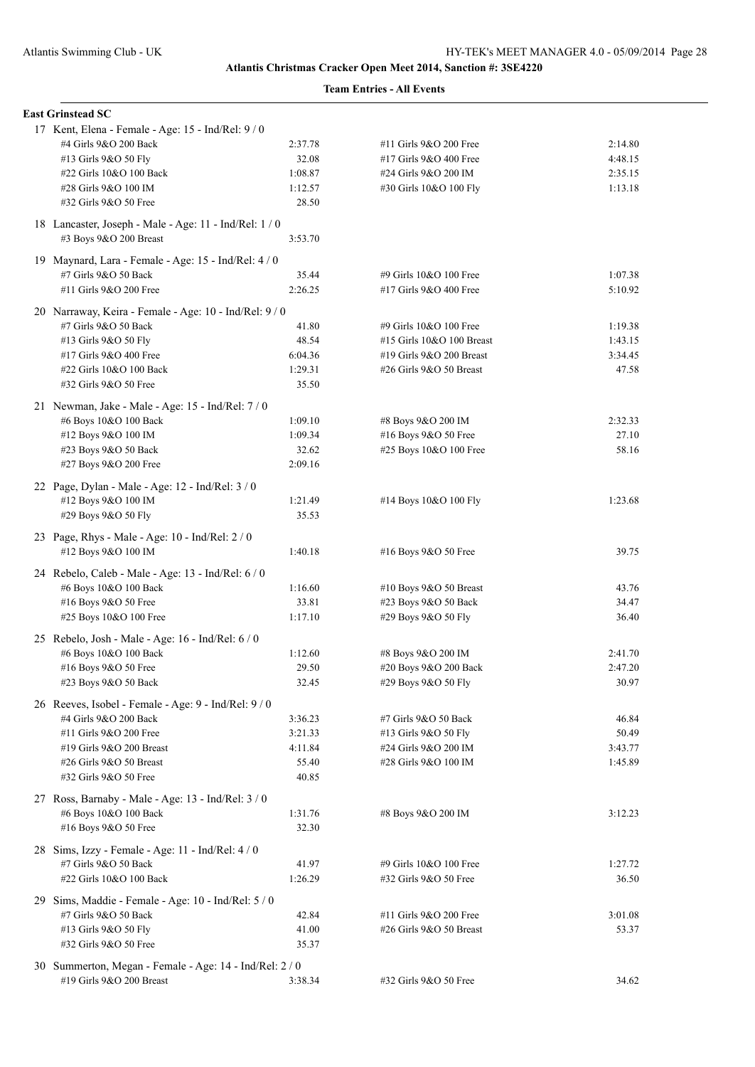**Atlantis Christmas Cracker Open Meet 2014, Sanction #: 3SE4220**

**Team Entries - All Events**

**East Grinstead SC**

17 Kent, Elena - Female - Age: 15 - Ind/Rel: 9 / 0

| | | | |
|---|---|---|---|
| #4 Girls 9&O 200 Back | 2:37.78 | #11 Girls 9&O 200 Free | 2:14.80 |
| #13 Girls 9&O 50 Fly | 32.08 | #17 Girls 9&O 400 Free | 4:48.15 |
| #22 Girls 10&O 100 Back | 1:08.87 | #24 Girls 9&O 200 IM | 2:35.15 |
| #28 Girls 9&O 100 IM | 1:12.57 | #30 Girls 10&O 100 Fly | 1:13.18 |
| #32 Girls 9&O 50 Free | 28.50 | | |

18 Lancaster, Joseph - Male - Age: 11 - Ind/Rel: 1 / 0

| | | | |
|---|---|---|---|
| #3 Boys 9&O 200 Breast | 3:53.70 | | |

19 Maynard, Lara - Female - Age: 15 - Ind/Rel: 4 / 0

| | | | |
|---|---|---|---|
| #7 Girls 9&O 50 Back | 35.44 | #9 Girls 10&O 100 Free | 1:07.38 |
| #11 Girls 9&O 200 Free | 2:26.25 | #17 Girls 9&O 400 Free | 5:10.92 |

20 Narraway, Keira - Female - Age: 10 - Ind/Rel: 9 / 0

| | | | |
|---|---|---|---|
| #7 Girls 9&O 50 Back | 41.80 | #9 Girls 10&O 100 Free | 1:19.38 |
| #13 Girls 9&O 50 Fly | 48.54 | #15 Girls 10&O 100 Breast | 1:43.15 |
| #17 Girls 9&O 400 Free | 6:04.36 | #19 Girls 9&O 200 Breast | 3:34.45 |
| #22 Girls 10&O 100 Back | 1:29.31 | #26 Girls 9&O 50 Breast | 47.58 |
| #32 Girls 9&O 50 Free | 35.50 | | |

21 Newman, Jake - Male - Age: 15 - Ind/Rel: 7 / 0

| | | | |
|---|---|---|---|
| #6 Boys 10&O 100 Back | 1:09.10 | #8 Boys 9&O 200 IM | 2:32.33 |
| #12 Boys 9&O 100 IM | 1:09.34 | #16 Boys 9&O 50 Free | 27.10 |
| #23 Boys 9&O 50 Back | 32.62 | #25 Boys 10&O 100 Free | 58.16 |
| #27 Boys 9&O 200 Free | 2:09.16 | | |

22 Page, Dylan - Male - Age: 12 - Ind/Rel: 3 / 0

| | | | |
|---|---|---|---|
| #12 Boys 9&O 100 IM | 1:21.49 | #14 Boys 10&O 100 Fly | 1:23.68 |
| #29 Boys 9&O 50 Fly | 35.53 | | |

23 Page, Rhys - Male - Age: 10 - Ind/Rel: 2 / 0

| | | | |
|---|---|---|---|
| #12 Boys 9&O 100 IM | 1:40.18 | #16 Boys 9&O 50 Free | 39.75 |

24 Rebelo, Caleb - Male - Age: 13 - Ind/Rel: 6 / 0

| | | | |
|---|---|---|---|
| #6 Boys 10&O 100 Back | 1:16.60 | #10 Boys 9&O 50 Breast | 43.76 |
| #16 Boys 9&O 50 Free | 33.81 | #23 Boys 9&O 50 Back | 34.47 |
| #25 Boys 10&O 100 Free | 1:17.10 | #29 Boys 9&O 50 Fly | 36.40 |

25 Rebelo, Josh - Male - Age: 16 - Ind/Rel: 6 / 0

| | | | |
|---|---|---|---|
| #6 Boys 10&O 100 Back | 1:12.60 | #8 Boys 9&O 200 IM | 2:41.70 |
| #16 Boys 9&O 50 Free | 29.50 | #20 Boys 9&O 200 Back | 2:47.20 |
| #23 Boys 9&O 50 Back | 32.45 | #29 Boys 9&O 50 Fly | 30.97 |

26 Reeves, Isobel - Female - Age: 9 - Ind/Rel: 9 / 0

| | | | |
|---|---|---|---|
| #4 Girls 9&O 200 Back | 3:36.23 | #7 Girls 9&O 50 Back | 46.84 |
| #11 Girls 9&O 200 Free | 3:21.33 | #13 Girls 9&O 50 Fly | 50.49 |
| #19 Girls 9&O 200 Breast | 4:11.84 | #24 Girls 9&O 200 IM | 3:43.77 |
| #26 Girls 9&O 50 Breast | 55.40 | #28 Girls 9&O 100 IM | 1:45.89 |
| #32 Girls 9&O 50 Free | 40.85 | | |

27 Ross, Barnaby - Male - Age: 13 - Ind/Rel: 3 / 0

| | | | |
|---|---|---|---|
| #6 Boys 10&O 100 Back | 1:31.76 | #8 Boys 9&O 200 IM | 3:12.23 |
| #16 Boys 9&O 50 Free | 32.30 | | |

28 Sims, Izzy - Female - Age: 11 - Ind/Rel: 4 / 0

| | | | |
|---|---|---|---|
| #7 Girls 9&O 50 Back | 41.97 | #9 Girls 10&O 100 Free | 1:27.72 |
| #22 Girls 10&O 100 Back | 1:26.29 | #32 Girls 9&O 50 Free | 36.50 |

29 Sims, Maddie - Female - Age: 10 - Ind/Rel: 5 / 0

| | | | |
|---|---|---|---|
| #7 Girls 9&O 50 Back | 42.84 | #11 Girls 9&O 200 Free | 3:01.08 |
| #13 Girls 9&O 50 Fly | 41.00 | #26 Girls 9&O 50 Breast | 53.37 |
| #32 Girls 9&O 50 Free | 35.37 | | |

30 Summerton, Megan - Female - Age: 14 - Ind/Rel: 2 / 0

| | | | |
|---|---|---|---|
| #19 Girls 9&O 200 Breast | 3:38.34 | #32 Girls 9&O 50 Free | 34.62 |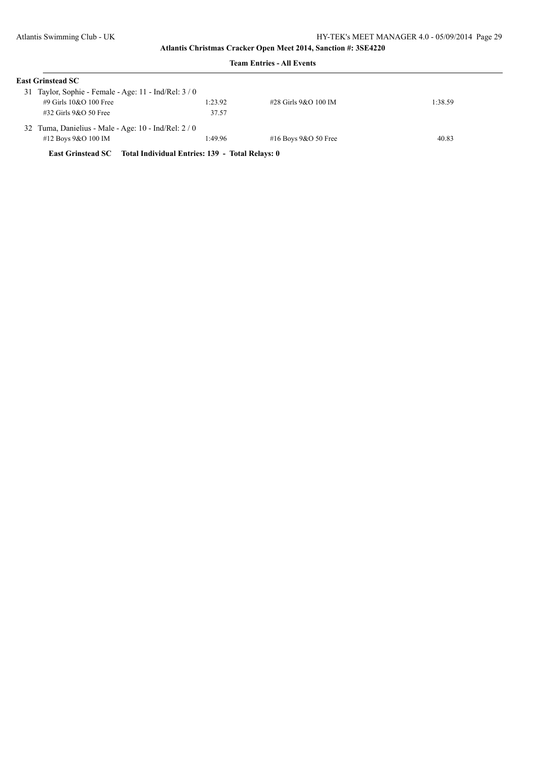**Atlantis Christmas Cracker Open Meet 2014, Sanction #: 3SE4220**

**Team Entries - All Events**

**East Grinstead SC**

31 Taylor, Sophie - Female - Age: 11 - Ind/Rel: 3 / 0

| Event | Time | Event | Time |
|---|---|---|---|
| #9 Girls 10&O 100 Free | 1:23.92 | #28 Girls 9&O 100 IM | 1:38.59 |
| #32 Girls 9&O 50 Free | 37.57 | | |

32 Tuma, Danielius - Male - Age: 10 - Ind/Rel: 2 / 0

| Event | Time | Event | Time |
|---|---|---|---|
| #12 Boys 9&O 100 IM | 1:49.96 | #16 Boys 9&O 50 Free | 40.83 |

**East Grinstead SC Total Individual Entries: 139 - Total Relays: 0**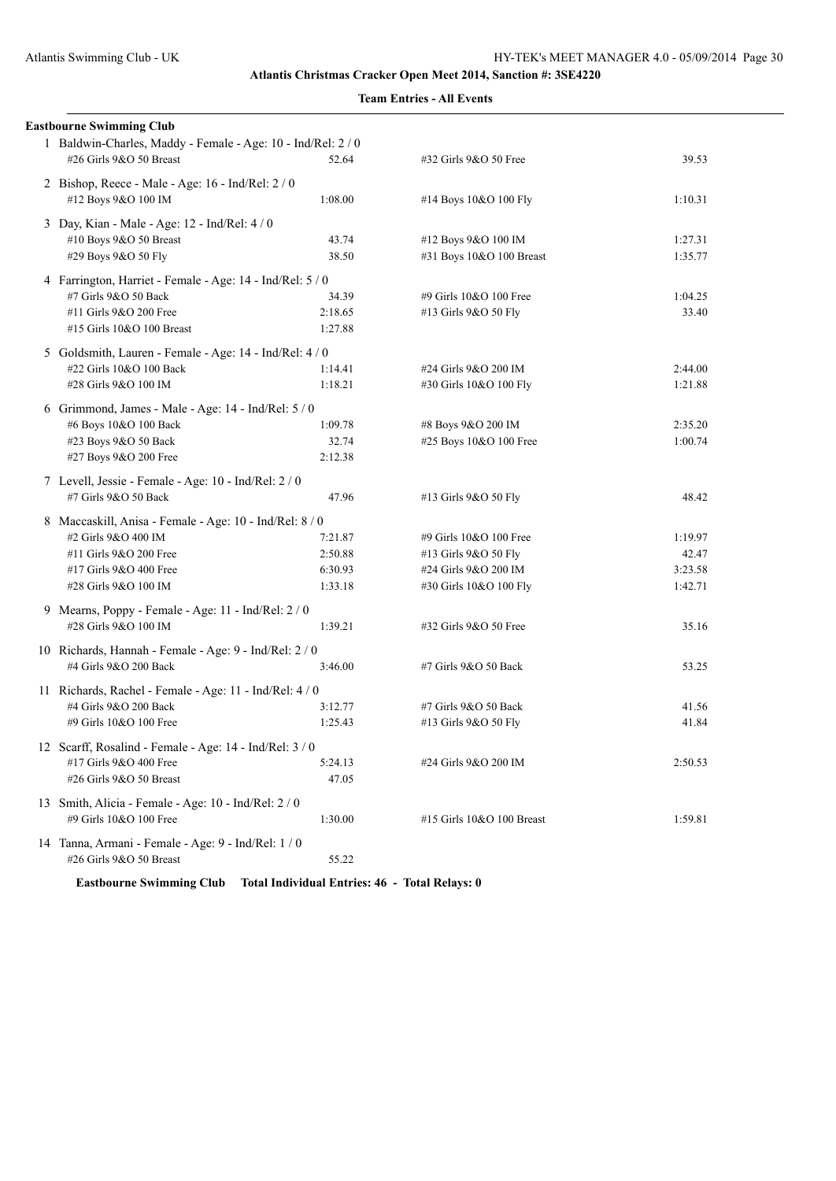## Atlantis Christmas Cracker Open Meet 2014, Sanction #: 3SE4220

### Team Entries - All Events

**Eastbourne Swimming Club**

1 Baldwin-Charles, Maddy - Female - Age: 10 - Ind/Rel: 2 / 0

| Event | Time | Event | Time |
|---|---|---|---|
| #26 Girls 9&O 50 Breast | 52.64 | #32 Girls 9&O 50 Free | 39.53 |

2 Bishop, Reece - Male - Age: 16 - Ind/Rel: 2 / 0

| Event | Time | Event | Time |
|---|---|---|---|
| #12 Boys 9&O 100 IM | 1:08.00 | #14 Boys 10&O 100 Fly | 1:10.31 |

3 Day, Kian - Male - Age: 12 - Ind/Rel: 4 / 0

| Event | Time | Event | Time |
|---|---|---|---|
| #10 Boys 9&O 50 Breast | 43.74 | #12 Boys 9&O 100 IM | 1:27.31 |
| #29 Boys 9&O 50 Fly | 38.50 | #31 Boys 10&O 100 Breast | 1:35.77 |

4 Farrington, Harriet - Female - Age: 14 - Ind/Rel: 5 / 0

| Event | Time | Event | Time |
|---|---|---|---|
| #7 Girls 9&O 50 Back | 34.39 | #9 Girls 10&O 100 Free | 1:04.25 |
| #11 Girls 9&O 200 Free | 2:18.65 | #13 Girls 9&O 50 Fly | 33.40 |
| #15 Girls 10&O 100 Breast | 1:27.88 | | |

5 Goldsmith, Lauren - Female - Age: 14 - Ind/Rel: 4 / 0

| Event | Time | Event | Time |
|---|---|---|---|
| #22 Girls 10&O 100 Back | 1:14.41 | #24 Girls 9&O 200 IM | 2:44.00 |
| #28 Girls 9&O 100 IM | 1:18.21 | #30 Girls 10&O 100 Fly | 1:21.88 |

6 Grimmond, James - Male - Age: 14 - Ind/Rel: 5 / 0

| Event | Time | Event | Time |
|---|---|---|---|
| #6 Boys 10&O 100 Back | 1:09.78 | #8 Boys 9&O 200 IM | 2:35.20 |
| #23 Boys 9&O 50 Back | 32.74 | #25 Boys 10&O 100 Free | 1:00.74 |
| #27 Boys 9&O 200 Free | 2:12.38 | | |

7 Levell, Jessie - Female - Age: 10 - Ind/Rel: 2 / 0

| Event | Time | Event | Time |
|---|---|---|---|
| #7 Girls 9&O 50 Back | 47.96 | #13 Girls 9&O 50 Fly | 48.42 |

8 Maccaskill, Anisa - Female - Age: 10 - Ind/Rel: 8 / 0

| Event | Time | Event | Time |
|---|---|---|---|
| #2 Girls 9&O 400 IM | 7:21.87 | #9 Girls 10&O 100 Free | 1:19.97 |
| #11 Girls 9&O 200 Free | 2:50.88 | #13 Girls 9&O 50 Fly | 42.47 |
| #17 Girls 9&O 400 Free | 6:30.93 | #24 Girls 9&O 200 IM | 3:23.58 |
| #28 Girls 9&O 100 IM | 1:33.18 | #30 Girls 10&O 100 Fly | 1:42.71 |

9 Mearns, Poppy - Female - Age: 11 - Ind/Rel: 2 / 0

| Event | Time | Event | Time |
|---|---|---|---|
| #28 Girls 9&O 100 IM | 1:39.21 | #32 Girls 9&O 50 Free | 35.16 |

10 Richards, Hannah - Female - Age: 9 - Ind/Rel: 2 / 0

| Event | Time | Event | Time |
|---|---|---|---|
| #4 Girls 9&O 200 Back | 3:46.00 | #7 Girls 9&O 50 Back | 53.25 |

11 Richards, Rachel - Female - Age: 11 - Ind/Rel: 4 / 0

| Event | Time | Event | Time |
|---|---|---|---|
| #4 Girls 9&O 200 Back | 3:12.77 | #7 Girls 9&O 50 Back | 41.56 |
| #9 Girls 10&O 100 Free | 1:25.43 | #13 Girls 9&O 50 Fly | 41.84 |

12 Scarff, Rosalind - Female - Age: 14 - Ind/Rel: 3 / 0

| Event | Time | Event | Time |
|---|---|---|---|
| #17 Girls 9&O 400 Free | 5:24.13 | #24 Girls 9&O 200 IM | 2:50.53 |
| #26 Girls 9&O 50 Breast | 47.05 | | |

13 Smith, Alicia - Female - Age: 10 - Ind/Rel: 2 / 0

| Event | Time | Event | Time |
|---|---|---|---|
| #9 Girls 10&O 100 Free | 1:30.00 | #15 Girls 10&O 100 Breast | 1:59.81 |

14 Tanna, Armani - Female - Age: 9 - Ind/Rel: 1 / 0

| Event | Time | Event | Time |
|---|---|---|---|
| #26 Girls 9&O 50 Breast | 55.22 | | |

**Eastbourne Swimming Club Total Individual Entries: 46 - Total Relays: 0**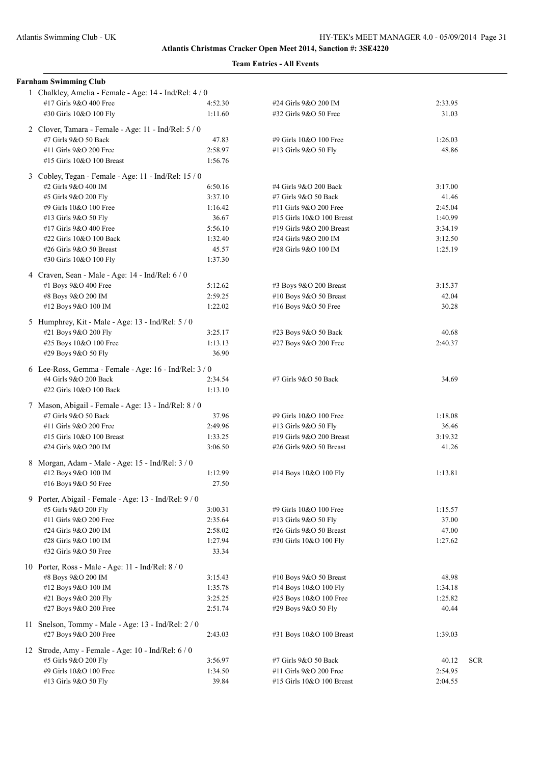**Atlantis Christmas Cracker Open Meet 2014, Sanction #: 3SE4220**

**Team Entries - All Events**

**Farnham Swimming Club**

1 Chalkley, Amelia - Female - Age: 14 - Ind/Rel: 4 / 0

| Event | Time | Event | Time |
|---|---|---|---|
| #17 Girls 9&O 400 Free | 4:52.30 | #24 Girls 9&O 200 IM | 2:33.95 |
| #30 Girls 10&O 100 Fly | 1:11.60 | #32 Girls 9&O 50 Free | 31.03 |

2 Clover, Tamara - Female - Age: 11 - Ind/Rel: 5 / 0

| Event | Time | Event | Time |
|---|---|---|---|
| #7 Girls 9&O 50 Back | 47.83 | #9 Girls 10&O 100 Free | 1:26.03 |
| #11 Girls 9&O 200 Free | 2:58.97 | #13 Girls 9&O 50 Fly | 48.86 |
| #15 Girls 10&O 100 Breast | 1:56.76 | | |

3 Cobley, Tegan - Female - Age: 11 - Ind/Rel: 15 / 0

| Event | Time | Event | Time |
|---|---|---|---|
| #2 Girls 9&O 400 IM | 6:50.16 | #4 Girls 9&O 200 Back | 3:17.00 |
| #5 Girls 9&O 200 Fly | 3:37.10 | #7 Girls 9&O 50 Back | 41.46 |
| #9 Girls 10&O 100 Free | 1:16.42 | #11 Girls 9&O 200 Free | 2:45.04 |
| #13 Girls 9&O 50 Fly | 36.67 | #15 Girls 10&O 100 Breast | 1:40.99 |
| #17 Girls 9&O 400 Free | 5:56.10 | #19 Girls 9&O 200 Breast | 3:34.19 |
| #22 Girls 10&O 100 Back | 1:32.40 | #24 Girls 9&O 200 IM | 3:12.50 |
| #26 Girls 9&O 50 Breast | 45.57 | #28 Girls 9&O 100 IM | 1:25.19 |
| #30 Girls 10&O 100 Fly | 1:37.30 | | |

4 Craven, Sean - Male - Age: 14 - Ind/Rel: 6 / 0

| Event | Time | Event | Time |
|---|---|---|---|
| #1 Boys 9&O 400 Free | 5:12.62 | #3 Boys 9&O 200 Breast | 3:15.37 |
| #8 Boys 9&O 200 IM | 2:59.25 | #10 Boys 9&O 50 Breast | 42.04 |
| #12 Boys 9&O 100 IM | 1:22.02 | #16 Boys 9&O 50 Free | 30.28 |

5 Humphrey, Kit - Male - Age: 13 - Ind/Rel: 5 / 0

| Event | Time | Event | Time |
|---|---|---|---|
| #21 Boys 9&O 200 Fly | 3:25.17 | #23 Boys 9&O 50 Back | 40.68 |
| #25 Boys 10&O 100 Free | 1:13.13 | #27 Boys 9&O 200 Free | 2:40.37 |
| #29 Boys 9&O 50 Fly | 36.90 | | |

6 Lee-Ross, Gemma - Female - Age: 16 - Ind/Rel: 3 / 0

| Event | Time | Event | Time |
|---|---|---|---|
| #4 Girls 9&O 200 Back | 2:34.54 | #7 Girls 9&O 50 Back | 34.69 |
| #22 Girls 10&O 100 Back | 1:13.10 | | |

7 Mason, Abigail - Female - Age: 13 - Ind/Rel: 8 / 0

| Event | Time | Event | Time |
|---|---|---|---|
| #7 Girls 9&O 50 Back | 37.96 | #9 Girls 10&O 100 Free | 1:18.08 |
| #11 Girls 9&O 200 Free | 2:49.96 | #13 Girls 9&O 50 Fly | 36.46 |
| #15 Girls 10&O 100 Breast | 1:33.25 | #19 Girls 9&O 200 Breast | 3:19.32 |
| #24 Girls 9&O 200 IM | 3:06.50 | #26 Girls 9&O 50 Breast | 41.26 |

8 Morgan, Adam - Male - Age: 15 - Ind/Rel: 3 / 0

| Event | Time | Event | Time |
|---|---|---|---|
| #12 Boys 9&O 100 IM | 1:12.99 | #14 Boys 10&O 100 Fly | 1:13.81 |
| #16 Boys 9&O 50 Free | 27.50 | | |

9 Porter, Abigail - Female - Age: 13 - Ind/Rel: 9 / 0

| Event | Time | Event | Time |
|---|---|---|---|
| #5 Girls 9&O 200 Fly | 3:00.31 | #9 Girls 10&O 100 Free | 1:15.57 |
| #11 Girls 9&O 200 Free | 2:35.64 | #13 Girls 9&O 50 Fly | 37.00 |
| #24 Girls 9&O 200 IM | 2:58.02 | #26 Girls 9&O 50 Breast | 47.00 |
| #28 Girls 9&O 100 IM | 1:27.94 | #30 Girls 10&O 100 Fly | 1:27.62 |
| #32 Girls 9&O 50 Free | 33.34 | | |

10 Porter, Ross - Male - Age: 11 - Ind/Rel: 8 / 0

| Event | Time | Event | Time |
|---|---|---|---|
| #8 Boys 9&O 200 IM | 3:15.43 | #10 Boys 9&O 50 Breast | 48.98 |
| #12 Boys 9&O 100 IM | 1:35.78 | #14 Boys 10&O 100 Fly | 1:34.18 |
| #21 Boys 9&O 200 Fly | 3:25.25 | #25 Boys 10&O 100 Free | 1:25.82 |
| #27 Boys 9&O 200 Free | 2:51.74 | #29 Boys 9&O 50 Fly | 40.44 |

11 Snelson, Tommy - Male - Age: 13 - Ind/Rel: 2 / 0

| Event | Time | Event | Time |
|---|---|---|---|
| #27 Boys 9&O 200 Free | 2:43.03 | #31 Boys 10&O 100 Breast | 1:39.03 |

12 Strode, Amy - Female - Age: 10 - Ind/Rel: 6 / 0

| Event | Time | Event | Time |
|---|---|---|---|
| #5 Girls 9&O 200 Fly | 3:56.97 | #7 Girls 9&O 50 Back | 40.12 SCR |
| #9 Girls 10&O 100 Free | 1:34.50 | #11 Girls 9&O 200 Free | 2:54.95 |
| #13 Girls 9&O 50 Fly | 39.84 | #15 Girls 10&O 100 Breast | 2:04.55 |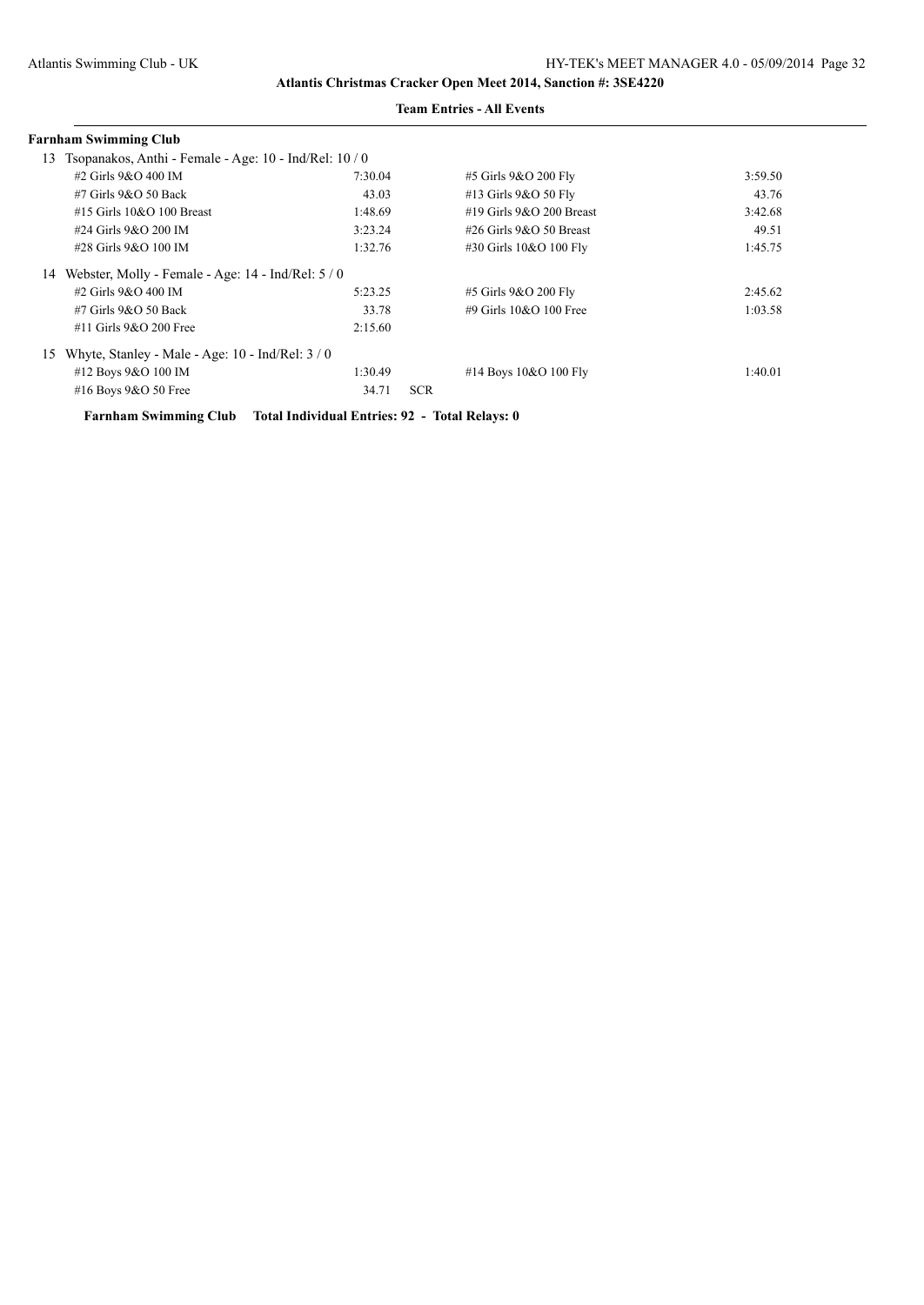**Atlantis Christmas Cracker Open Meet 2014, Sanction #: 3SE4220**

**Team Entries - All Events**

**Farnham Swimming Club**

13 Tsopanakos, Anthi - Female - Age: 10 - Ind/Rel: 10 / 0

| Event | Time | | Event | Time |
|---|---|---|---|---|
| #2 Girls 9&O 400 IM | 7:30.04 | | #5 Girls 9&O 200 Fly | 3:59.50 |
| #7 Girls 9&O 50 Back | 43.03 | | #13 Girls 9&O 50 Fly | 43.76 |
| #15 Girls 10&O 100 Breast | 1:48.69 | | #19 Girls 9&O 200 Breast | 3:42.68 |
| #24 Girls 9&O 200 IM | 3:23.24 | | #26 Girls 9&O 50 Breast | 49.51 |
| #28 Girls 9&O 100 IM | 1:32.76 | | #30 Girls 10&O 100 Fly | 1:45.75 |

14 Webster, Molly - Female - Age: 14 - Ind/Rel: 5 / 0

| Event | Time | | Event | Time |
|---|---|---|---|---|
| #2 Girls 9&O 400 IM | 5:23.25 | | #5 Girls 9&O 200 Fly | 2:45.62 |
| #7 Girls 9&O 50 Back | 33.78 | | #9 Girls 10&O 100 Free | 1:03.58 |
| #11 Girls 9&O 200 Free | 2:15.60 | | | |

15 Whyte, Stanley - Male - Age: 10 - Ind/Rel: 3 / 0

| Event | Time | | Event | Time |
|---|---|---|---|---|
| #12 Boys 9&O 100 IM | 1:30.49 | | #14 Boys 10&O 100 Fly | 1:40.01 |
| #16 Boys 9&O 50 Free | 34.71 | SCR | | |

**Farnham Swimming Club Total Individual Entries: 92 - Total Relays: 0**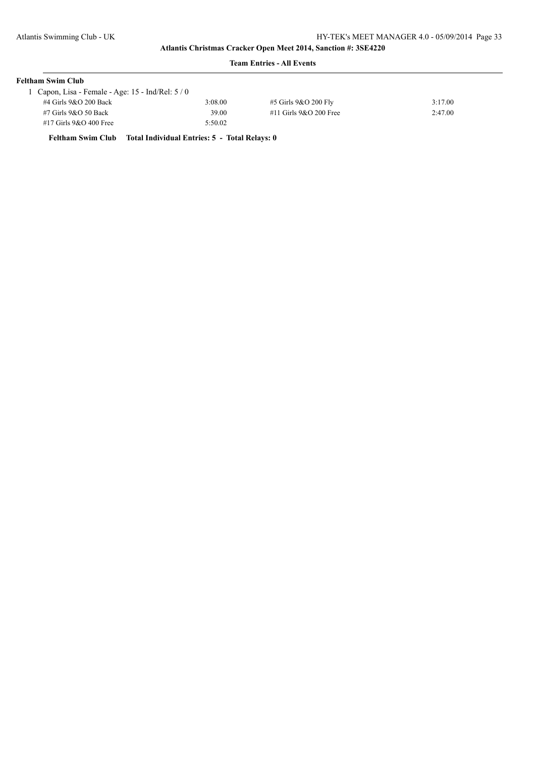## Team Entries - All Events

**Feltham Swim Club**

1 Capon, Lisa - Female - Age: 15 - Ind/Rel: 5 / 0

| | | | |
|---|---|---|---|
| #4 Girls 9&O 200 Back | 3:08.00 | #5 Girls 9&O 200 Fly | 3:17.00 |
| #7 Girls 9&O 50 Back | 39.00 | #11 Girls 9&O 200 Free | 2:47.00 |
| #17 Girls 9&O 400 Free | 5:50.02 | | |

**Feltham Swim Club Total Individual Entries: 5 - Total Relays: 0**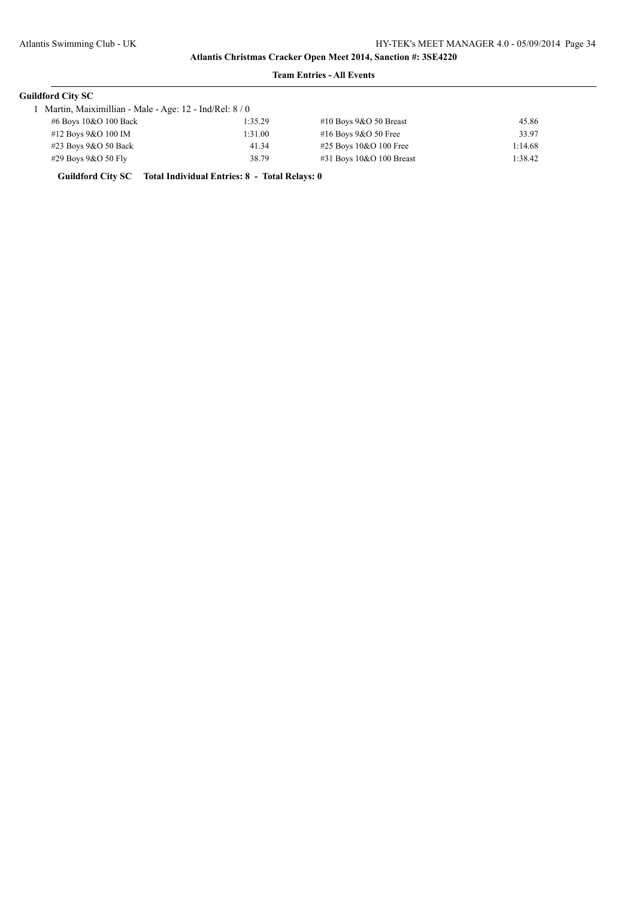### Atlantis Christmas Cracker Open Meet 2014, Sanction #: 3SE4220

#### Team Entries - All Events

**Guildford City SC**

1 Martin, Maiximillian - Male - Age: 12 - Ind/Rel: 8 / 0

| Event | Time | Event | Time |
|---|---|---|---|
| #6 Boys 10&O 100 Back | 1:35.29 | #10 Boys 9&O 50 Breast | 45.86 |
| #12 Boys 9&O 100 IM | 1:31.00 | #16 Boys 9&O 50 Free | 33.97 |
| #23 Boys 9&O 50 Back | 41.34 | #25 Boys 10&O 100 Free | 1:14.68 |
| #29 Boys 9&O 50 Fly | 38.79 | #31 Boys 10&O 100 Breast | 1:38.42 |

**Guildford City SC Total Individual Entries: 8 - Total Relays: 0**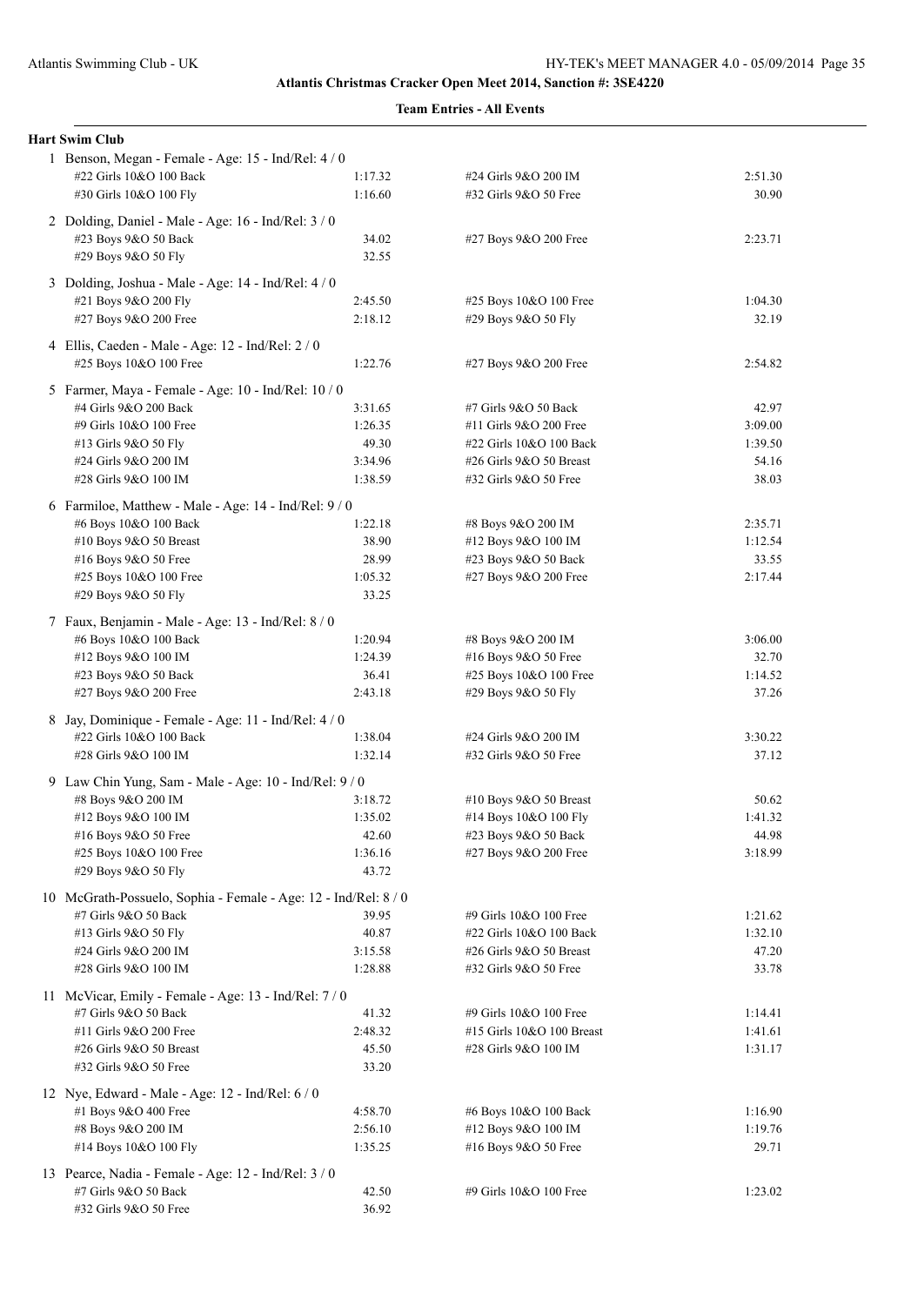**Atlantis Christmas Cracker Open Meet 2014, Sanction #: 3SE4220**

**Team Entries - All Events**

**Hart Swim Club**

1 Benson, Megan - Female - Age: 15 - Ind/Rel: 4 / 0

| | | | |
|---|---|---|---|
| #22 Girls 10&O 100 Back | 1:17.32 | #24 Girls 9&O 200 IM | 2:51.30 |
| #30 Girls 10&O 100 Fly | 1:16.60 | #32 Girls 9&O 50 Free | 30.90 |

2 Dolding, Daniel - Male - Age: 16 - Ind/Rel: 3 / 0

| | | | |
|---|---|---|---|
| #23 Boys 9&O 50 Back | 34.02 | #27 Boys 9&O 200 Free | 2:23.71 |
| #29 Boys 9&O 50 Fly | 32.55 | | |

3 Dolding, Joshua - Male - Age: 14 - Ind/Rel: 4 / 0

| | | | |
|---|---|---|---|
| #21 Boys 9&O 200 Fly | 2:45.50 | #25 Boys 10&O 100 Free | 1:04.30 |
| #27 Boys 9&O 200 Free | 2:18.12 | #29 Boys 9&O 50 Fly | 32.19 |

4 Ellis, Caeden - Male - Age: 12 - Ind/Rel: 2 / 0

| | | | |
|---|---|---|---|
| #25 Boys 10&O 100 Free | 1:22.76 | #27 Boys 9&O 200 Free | 2:54.82 |

5 Farmer, Maya - Female - Age: 10 - Ind/Rel: 10 / 0

| | | | |
|---|---|---|---|
| #4 Girls 9&O 200 Back | 3:31.65 | #7 Girls 9&O 50 Back | 42.97 |
| #9 Girls 10&O 100 Free | 1:26.35 | #11 Girls 9&O 200 Free | 3:09.00 |
| #13 Girls 9&O 50 Fly | 49.30 | #22 Girls 10&O 100 Back | 1:39.50 |
| #24 Girls 9&O 200 IM | 3:34.96 | #26 Girls 9&O 50 Breast | 54.16 |
| #28 Girls 9&O 100 IM | 1:38.59 | #32 Girls 9&O 50 Free | 38.03 |

6 Farmiloe, Matthew - Male - Age: 14 - Ind/Rel: 9 / 0

| | | | |
|---|---|---|---|
| #6 Boys 10&O 100 Back | 1:22.18 | #8 Boys 9&O 200 IM | 2:35.71 |
| #10 Boys 9&O 50 Breast | 38.90 | #12 Boys 9&O 100 IM | 1:12.54 |
| #16 Boys 9&O 50 Free | 28.99 | #23 Boys 9&O 50 Back | 33.55 |
| #25 Boys 10&O 100 Free | 1:05.32 | #27 Boys 9&O 200 Free | 2:17.44 |
| #29 Boys 9&O 50 Fly | 33.25 | | |

7 Faux, Benjamin - Male - Age: 13 - Ind/Rel: 8 / 0

| | | | |
|---|---|---|---|
| #6 Boys 10&O 100 Back | 1:20.94 | #8 Boys 9&O 200 IM | 3:06.00 |
| #12 Boys 9&O 100 IM | 1:24.39 | #16 Boys 9&O 50 Free | 32.70 |
| #23 Boys 9&O 50 Back | 36.41 | #25 Boys 10&O 100 Free | 1:14.52 |
| #27 Boys 9&O 200 Free | 2:43.18 | #29 Boys 9&O 50 Fly | 37.26 |

8 Jay, Dominique - Female - Age: 11 - Ind/Rel: 4 / 0

| | | | |
|---|---|---|---|
| #22 Girls 10&O 100 Back | 1:38.04 | #24 Girls 9&O 200 IM | 3:30.22 |
| #28 Girls 9&O 100 IM | 1:32.14 | #32 Girls 9&O 50 Free | 37.12 |

9 Law Chin Yung, Sam - Male - Age: 10 - Ind/Rel: 9 / 0

| | | | |
|---|---|---|---|
| #8 Boys 9&O 200 IM | 3:18.72 | #10 Boys 9&O 50 Breast | 50.62 |
| #12 Boys 9&O 100 IM | 1:35.02 | #14 Boys 10&O 100 Fly | 1:41.32 |
| #16 Boys 9&O 50 Free | 42.60 | #23 Boys 9&O 50 Back | 44.98 |
| #25 Boys 10&O 100 Free | 1:36.16 | #27 Boys 9&O 200 Free | 3:18.99 |
| #29 Boys 9&O 50 Fly | 43.72 | | |

10 McGrath-Possuelo, Sophia - Female - Age: 12 - Ind/Rel: 8 / 0

| | | | |
|---|---|---|---|
| #7 Girls 9&O 50 Back | 39.95 | #9 Girls 10&O 100 Free | 1:21.62 |
| #13 Girls 9&O 50 Fly | 40.87 | #22 Girls 10&O 100 Back | 1:32.10 |
| #24 Girls 9&O 200 IM | 3:15.58 | #26 Girls 9&O 50 Breast | 47.20 |
| #28 Girls 9&O 100 IM | 1:28.88 | #32 Girls 9&O 50 Free | 33.78 |

11 McVicar, Emily - Female - Age: 13 - Ind/Rel: 7 / 0

| | | | |
|---|---|---|---|
| #7 Girls 9&O 50 Back | 41.32 | #9 Girls 10&O 100 Free | 1:14.41 |
| #11 Girls 9&O 200 Free | 2:48.32 | #15 Girls 10&O 100 Breast | 1:41.61 |
| #26 Girls 9&O 50 Breast | 45.50 | #28 Girls 9&O 100 IM | 1:31.17 |
| #32 Girls 9&O 50 Free | 33.20 | | |

12 Nye, Edward - Male - Age: 12 - Ind/Rel: 6 / 0

| | | | |
|---|---|---|---|
| #1 Boys 9&O 400 Free | 4:58.70 | #6 Boys 10&O 100 Back | 1:16.90 |
| #8 Boys 9&O 200 IM | 2:56.10 | #12 Boys 9&O 100 IM | 1:19.76 |
| #14 Boys 10&O 100 Fly | 1:35.25 | #16 Boys 9&O 50 Free | 29.71 |

13 Pearce, Nadia - Female - Age: 12 - Ind/Rel: 3 / 0

| | | | |
|---|---|---|---|
| #7 Girls 9&O 50 Back | 42.50 | #9 Girls 10&O 100 Free | 1:23.02 |
| #32 Girls 9&O 50 Free | 36.92 | | |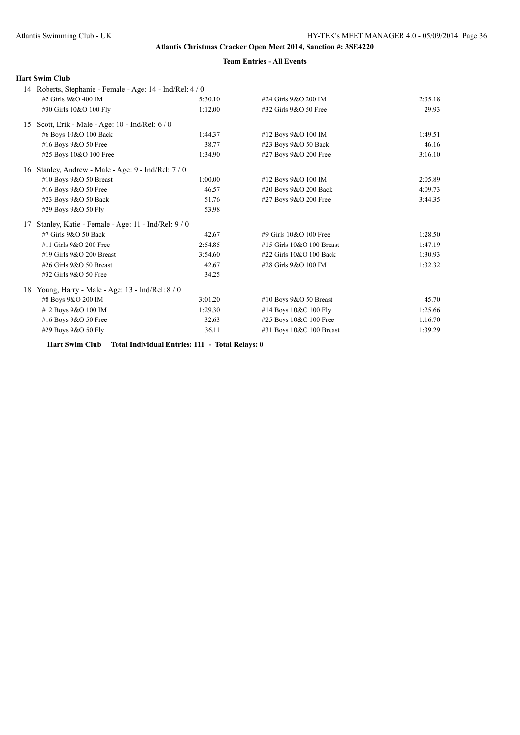**Atlantis Christmas Cracker Open Meet 2014, Sanction #: 3SE4220**

**Team Entries - All Events**

**Hart Swim Club**

14 Roberts, Stephanie - Female - Age: 14 - Ind/Rel: 4 / 0

| | | | |
|---|---|---|---|
| #2 Girls 9&O 400 IM | 5:30.10 | #24 Girls 9&O 200 IM | 2:35.18 |
| #30 Girls 10&O 100 Fly | 1:12.00 | #32 Girls 9&O 50 Free | 29.93 |

15 Scott, Erik - Male - Age: 10 - Ind/Rel: 6 / 0

| | | | |
|---|---|---|---|
| #6 Boys 10&O 100 Back | 1:44.37 | #12 Boys 9&O 100 IM | 1:49.51 |
| #16 Boys 9&O 50 Free | 38.77 | #23 Boys 9&O 50 Back | 46.16 |
| #25 Boys 10&O 100 Free | 1:34.90 | #27 Boys 9&O 200 Free | 3:16.10 |

16 Stanley, Andrew - Male - Age: 9 - Ind/Rel: 7 / 0

| | | | |
|---|---|---|---|
| #10 Boys 9&O 50 Breast | 1:00.00 | #12 Boys 9&O 100 IM | 2:05.89 |
| #16 Boys 9&O 50 Free | 46.57 | #20 Boys 9&O 200 Back | 4:09.73 |
| #23 Boys 9&O 50 Back | 51.76 | #27 Boys 9&O 200 Free | 3:44.35 |
| #29 Boys 9&O 50 Fly | 53.98 | | |

17 Stanley, Katie - Female - Age: 11 - Ind/Rel: 9 / 0

| | | | |
|---|---|---|---|
| #7 Girls 9&O 50 Back | 42.67 | #9 Girls 10&O 100 Free | 1:28.50 |
| #11 Girls 9&O 200 Free | 2:54.85 | #15 Girls 10&O 100 Breast | 1:47.19 |
| #19 Girls 9&O 200 Breast | 3:54.60 | #22 Girls 10&O 100 Back | 1:30.93 |
| #26 Girls 9&O 50 Breast | 42.67 | #28 Girls 9&O 100 IM | 1:32.32 |
| #32 Girls 9&O 50 Free | 34.25 | | |

18 Young, Harry - Male - Age: 13 - Ind/Rel: 8 / 0

| | | | |
|---|---|---|---|
| #8 Boys 9&O 200 IM | 3:01.20 | #10 Boys 9&O 50 Breast | 45.70 |
| #12 Boys 9&O 100 IM | 1:29.30 | #14 Boys 10&O 100 Fly | 1:25.66 |
| #16 Boys 9&O 50 Free | 32.63 | #25 Boys 10&O 100 Free | 1:16.70 |
| #29 Boys 9&O 50 Fly | 36.11 | #31 Boys 10&O 100 Breast | 1:39.29 |

**Hart Swim Club Total Individual Entries: 111 - Total Relays: 0**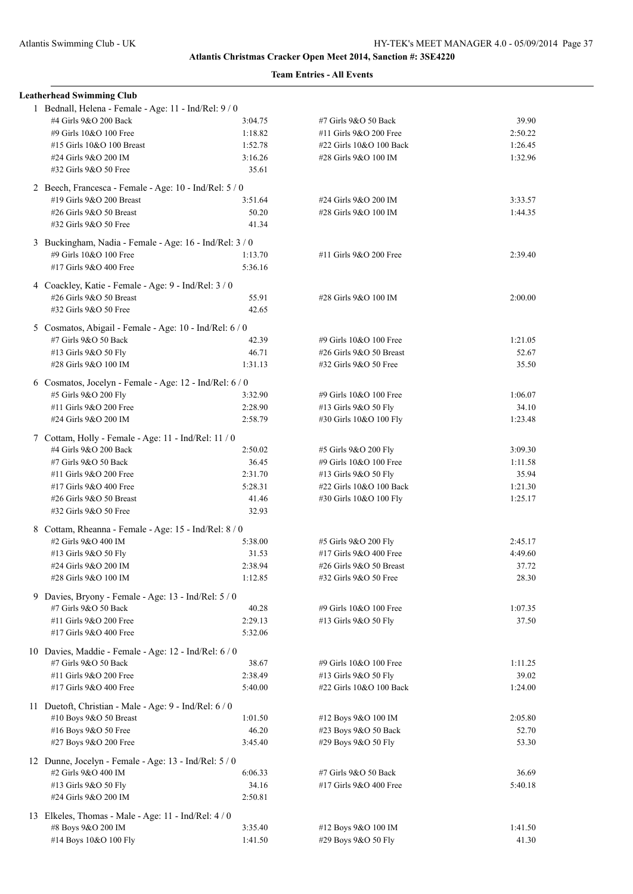**Atlantis Christmas Cracker Open Meet 2014, Sanction #: 3SE4220**

**Team Entries - All Events**

**Leatherhead Swimming Club**

1 Bednall, Helena - Female - Age: 11 - Ind/Rel: 9 / 0

| Event | Time | Event | Time |
|---|---|---|---|
| #4 Girls 9&O 200 Back | 3:04.75 | #7 Girls 9&O 50 Back | 39.90 |
| #9 Girls 10&O 100 Free | 1:18.82 | #11 Girls 9&O 200 Free | 2:50.22 |
| #15 Girls 10&O 100 Breast | 1:52.78 | #22 Girls 10&O 100 Back | 1:26.45 |
| #24 Girls 9&O 200 IM | 3:16.26 | #28 Girls 9&O 100 IM | 1:32.96 |
| #32 Girls 9&O 50 Free | 35.61 | | |

2 Beech, Francesca - Female - Age: 10 - Ind/Rel: 5 / 0

| Event | Time | Event | Time |
|---|---|---|---|
| #19 Girls 9&O 200 Breast | 3:51.64 | #24 Girls 9&O 200 IM | 3:33.57 |
| #26 Girls 9&O 50 Breast | 50.20 | #28 Girls 9&O 100 IM | 1:44.35 |
| #32 Girls 9&O 50 Free | 41.34 | | |

3 Buckingham, Nadia - Female - Age: 16 - Ind/Rel: 3 / 0

| Event | Time | Event | Time |
|---|---|---|---|
| #9 Girls 10&O 100 Free | 1:13.70 | #11 Girls 9&O 200 Free | 2:39.40 |
| #17 Girls 9&O 400 Free | 5:36.16 | | |

4 Coackley, Katie - Female - Age: 9 - Ind/Rel: 3 / 0

| Event | Time | Event | Time |
|---|---|---|---|
| #26 Girls 9&O 50 Breast | 55.91 | #28 Girls 9&O 100 IM | 2:00.00 |
| #32 Girls 9&O 50 Free | 42.65 | | |

5 Cosmatos, Abigail - Female - Age: 10 - Ind/Rel: 6 / 0

| Event | Time | Event | Time |
|---|---|---|---|
| #7 Girls 9&O 50 Back | 42.39 | #9 Girls 10&O 100 Free | 1:21.05 |
| #13 Girls 9&O 50 Fly | 46.71 | #26 Girls 9&O 50 Breast | 52.67 |
| #28 Girls 9&O 100 IM | 1:31.13 | #32 Girls 9&O 50 Free | 35.50 |

6 Cosmatos, Jocelyn - Female - Age: 12 - Ind/Rel: 6 / 0

| Event | Time | Event | Time |
|---|---|---|---|
| #5 Girls 9&O 200 Fly | 3:32.90 | #9 Girls 10&O 100 Free | 1:06.07 |
| #11 Girls 9&O 200 Free | 2:28.90 | #13 Girls 9&O 50 Fly | 34.10 |
| #24 Girls 9&O 200 IM | 2:58.79 | #30 Girls 10&O 100 Fly | 1:23.48 |

7 Cottam, Holly - Female - Age: 11 - Ind/Rel: 11 / 0

| Event | Time | Event | Time |
|---|---|---|---|
| #4 Girls 9&O 200 Back | 2:50.02 | #5 Girls 9&O 200 Fly | 3:09.30 |
| #7 Girls 9&O 50 Back | 36.45 | #9 Girls 10&O 100 Free | 1:11.58 |
| #11 Girls 9&O 200 Free | 2:31.70 | #13 Girls 9&O 50 Fly | 35.94 |
| #17 Girls 9&O 400 Free | 5:28.31 | #22 Girls 10&O 100 Back | 1:21.30 |
| #26 Girls 9&O 50 Breast | 41.46 | #30 Girls 10&O 100 Fly | 1:25.17 |
| #32 Girls 9&O 50 Free | 32.93 | | |

8 Cottam, Rheanna - Female - Age: 15 - Ind/Rel: 8 / 0

| Event | Time | Event | Time |
|---|---|---|---|
| #2 Girls 9&O 400 IM | 5:38.00 | #5 Girls 9&O 200 Fly | 2:45.17 |
| #13 Girls 9&O 50 Fly | 31.53 | #17 Girls 9&O 400 Free | 4:49.60 |
| #24 Girls 9&O 200 IM | 2:38.94 | #26 Girls 9&O 50 Breast | 37.72 |
| #28 Girls 9&O 100 IM | 1:12.85 | #32 Girls 9&O 50 Free | 28.30 |

9 Davies, Bryony - Female - Age: 13 - Ind/Rel: 5 / 0

| Event | Time | Event | Time |
|---|---|---|---|
| #7 Girls 9&O 50 Back | 40.28 | #9 Girls 10&O 100 Free | 1:07.35 |
| #11 Girls 9&O 200 Free | 2:29.13 | #13 Girls 9&O 50 Fly | 37.50 |
| #17 Girls 9&O 400 Free | 5:32.06 | | |

10 Davies, Maddie - Female - Age: 12 - Ind/Rel: 6 / 0

| Event | Time | Event | Time |
|---|---|---|---|
| #7 Girls 9&O 50 Back | 38.67 | #9 Girls 10&O 100 Free | 1:11.25 |
| #11 Girls 9&O 200 Free | 2:38.49 | #13 Girls 9&O 50 Fly | 39.02 |
| #17 Girls 9&O 400 Free | 5:40.00 | #22 Girls 10&O 100 Back | 1:24.00 |

11 Duetoft, Christian - Male - Age: 9 - Ind/Rel: 6 / 0

| Event | Time | Event | Time |
|---|---|---|---|
| #10 Boys 9&O 50 Breast | 1:01.50 | #12 Boys 9&O 100 IM | 2:05.80 |
| #16 Boys 9&O 50 Free | 46.20 | #23 Boys 9&O 50 Back | 52.70 |
| #27 Boys 9&O 200 Free | 3:45.40 | #29 Boys 9&O 50 Fly | 53.30 |

12 Dunne, Jocelyn - Female - Age: 13 - Ind/Rel: 5 / 0

| Event | Time | Event | Time |
|---|---|---|---|
| #2 Girls 9&O 400 IM | 6:06.33 | #7 Girls 9&O 50 Back | 36.69 |
| #13 Girls 9&O 50 Fly | 34.16 | #17 Girls 9&O 400 Free | 5:40.18 |
| #24 Girls 9&O 200 IM | 2:50.81 | | |

13 Elkeles, Thomas - Male - Age: 11 - Ind/Rel: 4 / 0

| Event | Time | Event | Time |
|---|---|---|---|
| #8 Boys 9&O 200 IM | 3:35.40 | #12 Boys 9&O 100 IM | 1:41.50 |
| #14 Boys 10&O 100 Fly | 1:41.50 | #29 Boys 9&O 50 Fly | 41.30 |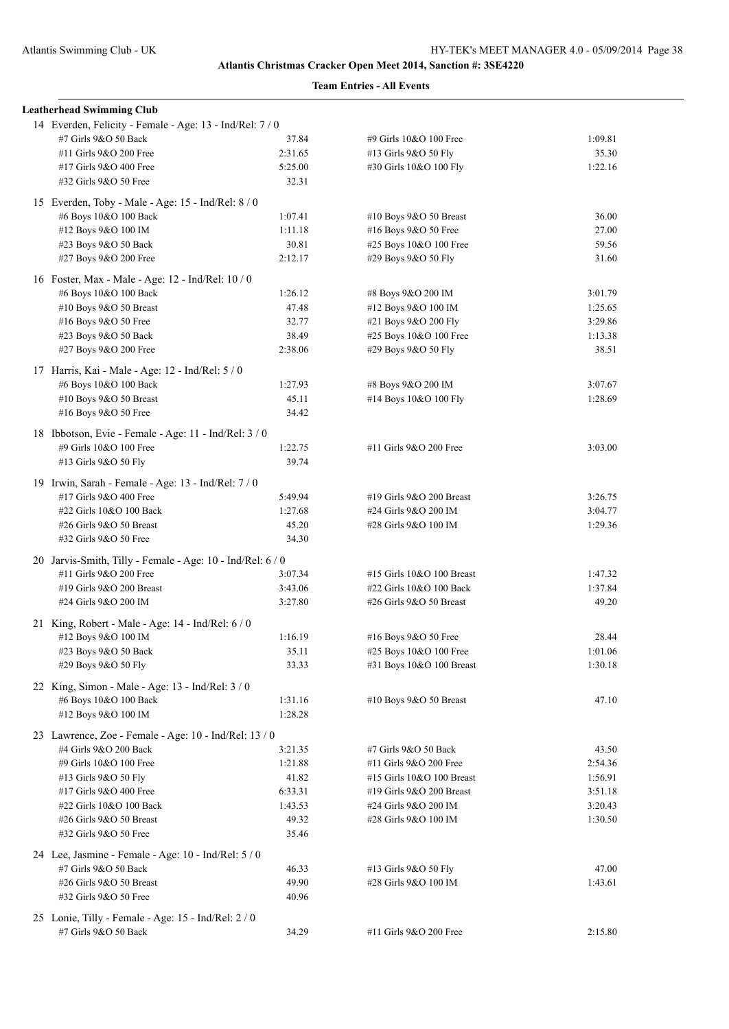**Atlantis Christmas Cracker Open Meet 2014, Sanction #: 3SE4220**

**Team Entries - All Events**

**Leatherhead Swimming Club**

14 Everden, Felicity - Female - Age: 13 - Ind/Rel: 7 / 0

| Event | Time | Event | Time |
|---|---|---|---|
| #7 Girls 9&O 50 Back | 37.84 | #9 Girls 10&O 100 Free | 1:09.81 |
| #11 Girls 9&O 200 Free | 2:31.65 | #13 Girls 9&O 50 Fly | 35.30 |
| #17 Girls 9&O 400 Free | 5:25.00 | #30 Girls 10&O 100 Fly | 1:22.16 |
| #32 Girls 9&O 50 Free | 32.31 | | |

15 Everden, Toby - Male - Age: 15 - Ind/Rel: 8 / 0

| Event | Time | Event | Time |
|---|---|---|---|
| #6 Boys 10&O 100 Back | 1:07.41 | #10 Boys 9&O 50 Breast | 36.00 |
| #12 Boys 9&O 100 IM | 1:11.18 | #16 Boys 9&O 50 Free | 27.00 |
| #23 Boys 9&O 50 Back | 30.81 | #25 Boys 10&O 100 Free | 59.56 |
| #27 Boys 9&O 200 Free | 2:12.17 | #29 Boys 9&O 50 Fly | 31.60 |

16 Foster, Max - Male - Age: 12 - Ind/Rel: 10 / 0

| Event | Time | Event | Time |
|---|---|---|---|
| #6 Boys 10&O 100 Back | 1:26.12 | #8 Boys 9&O 200 IM | 3:01.79 |
| #10 Boys 9&O 50 Breast | 47.48 | #12 Boys 9&O 100 IM | 1:25.65 |
| #16 Boys 9&O 50 Free | 32.77 | #21 Boys 9&O 200 Fly | 3:29.86 |
| #23 Boys 9&O 50 Back | 38.49 | #25 Boys 10&O 100 Free | 1:13.38 |
| #27 Boys 9&O 200 Free | 2:38.06 | #29 Boys 9&O 50 Fly | 38.51 |

17 Harris, Kai - Male - Age: 12 - Ind/Rel: 5 / 0

| Event | Time | Event | Time |
|---|---|---|---|
| #6 Boys 10&O 100 Back | 1:27.93 | #8 Boys 9&O 200 IM | 3:07.67 |
| #10 Boys 9&O 50 Breast | 45.11 | #14 Boys 10&O 100 Fly | 1:28.69 |
| #16 Boys 9&O 50 Free | 34.42 | | |

18 Ibbotson, Evie - Female - Age: 11 - Ind/Rel: 3 / 0

| Event | Time | Event | Time |
|---|---|---|---|
| #9 Girls 10&O 100 Free | 1:22.75 | #11 Girls 9&O 200 Free | 3:03.00 |
| #13 Girls 9&O 50 Fly | 39.74 | | |

19 Irwin, Sarah - Female - Age: 13 - Ind/Rel: 7 / 0

| Event | Time | Event | Time |
|---|---|---|---|
| #17 Girls 9&O 400 Free | 5:49.94 | #19 Girls 9&O 200 Breast | 3:26.75 |
| #22 Girls 10&O 100 Back | 1:27.68 | #24 Girls 9&O 200 IM | 3:04.77 |
| #26 Girls 9&O 50 Breast | 45.20 | #28 Girls 9&O 100 IM | 1:29.36 |
| #32 Girls 9&O 50 Free | 34.30 | | |

20 Jarvis-Smith, Tilly - Female - Age: 10 - Ind/Rel: 6 / 0

| Event | Time | Event | Time |
|---|---|---|---|
| #11 Girls 9&O 200 Free | 3:07.34 | #15 Girls 10&O 100 Breast | 1:47.32 |
| #19 Girls 9&O 200 Breast | 3:43.06 | #22 Girls 10&O 100 Back | 1:37.84 |
| #24 Girls 9&O 200 IM | 3:27.80 | #26 Girls 9&O 50 Breast | 49.20 |

21 King, Robert - Male - Age: 14 - Ind/Rel: 6 / 0

| Event | Time | Event | Time |
|---|---|---|---|
| #12 Boys 9&O 100 IM | 1:16.19 | #16 Boys 9&O 50 Free | 28.44 |
| #23 Boys 9&O 50 Back | 35.11 | #25 Boys 10&O 100 Free | 1:01.06 |
| #29 Boys 9&O 50 Fly | 33.33 | #31 Boys 10&O 100 Breast | 1:30.18 |

22 King, Simon - Male - Age: 13 - Ind/Rel: 3 / 0

| Event | Time | Event | Time |
|---|---|---|---|
| #6 Boys 10&O 100 Back | 1:31.16 | #10 Boys 9&O 50 Breast | 47.10 |
| #12 Boys 9&O 100 IM | 1:28.28 | | |

23 Lawrence, Zoe - Female - Age: 10 - Ind/Rel: 13 / 0

| Event | Time | Event | Time |
|---|---|---|---|
| #4 Girls 9&O 200 Back | 3:21.35 | #7 Girls 9&O 50 Back | 43.50 |
| #9 Girls 10&O 100 Free | 1:21.88 | #11 Girls 9&O 200 Free | 2:54.36 |
| #13 Girls 9&O 50 Fly | 41.82 | #15 Girls 10&O 100 Breast | 1:56.91 |
| #17 Girls 9&O 400 Free | 6:33.31 | #19 Girls 9&O 200 Breast | 3:51.18 |
| #22 Girls 10&O 100 Back | 1:43.53 | #24 Girls 9&O 200 IM | 3:20.43 |
| #26 Girls 9&O 50 Breast | 49.32 | #28 Girls 9&O 100 IM | 1:30.50 |
| #32 Girls 9&O 50 Free | 35.46 | | |

24 Lee, Jasmine - Female - Age: 10 - Ind/Rel: 5 / 0

| Event | Time | Event | Time |
|---|---|---|---|
| #7 Girls 9&O 50 Back | 46.33 | #13 Girls 9&O 50 Fly | 47.00 |
| #26 Girls 9&O 50 Breast | 49.90 | #28 Girls 9&O 100 IM | 1:43.61 |
| #32 Girls 9&O 50 Free | 40.96 | | |

25 Lonie, Tilly - Female - Age: 15 - Ind/Rel: 2 / 0

| Event | Time | Event | Time |
|---|---|---|---|
| #7 Girls 9&O 50 Back | 34.29 | #11 Girls 9&O 200 Free | 2:15.80 |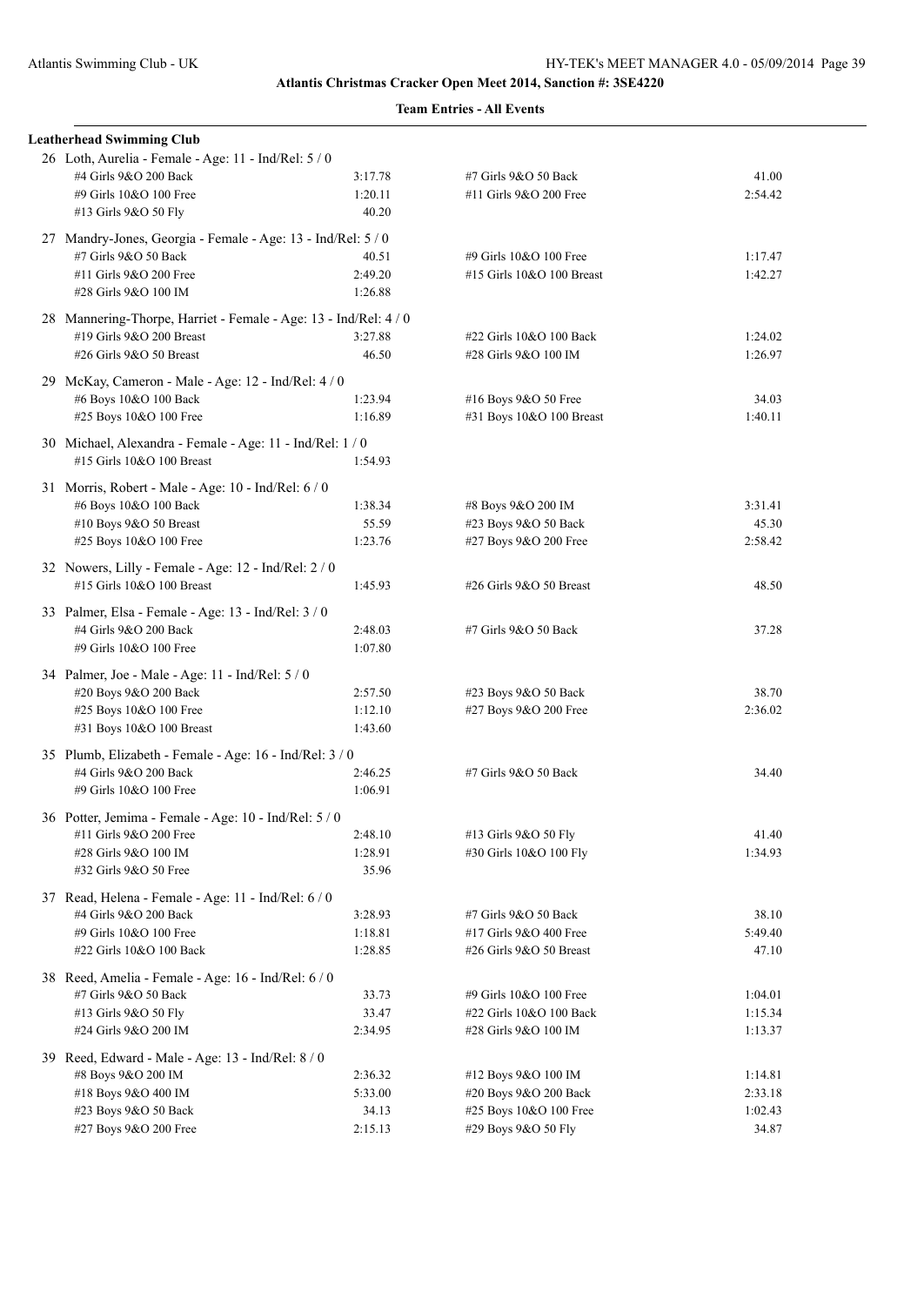**Atlantis Christmas Cracker Open Meet 2014, Sanction #: 3SE4220**

**Team Entries - All Events**

**Leatherhead Swimming Club**

26 Loth, Aurelia - Female - Age: 11 - Ind/Rel: 5 / 0

| | | | |
|---|---|---|---|
| #4 Girls 9&O 200 Back | 3:17.78 | #7 Girls 9&O 50 Back | 41.00 |
| #9 Girls 10&O 100 Free | 1:20.11 | #11 Girls 9&O 200 Free | 2:54.42 |
| #13 Girls 9&O 50 Fly | 40.20 | | |

27 Mandry-Jones, Georgia - Female - Age: 13 - Ind/Rel: 5 / 0

| | | | |
|---|---|---|---|
| #7 Girls 9&O 50 Back | 40.51 | #9 Girls 10&O 100 Free | 1:17.47 |
| #11 Girls 9&O 200 Free | 2:49.20 | #15 Girls 10&O 100 Breast | 1:42.27 |
| #28 Girls 9&O 100 IM | 1:26.88 | | |

28 Mannering-Thorpe, Harriet - Female - Age: 13 - Ind/Rel: 4 / 0

| | | | |
|---|---|---|---|
| #19 Girls 9&O 200 Breast | 3:27.88 | #22 Girls 10&O 100 Back | 1:24.02 |
| #26 Girls 9&O 50 Breast | 46.50 | #28 Girls 9&O 100 IM | 1:26.97 |

29 McKay, Cameron - Male - Age: 12 - Ind/Rel: 4 / 0

| | | | |
|---|---|---|---|
| #6 Boys 10&O 100 Back | 1:23.94 | #16 Boys 9&O 50 Free | 34.03 |
| #25 Boys 10&O 100 Free | 1:16.89 | #31 Boys 10&O 100 Breast | 1:40.11 |

30 Michael, Alexandra - Female - Age: 11 - Ind/Rel: 1 / 0

| | | | |
|---|---|---|---|
| #15 Girls 10&O 100 Breast | 1:54.93 | | |

31 Morris, Robert - Male - Age: 10 - Ind/Rel: 6 / 0

| | | | |
|---|---|---|---|
| #6 Boys 10&O 100 Back | 1:38.34 | #8 Boys 9&O 200 IM | 3:31.41 |
| #10 Boys 9&O 50 Breast | 55.59 | #23 Boys 9&O 50 Back | 45.30 |
| #25 Boys 10&O 100 Free | 1:23.76 | #27 Boys 9&O 200 Free | 2:58.42 |

32 Nowers, Lilly - Female - Age: 12 - Ind/Rel: 2 / 0

| | | | |
|---|---|---|---|
| #15 Girls 10&O 100 Breast | 1:45.93 | #26 Girls 9&O 50 Breast | 48.50 |

33 Palmer, Elsa - Female - Age: 13 - Ind/Rel: 3 / 0

| | | | |
|---|---|---|---|
| #4 Girls 9&O 200 Back | 2:48.03 | #7 Girls 9&O 50 Back | 37.28 |
| #9 Girls 10&O 100 Free | 1:07.80 | | |

34 Palmer, Joe - Male - Age: 11 - Ind/Rel: 5 / 0

| | | | |
|---|---|---|---|
| #20 Boys 9&O 200 Back | 2:57.50 | #23 Boys 9&O 50 Back | 38.70 |
| #25 Boys 10&O 100 Free | 1:12.10 | #27 Boys 9&O 200 Free | 2:36.02 |
| #31 Boys 10&O 100 Breast | 1:43.60 | | |

35 Plumb, Elizabeth - Female - Age: 16 - Ind/Rel: 3 / 0

| | | | |
|---|---|---|---|
| #4 Girls 9&O 200 Back | 2:46.25 | #7 Girls 9&O 50 Back | 34.40 |
| #9 Girls 10&O 100 Free | 1:06.91 | | |

36 Potter, Jemima - Female - Age: 10 - Ind/Rel: 5 / 0

| | | | |
|---|---|---|---|
| #11 Girls 9&O 200 Free | 2:48.10 | #13 Girls 9&O 50 Fly | 41.40 |
| #28 Girls 9&O 100 IM | 1:28.91 | #30 Girls 10&O 100 Fly | 1:34.93 |
| #32 Girls 9&O 50 Free | 35.96 | | |

37 Read, Helena - Female - Age: 11 - Ind/Rel: 6 / 0

| | | | |
|---|---|---|---|
| #4 Girls 9&O 200 Back | 3:28.93 | #7 Girls 9&O 50 Back | 38.10 |
| #9 Girls 10&O 100 Free | 1:18.81 | #17 Girls 9&O 400 Free | 5:49.40 |
| #22 Girls 10&O 100 Back | 1:28.85 | #26 Girls 9&O 50 Breast | 47.10 |

38 Reed, Amelia - Female - Age: 16 - Ind/Rel: 6 / 0

| | | | |
|---|---|---|---|
| #7 Girls 9&O 50 Back | 33.73 | #9 Girls 10&O 100 Free | 1:04.01 |
| #13 Girls 9&O 50 Fly | 33.47 | #22 Girls 10&O 100 Back | 1:15.34 |
| #24 Girls 9&O 200 IM | 2:34.95 | #28 Girls 9&O 100 IM | 1:13.37 |

39 Reed, Edward - Male - Age: 13 - Ind/Rel: 8 / 0

| | | | |
|---|---|---|---|
| #8 Boys 9&O 200 IM | 2:36.32 | #12 Boys 9&O 100 IM | 1:14.81 |
| #18 Boys 9&O 400 IM | 5:33.00 | #20 Boys 9&O 200 Back | 2:33.18 |
| #23 Boys 9&O 50 Back | 34.13 | #25 Boys 10&O 100 Free | 1:02.43 |
| #27 Boys 9&O 200 Free | 2:15.13 | #29 Boys 9&O 50 Fly | 34.87 |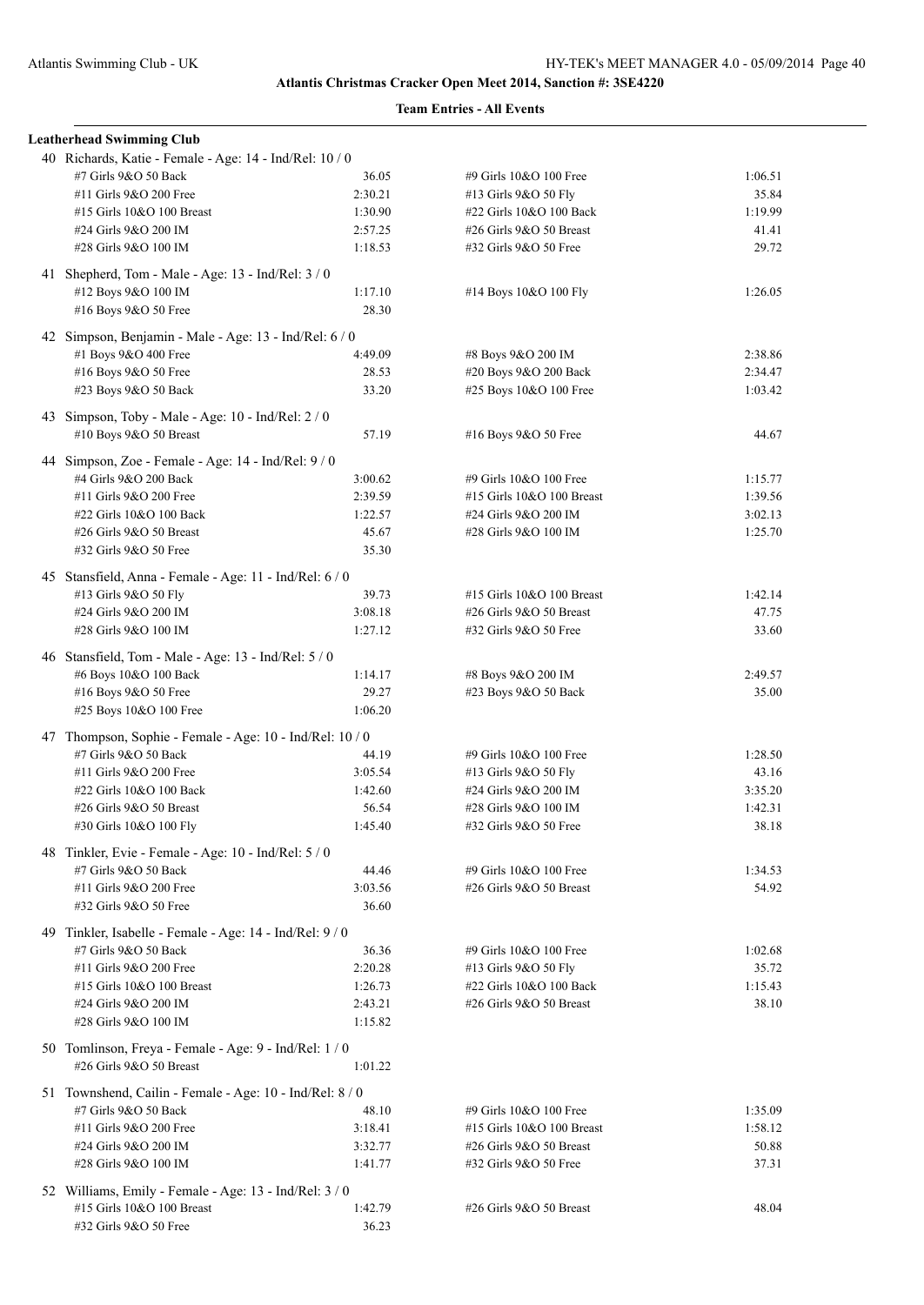**Atlantis Christmas Cracker Open Meet 2014, Sanction #: 3SE4220**

**Team Entries - All Events**

**Leatherhead Swimming Club**

40 Richards, Katie - Female - Age: 14 - Ind/Rel: 10 / 0

| | | | |
|---|---|---|---|
| #7 Girls 9&O 50 Back | 36.05 | #9 Girls 10&O 100 Free | 1:06.51 |
| #11 Girls 9&O 200 Free | 2:30.21 | #13 Girls 9&O 50 Fly | 35.84 |
| #15 Girls 10&O 100 Breast | 1:30.90 | #22 Girls 10&O 100 Back | 1:19.99 |
| #24 Girls 9&O 200 IM | 2:57.25 | #26 Girls 9&O 50 Breast | 41.41 |
| #28 Girls 9&O 100 IM | 1:18.53 | #32 Girls 9&O 50 Free | 29.72 |

41 Shepherd, Tom - Male - Age: 13 - Ind/Rel: 3 / 0

| | | | |
|---|---|---|---|
| #12 Boys 9&O 100 IM | 1:17.10 | #14 Boys 10&O 100 Fly | 1:26.05 |
| #16 Boys 9&O 50 Free | 28.30 | | |

42 Simpson, Benjamin - Male - Age: 13 - Ind/Rel: 6 / 0

| | | | |
|---|---|---|---|
| #1 Boys 9&O 400 Free | 4:49.09 | #8 Boys 9&O 200 IM | 2:38.86 |
| #16 Boys 9&O 50 Free | 28.53 | #20 Boys 9&O 200 Back | 2:34.47 |
| #23 Boys 9&O 50 Back | 33.20 | #25 Boys 10&O 100 Free | 1:03.42 |

43 Simpson, Toby - Male - Age: 10 - Ind/Rel: 2 / 0

| | | | |
|---|---|---|---|
| #10 Boys 9&O 50 Breast | 57.19 | #16 Boys 9&O 50 Free | 44.67 |

44 Simpson, Zoe - Female - Age: 14 - Ind/Rel: 9 / 0

| | | | |
|---|---|---|---|
| #4 Girls 9&O 200 Back | 3:00.62 | #9 Girls 10&O 100 Free | 1:15.77 |
| #11 Girls 9&O 200 Free | 2:39.59 | #15 Girls 10&O 100 Breast | 1:39.56 |
| #22 Girls 10&O 100 Back | 1:22.57 | #24 Girls 9&O 200 IM | 3:02.13 |
| #26 Girls 9&O 50 Breast | 45.67 | #28 Girls 9&O 100 IM | 1:25.70 |
| #32 Girls 9&O 50 Free | 35.30 | | |

45 Stansfield, Anna - Female - Age: 11 - Ind/Rel: 6 / 0

| | | | |
|---|---|---|---|
| #13 Girls 9&O 50 Fly | 39.73 | #15 Girls 10&O 100 Breast | 1:42.14 |
| #24 Girls 9&O 200 IM | 3:08.18 | #26 Girls 9&O 50 Breast | 47.75 |
| #28 Girls 9&O 100 IM | 1:27.12 | #32 Girls 9&O 50 Free | 33.60 |

46 Stansfield, Tom - Male - Age: 13 - Ind/Rel: 5 / 0

| | | | |
|---|---|---|---|
| #6 Boys 10&O 100 Back | 1:14.17 | #8 Boys 9&O 200 IM | 2:49.57 |
| #16 Boys 9&O 50 Free | 29.27 | #23 Boys 9&O 50 Back | 35.00 |
| #25 Boys 10&O 100 Free | 1:06.20 | | |

47 Thompson, Sophie - Female - Age: 10 - Ind/Rel: 10 / 0

| | | | |
|---|---|---|---|
| #7 Girls 9&O 50 Back | 44.19 | #9 Girls 10&O 100 Free | 1:28.50 |
| #11 Girls 9&O 200 Free | 3:05.54 | #13 Girls 9&O 50 Fly | 43.16 |
| #22 Girls 10&O 100 Back | 1:42.60 | #24 Girls 9&O 200 IM | 3:35.20 |
| #26 Girls 9&O 50 Breast | 56.54 | #28 Girls 9&O 100 IM | 1:42.31 |
| #30 Girls 10&O 100 Fly | 1:45.40 | #32 Girls 9&O 50 Free | 38.18 |

48 Tinkler, Evie - Female - Age: 10 - Ind/Rel: 5 / 0

| | | | |
|---|---|---|---|
| #7 Girls 9&O 50 Back | 44.46 | #9 Girls 10&O 100 Free | 1:34.53 |
| #11 Girls 9&O 200 Free | 3:03.56 | #26 Girls 9&O 50 Breast | 54.92 |
| #32 Girls 9&O 50 Free | 36.60 | | |

49 Tinkler, Isabelle - Female - Age: 14 - Ind/Rel: 9 / 0

| | | | |
|---|---|---|---|
| #7 Girls 9&O 50 Back | 36.36 | #9 Girls 10&O 100 Free | 1:02.68 |
| #11 Girls 9&O 200 Free | 2:20.28 | #13 Girls 9&O 50 Fly | 35.72 |
| #15 Girls 10&O 100 Breast | 1:26.73 | #22 Girls 10&O 100 Back | 1:15.43 |
| #24 Girls 9&O 200 IM | 2:43.21 | #26 Girls 9&O 50 Breast | 38.10 |
| #28 Girls 9&O 100 IM | 1:15.82 | | |

50 Tomlinson, Freya - Female - Age: 9 - Ind/Rel: 1 / 0

| | | | |
|---|---|---|---|
| #26 Girls 9&O 50 Breast | 1:01.22 | | |

51 Townshend, Cailin - Female - Age: 10 - Ind/Rel: 8 / 0

| | | | |
|---|---|---|---|
| #7 Girls 9&O 50 Back | 48.10 | #9 Girls 10&O 100 Free | 1:35.09 |
| #11 Girls 9&O 200 Free | 3:18.41 | #15 Girls 10&O 100 Breast | 1:58.12 |
| #24 Girls 9&O 200 IM | 3:32.77 | #26 Girls 9&O 50 Breast | 50.88 |
| #28 Girls 9&O 100 IM | 1:41.77 | #32 Girls 9&O 50 Free | 37.31 |

52 Williams, Emily - Female - Age: 13 - Ind/Rel: 3 / 0

| | | | |
|---|---|---|---|
| #15 Girls 10&O 100 Breast | 1:42.79 | #26 Girls 9&O 50 Breast | 48.04 |
| #32 Girls 9&O 50 Free | 36.23 | | |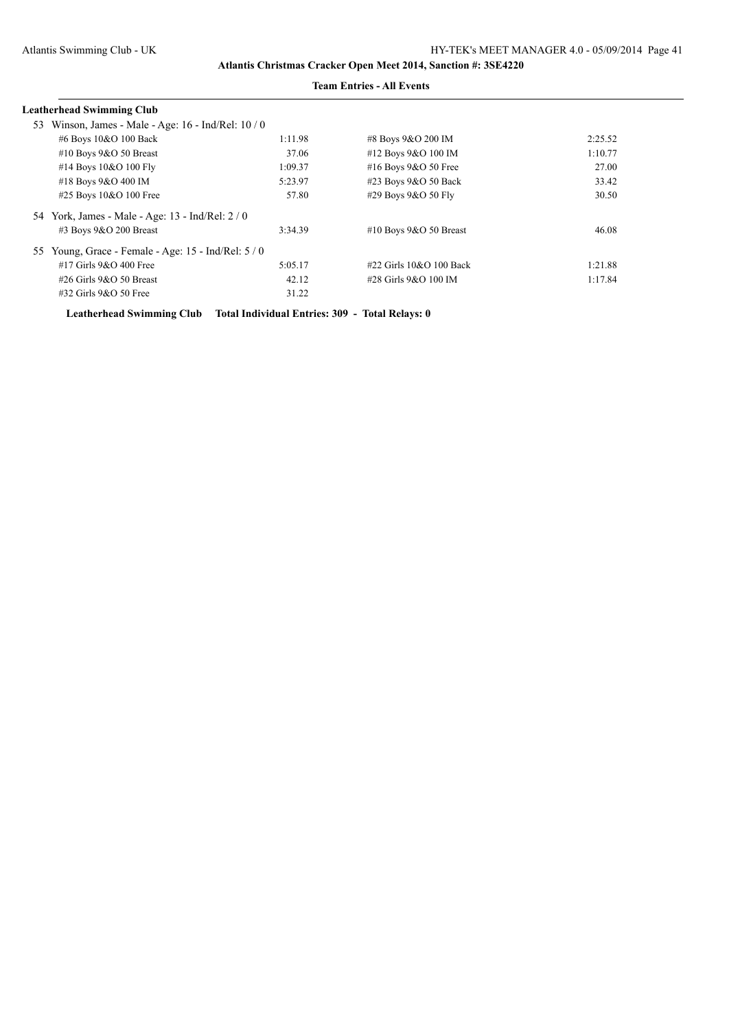**Atlantis Christmas Cracker Open Meet 2014, Sanction #: 3SE4220**

**Team Entries - All Events**

**Leatherhead Swimming Club**

53 Winson, James - Male - Age: 16 - Ind/Rel: 10 / 0

| | | | |
|---|---|---|---|
| #6 Boys 10&O 100 Back | 1:11.98 | #8 Boys 9&O 200 IM | 2:25.52 |
| #10 Boys 9&O 50 Breast | 37.06 | #12 Boys 9&O 100 IM | 1:10.77 |
| #14 Boys 10&O 100 Fly | 1:09.37 | #16 Boys 9&O 50 Free | 27.00 |
| #18 Boys 9&O 400 IM | 5:23.97 | #23 Boys 9&O 50 Back | 33.42 |
| #25 Boys 10&O 100 Free | 57.80 | #29 Boys 9&O 50 Fly | 30.50 |

54 York, James - Male - Age: 13 - Ind/Rel: 2 / 0

| | | | |
|---|---|---|---|
| #3 Boys 9&O 200 Breast | 3:34.39 | #10 Boys 9&O 50 Breast | 46.08 |

55 Young, Grace - Female - Age: 15 - Ind/Rel: 5 / 0

| | | | |
|---|---|---|---|
| #17 Girls 9&O 400 Free | 5:05.17 | #22 Girls 10&O 100 Back | 1:21.88 |
| #26 Girls 9&O 50 Breast | 42.12 | #28 Girls 9&O 100 IM | 1:17.84 |
| #32 Girls 9&O 50 Free | 31.22 | | |

**Leatherhead Swimming Club Total Individual Entries: 309 - Total Relays: 0**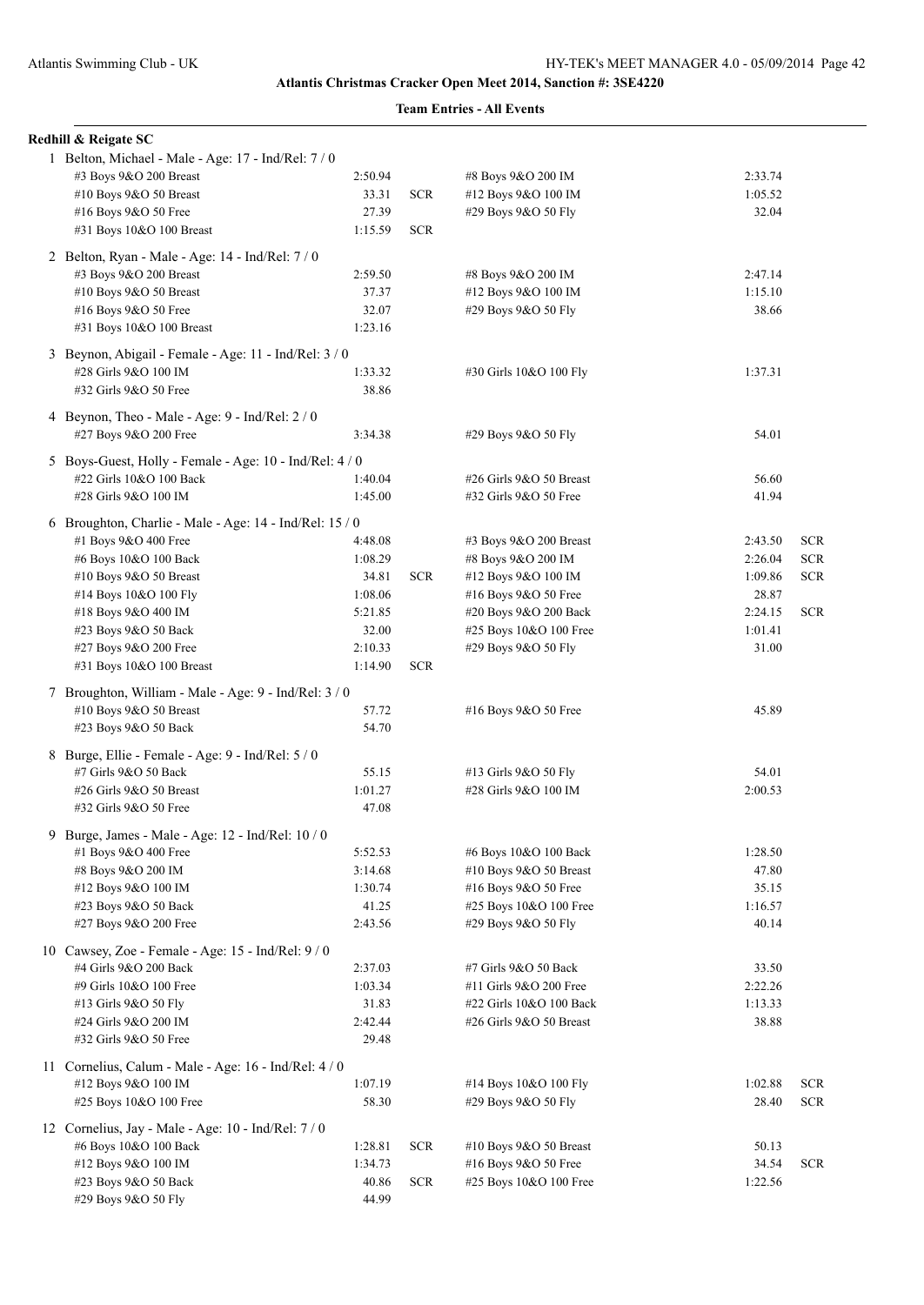**Atlantis Christmas Cracker Open Meet 2014, Sanction #: 3SE4220**

**Team Entries - All Events**

**Redhill & Reigate SC**

1 Belton, Michael - Male - Age: 17 - Ind/Rel: 7 / 0

| Event | Time | | Event | Time | |
|---|---|---|---|---|---|
| #3 Boys 9&O 200 Breast | 2:50.94 | | #8 Boys 9&O 200 IM | 2:33.74 | |
| #10 Boys 9&O 50 Breast | 33.31 | SCR | #12 Boys 9&O 100 IM | 1:05.52 | |
| #16 Boys 9&O 50 Free | 27.39 | | #29 Boys 9&O 50 Fly | 32.04 | |
| #31 Boys 10&O 100 Breast | 1:15.59 | SCR | | | |

2 Belton, Ryan - Male - Age: 14 - Ind/Rel: 7 / 0

| Event | Time | | Event | Time | |
|---|---|---|---|---|---|
| #3 Boys 9&O 200 Breast | 2:59.50 | | #8 Boys 9&O 200 IM | 2:47.14 | |
| #10 Boys 9&O 50 Breast | 37.37 | | #12 Boys 9&O 100 IM | 1:15.10 | |
| #16 Boys 9&O 50 Free | 32.07 | | #29 Boys 9&O 50 Fly | 38.66 | |
| #31 Boys 10&O 100 Breast | 1:23.16 | | | | |

3 Beynon, Abigail - Female - Age: 11 - Ind/Rel: 3 / 0

| Event | Time | | Event | Time | |
|---|---|---|---|---|---|
| #28 Girls 9&O 100 IM | 1:33.32 | | #30 Girls 10&O 100 Fly | 1:37.31 | |
| #32 Girls 9&O 50 Free | 38.86 | | | | |

4 Beynon, Theo - Male - Age: 9 - Ind/Rel: 2 / 0

| Event | Time | | Event | Time | |
|---|---|---|---|---|---|
| #27 Boys 9&O 200 Free | 3:34.38 | | #29 Boys 9&O 50 Fly | 54.01 | |

5 Boys-Guest, Holly - Female - Age: 10 - Ind/Rel: 4 / 0

| Event | Time | | Event | Time | |
|---|---|---|---|---|---|
| #22 Girls 10&O 100 Back | 1:40.04 | | #26 Girls 9&O 50 Breast | 56.60 | |
| #28 Girls 9&O 100 IM | 1:45.00 | | #32 Girls 9&O 50 Free | 41.94 | |

6 Broughton, Charlie - Male - Age: 14 - Ind/Rel: 15 / 0

| Event | Time | | Event | Time | |
|---|---|---|---|---|---|
| #1 Boys 9&O 400 Free | 4:48.08 | | #3 Boys 9&O 200 Breast | 2:43.50 | SCR |
| #6 Boys 10&O 100 Back | 1:08.29 | | #8 Boys 9&O 200 IM | 2:26.04 | SCR |
| #10 Boys 9&O 50 Breast | 34.81 | SCR | #12 Boys 9&O 100 IM | 1:09.86 | SCR |
| #14 Boys 10&O 100 Fly | 1:08.06 | | #16 Boys 9&O 50 Free | 28.87 | |
| #18 Boys 9&O 400 IM | 5:21.85 | | #20 Boys 9&O 200 Back | 2:24.15 | SCR |
| #23 Boys 9&O 50 Back | 32.00 | | #25 Boys 10&O 100 Free | 1:01.41 | |
| #27 Boys 9&O 200 Free | 2:10.33 | | #29 Boys 9&O 50 Fly | 31.00 | |
| #31 Boys 10&O 100 Breast | 1:14.90 | SCR | | | |

7 Broughton, William - Male - Age: 9 - Ind/Rel: 3 / 0

| Event | Time | | Event | Time | |
|---|---|---|---|---|---|
| #10 Boys 9&O 50 Breast | 57.72 | | #16 Boys 9&O 50 Free | 45.89 | |
| #23 Boys 9&O 50 Back | 54.70 | | | | |

8 Burge, Ellie - Female - Age: 9 - Ind/Rel: 5 / 0

| Event | Time | | Event | Time | |
|---|---|---|---|---|---|
| #7 Girls 9&O 50 Back | 55.15 | | #13 Girls 9&O 50 Fly | 54.01 | |
| #26 Girls 9&O 50 Breast | 1:01.27 | | #28 Girls 9&O 100 IM | 2:00.53 | |
| #32 Girls 9&O 50 Free | 47.08 | | | | |

9 Burge, James - Male - Age: 12 - Ind/Rel: 10 / 0

| Event | Time | | Event | Time | |
|---|---|---|---|---|---|
| #1 Boys 9&O 400 Free | 5:52.53 | | #6 Boys 10&O 100 Back | 1:28.50 | |
| #8 Boys 9&O 200 IM | 3:14.68 | | #10 Boys 9&O 50 Breast | 47.80 | |
| #12 Boys 9&O 100 IM | 1:30.74 | | #16 Boys 9&O 50 Free | 35.15 | |
| #23 Boys 9&O 50 Back | 41.25 | | #25 Boys 10&O 100 Free | 1:16.57 | |
| #27 Boys 9&O 200 Free | 2:43.56 | | #29 Boys 9&O 50 Fly | 40.14 | |

10 Cawsey, Zoe - Female - Age: 15 - Ind/Rel: 9 / 0

| Event | Time | | Event | Time | |
|---|---|---|---|---|---|
| #4 Girls 9&O 200 Back | 2:37.03 | | #7 Girls 9&O 50 Back | 33.50 | |
| #9 Girls 10&O 100 Free | 1:03.34 | | #11 Girls 9&O 200 Free | 2:22.26 | |
| #13 Girls 9&O 50 Fly | 31.83 | | #22 Girls 10&O 100 Back | 1:13.33 | |
| #24 Girls 9&O 200 IM | 2:42.44 | | #26 Girls 9&O 50 Breast | 38.88 | |
| #32 Girls 9&O 50 Free | 29.48 | | | | |

11 Cornelius, Calum - Male - Age: 16 - Ind/Rel: 4 / 0

| Event | Time | | Event | Time | |
|---|---|---|---|---|---|
| #12 Boys 9&O 100 IM | 1:07.19 | | #14 Boys 10&O 100 Fly | 1:02.88 | SCR |
| #25 Boys 10&O 100 Free | 58.30 | | #29 Boys 9&O 50 Fly | 28.40 | SCR |

12 Cornelius, Jay - Male - Age: 10 - Ind/Rel: 7 / 0

| Event | Time | | Event | Time | |
|---|---|---|---|---|---|
| #6 Boys 10&O 100 Back | 1:28.81 | SCR | #10 Boys 9&O 50 Breast | 50.13 | |
| #12 Boys 9&O 100 IM | 1:34.73 | | #16 Boys 9&O 50 Free | 34.54 | SCR |
| #23 Boys 9&O 50 Back | 40.86 | SCR | #25 Boys 10&O 100 Free | 1:22.56 | |
| #29 Boys 9&O 50 Fly | 44.99 | | | | |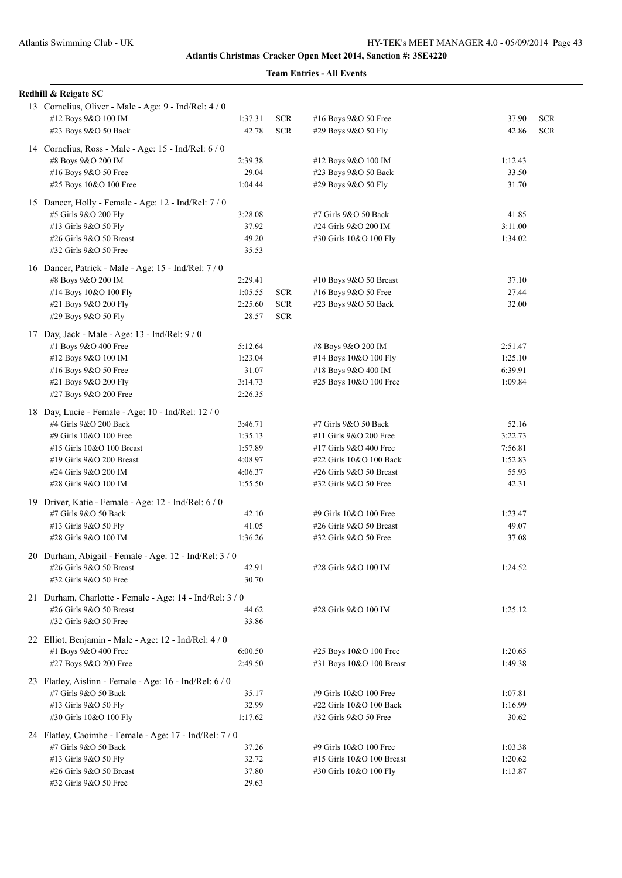**Atlantis Christmas Cracker Open Meet 2014, Sanction #: 3SE4220**

**Team Entries - All Events**

**Redhill & Reigate SC**

13 Cornelius, Oliver - Male - Age: 9 - Ind/Rel: 4 / 0

| Event | Time | | Event | Time | |
|---|---|---|---|---|---|
| #12 Boys 9&O 100 IM | 1:37.31 | SCR | #16 Boys 9&O 50 Free | 37.90 | SCR |
| #23 Boys 9&O 50 Back | 42.78 | SCR | #29 Boys 9&O 50 Fly | 42.86 | SCR |

14 Cornelius, Ross - Male - Age: 15 - Ind/Rel: 6 / 0

| Event | Time | | Event | Time | |
|---|---|---|---|---|---|
| #8 Boys 9&O 200 IM | 2:39.38 | | #12 Boys 9&O 100 IM | 1:12.43 | |
| #16 Boys 9&O 50 Free | 29.04 | | #23 Boys 9&O 50 Back | 33.50 | |
| #25 Boys 10&O 100 Free | 1:04.44 | | #29 Boys 9&O 50 Fly | 31.70 | |

15 Dancer, Holly - Female - Age: 12 - Ind/Rel: 7 / 0

| Event | Time | | Event | Time | |
|---|---|---|---|---|---|
| #5 Girls 9&O 200 Fly | 3:28.08 | | #7 Girls 9&O 50 Back | 41.85 | |
| #13 Girls 9&O 50 Fly | 37.92 | | #24 Girls 9&O 200 IM | 3:11.00 | |
| #26 Girls 9&O 50 Breast | 49.20 | | #30 Girls 10&O 100 Fly | 1:34.02 | |
| #32 Girls 9&O 50 Free | 35.53 | | | | |

16 Dancer, Patrick - Male - Age: 15 - Ind/Rel: 7 / 0

| Event | Time | | Event | Time | |
|---|---|---|---|---|---|
| #8 Boys 9&O 200 IM | 2:29.41 | | #10 Boys 9&O 50 Breast | 37.10 | |
| #14 Boys 10&O 100 Fly | 1:05.55 | SCR | #16 Boys 9&O 50 Free | 27.44 | |
| #21 Boys 9&O 200 Fly | 2:25.60 | SCR | #23 Boys 9&O 50 Back | 32.00 | |
| #29 Boys 9&O 50 Fly | 28.57 | SCR | | | |

17 Day, Jack - Male - Age: 13 - Ind/Rel: 9 / 0

| Event | Time | | Event | Time | |
|---|---|---|---|---|---|
| #1 Boys 9&O 400 Free | 5:12.64 | | #8 Boys 9&O 200 IM | 2:51.47 | |
| #12 Boys 9&O 100 IM | 1:23.04 | | #14 Boys 10&O 100 Fly | 1:25.10 | |
| #16 Boys 9&O 50 Free | 31.07 | | #18 Boys 9&O 400 IM | 6:39.91 | |
| #21 Boys 9&O 200 Fly | 3:14.73 | | #25 Boys 10&O 100 Free | 1:09.84 | |
| #27 Boys 9&O 200 Free | 2:26.35 | | | | |

18 Day, Lucie - Female - Age: 10 - Ind/Rel: 12 / 0

| Event | Time | | Event | Time | |
|---|---|---|---|---|---|
| #4 Girls 9&O 200 Back | 3:46.71 | | #7 Girls 9&O 50 Back | 52.16 | |
| #9 Girls 10&O 100 Free | 1:35.13 | | #11 Girls 9&O 200 Free | 3:22.73 | |
| #15 Girls 10&O 100 Breast | 1:57.89 | | #17 Girls 9&O 400 Free | 7:56.81 | |
| #19 Girls 9&O 200 Breast | 4:08.97 | | #22 Girls 10&O 100 Back | 1:52.83 | |
| #24 Girls 9&O 200 IM | 4:06.37 | | #26 Girls 9&O 50 Breast | 55.93 | |
| #28 Girls 9&O 100 IM | 1:55.50 | | #32 Girls 9&O 50 Free | 42.31 | |

19 Driver, Katie - Female - Age: 12 - Ind/Rel: 6 / 0

| Event | Time | | Event | Time | |
|---|---|---|---|---|---|
| #7 Girls 9&O 50 Back | 42.10 | | #9 Girls 10&O 100 Free | 1:23.47 | |
| #13 Girls 9&O 50 Fly | 41.05 | | #26 Girls 9&O 50 Breast | 49.07 | |
| #28 Girls 9&O 100 IM | 1:36.26 | | #32 Girls 9&O 50 Free | 37.08 | |

20 Durham, Abigail - Female - Age: 12 - Ind/Rel: 3 / 0

| Event | Time | | Event | Time | |
|---|---|---|---|---|---|
| #26 Girls 9&O 50 Breast | 42.91 | | #28 Girls 9&O 100 IM | 1:24.52 | |
| #32 Girls 9&O 50 Free | 30.70 | | | | |

21 Durham, Charlotte - Female - Age: 14 - Ind/Rel: 3 / 0

| Event | Time | | Event | Time | |
|---|---|---|---|---|---|
| #26 Girls 9&O 50 Breast | 44.62 | | #28 Girls 9&O 100 IM | 1:25.12 | |
| #32 Girls 9&O 50 Free | 33.86 | | | | |

22 Elliot, Benjamin - Male - Age: 12 - Ind/Rel: 4 / 0

| Event | Time | | Event | Time | |
|---|---|---|---|---|---|
| #1 Boys 9&O 400 Free | 6:00.50 | | #25 Boys 10&O 100 Free | 1:20.65 | |
| #27 Boys 9&O 200 Free | 2:49.50 | | #31 Boys 10&O 100 Breast | 1:49.38 | |

23 Flatley, Aislinn - Female - Age: 16 - Ind/Rel: 6 / 0

| Event | Time | | Event | Time | |
|---|---|---|---|---|---|
| #7 Girls 9&O 50 Back | 35.17 | | #9 Girls 10&O 100 Free | 1:07.81 | |
| #13 Girls 9&O 50 Fly | 32.99 | | #22 Girls 10&O 100 Back | 1:16.99 | |
| #30 Girls 10&O 100 Fly | 1:17.62 | | #32 Girls 9&O 50 Free | 30.62 | |

24 Flatley, Caoimhe - Female - Age: 17 - Ind/Rel: 7 / 0

| Event | Time | | Event | Time | |
|---|---|---|---|---|---|
| #7 Girls 9&O 50 Back | 37.26 | | #9 Girls 10&O 100 Free | 1:03.38 | |
| #13 Girls 9&O 50 Fly | 32.72 | | #15 Girls 10&O 100 Breast | 1:20.62 | |
| #26 Girls 9&O 50 Breast | 37.80 | | #30 Girls 10&O 100 Fly | 1:13.87 | |
| #32 Girls 9&O 50 Free | 29.63 | | | | |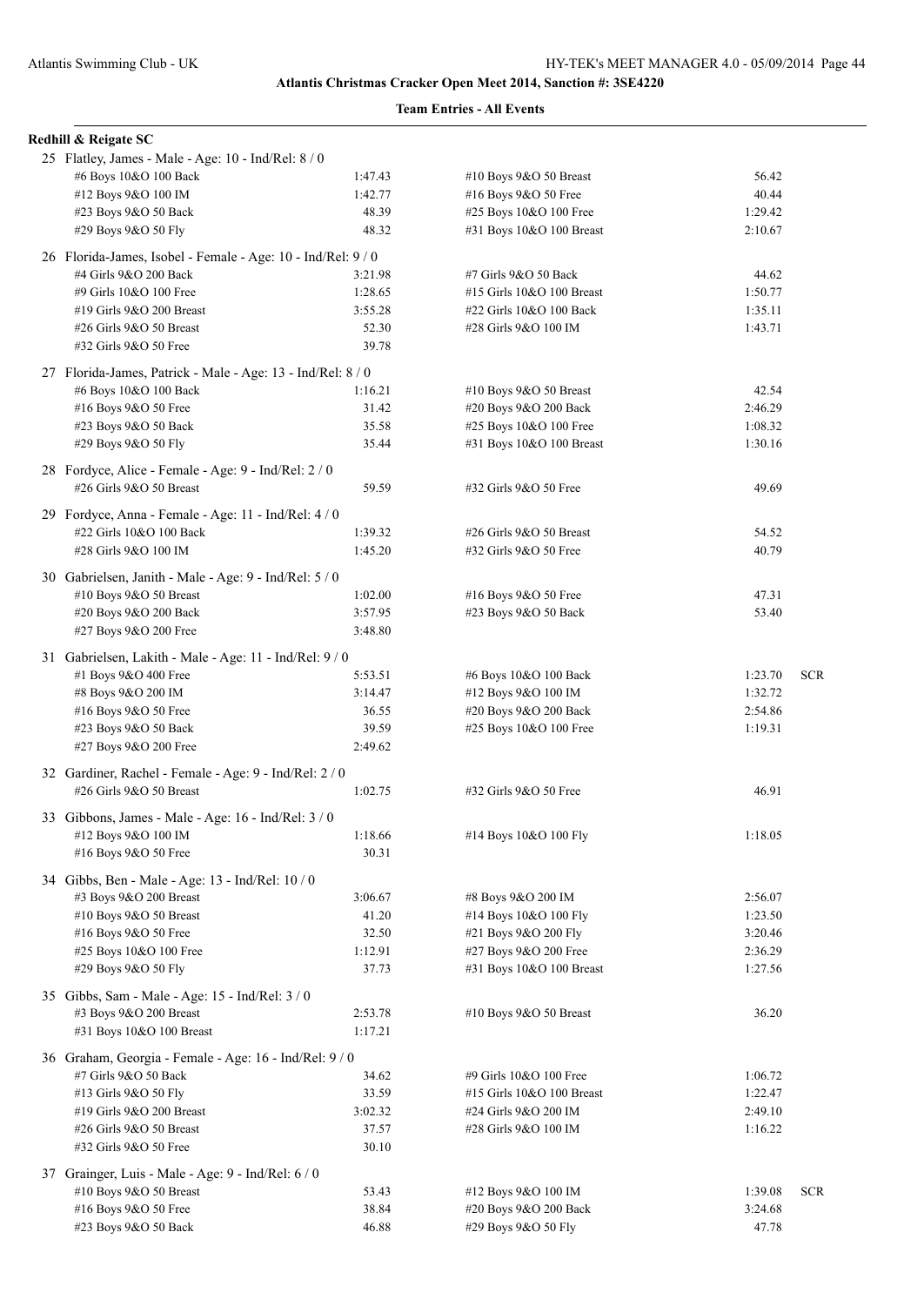# Atlantis Christmas Cracker Open Meet 2014, Sanction #: 3SE4220

## Team Entries - All Events

### Redhill & Reigate SC

25 Flatley, James - Male - Age: 10 - Ind/Rel: 8 / 0

| | | | |
|---|---|---|---|
| #6 Boys 10&O 100 Back | 1:47.43 | #10 Boys 9&O 50 Breast | 56.42 |
| #12 Boys 9&O 100 IM | 1:42.77 | #16 Boys 9&O 50 Free | 40.44 |
| #23 Boys 9&O 50 Back | 48.39 | #25 Boys 10&O 100 Free | 1:29.42 |
| #29 Boys 9&O 50 Fly | 48.32 | #31 Boys 10&O 100 Breast | 2:10.67 |

26 Florida-James, Isobel - Female - Age: 10 - Ind/Rel: 9 / 0

| | | | |
|---|---|---|---|
| #4 Girls 9&O 200 Back | 3:21.98 | #7 Girls 9&O 50 Back | 44.62 |
| #9 Girls 10&O 100 Free | 1:28.65 | #15 Girls 10&O 100 Breast | 1:50.77 |
| #19 Girls 9&O 200 Breast | 3:55.28 | #22 Girls 10&O 100 Back | 1:35.11 |
| #26 Girls 9&O 50 Breast | 52.30 | #28 Girls 9&O 100 IM | 1:43.71 |
| #32 Girls 9&O 50 Free | 39.78 | | |

27 Florida-James, Patrick - Male - Age: 13 - Ind/Rel: 8 / 0

| | | | |
|---|---|---|---|
| #6 Boys 10&O 100 Back | 1:16.21 | #10 Boys 9&O 50 Breast | 42.54 |
| #16 Boys 9&O 50 Free | 31.42 | #20 Boys 9&O 200 Back | 2:46.29 |
| #23 Boys 9&O 50 Back | 35.58 | #25 Boys 10&O 100 Free | 1:08.32 |
| #29 Boys 9&O 50 Fly | 35.44 | #31 Boys 10&O 100 Breast | 1:30.16 |

28 Fordyce, Alice - Female - Age: 9 - Ind/Rel: 2 / 0

| | | | |
|---|---|---|---|
| #26 Girls 9&O 50 Breast | 59.59 | #32 Girls 9&O 50 Free | 49.69 |

29 Fordyce, Anna - Female - Age: 11 - Ind/Rel: 4 / 0

| | | | |
|---|---|---|---|
| #22 Girls 10&O 100 Back | 1:39.32 | #26 Girls 9&O 50 Breast | 54.52 |
| #28 Girls 9&O 100 IM | 1:45.20 | #32 Girls 9&O 50 Free | 40.79 |

30 Gabrielsen, Janith - Male - Age: 9 - Ind/Rel: 5 / 0

| | | | |
|---|---|---|---|
| #10 Boys 9&O 50 Breast | 1:02.00 | #16 Boys 9&O 50 Free | 47.31 |
| #20 Boys 9&O 200 Back | 3:57.95 | #23 Boys 9&O 50 Back | 53.40 |
| #27 Boys 9&O 200 Free | 3:48.80 | | |

31 Gabrielsen, Lakith - Male - Age: 11 - Ind/Rel: 9 / 0

| | | | |
|---|---|---|---|
| #1 Boys 9&O 400 Free | 5:53.51 | #6 Boys 10&O 100 Back | 1:23.70 SCR |
| #8 Boys 9&O 200 IM | 3:14.47 | #12 Boys 9&O 100 IM | 1:32.72 |
| #16 Boys 9&O 50 Free | 36.55 | #20 Boys 9&O 200 Back | 2:54.86 |
| #23 Boys 9&O 50 Back | 39.59 | #25 Boys 10&O 100 Free | 1:19.31 |
| #27 Boys 9&O 200 Free | 2:49.62 | | |

32 Gardiner, Rachel - Female - Age: 9 - Ind/Rel: 2 / 0

| | | | |
|---|---|---|---|
| #26 Girls 9&O 50 Breast | 1:02.75 | #32 Girls 9&O 50 Free | 46.91 |

33 Gibbons, James - Male - Age: 16 - Ind/Rel: 3 / 0

| | | | |
|---|---|---|---|
| #12 Boys 9&O 100 IM | 1:18.66 | #14 Boys 10&O 100 Fly | 1:18.05 |
| #16 Boys 9&O 50 Free | 30.31 | | |

34 Gibbs, Ben - Male - Age: 13 - Ind/Rel: 10 / 0

| | | | |
|---|---|---|---|
| #3 Boys 9&O 200 Breast | 3:06.67 | #8 Boys 9&O 200 IM | 2:56.07 |
| #10 Boys 9&O 50 Breast | 41.20 | #14 Boys 10&O 100 Fly | 1:23.50 |
| #16 Boys 9&O 50 Free | 32.50 | #21 Boys 9&O 200 Fly | 3:20.46 |
| #25 Boys 10&O 100 Free | 1:12.91 | #27 Boys 9&O 200 Free | 2:36.29 |
| #29 Boys 9&O 50 Fly | 37.73 | #31 Boys 10&O 100 Breast | 1:27.56 |

35 Gibbs, Sam - Male - Age: 15 - Ind/Rel: 3 / 0

| | | | |
|---|---|---|---|
| #3 Boys 9&O 200 Breast | 2:53.78 | #10 Boys 9&O 50 Breast | 36.20 |
| #31 Boys 10&O 100 Breast | 1:17.21 | | |

36 Graham, Georgia - Female - Age: 16 - Ind/Rel: 9 / 0

| | | | |
|---|---|---|---|
| #7 Girls 9&O 50 Back | 34.62 | #9 Girls 10&O 100 Free | 1:06.72 |
| #13 Girls 9&O 50 Fly | 33.59 | #15 Girls 10&O 100 Breast | 1:22.47 |
| #19 Girls 9&O 200 Breast | 3:02.32 | #24 Girls 9&O 200 IM | 2:49.10 |
| #26 Girls 9&O 50 Breast | 37.57 | #28 Girls 9&O 100 IM | 1:16.22 |
| #32 Girls 9&O 50 Free | 30.10 | | |

37 Grainger, Luis - Male - Age: 9 - Ind/Rel: 6 / 0

| | | | |
|---|---|---|---|
| #10 Boys 9&O 50 Breast | 53.43 | #12 Boys 9&O 100 IM | 1:39.08 SCR |
| #16 Boys 9&O 50 Free | 38.84 | #20 Boys 9&O 200 Back | 3:24.68 |
| #23 Boys 9&O 50 Back | 46.88 | #29 Boys 9&O 50 Fly | 47.78 |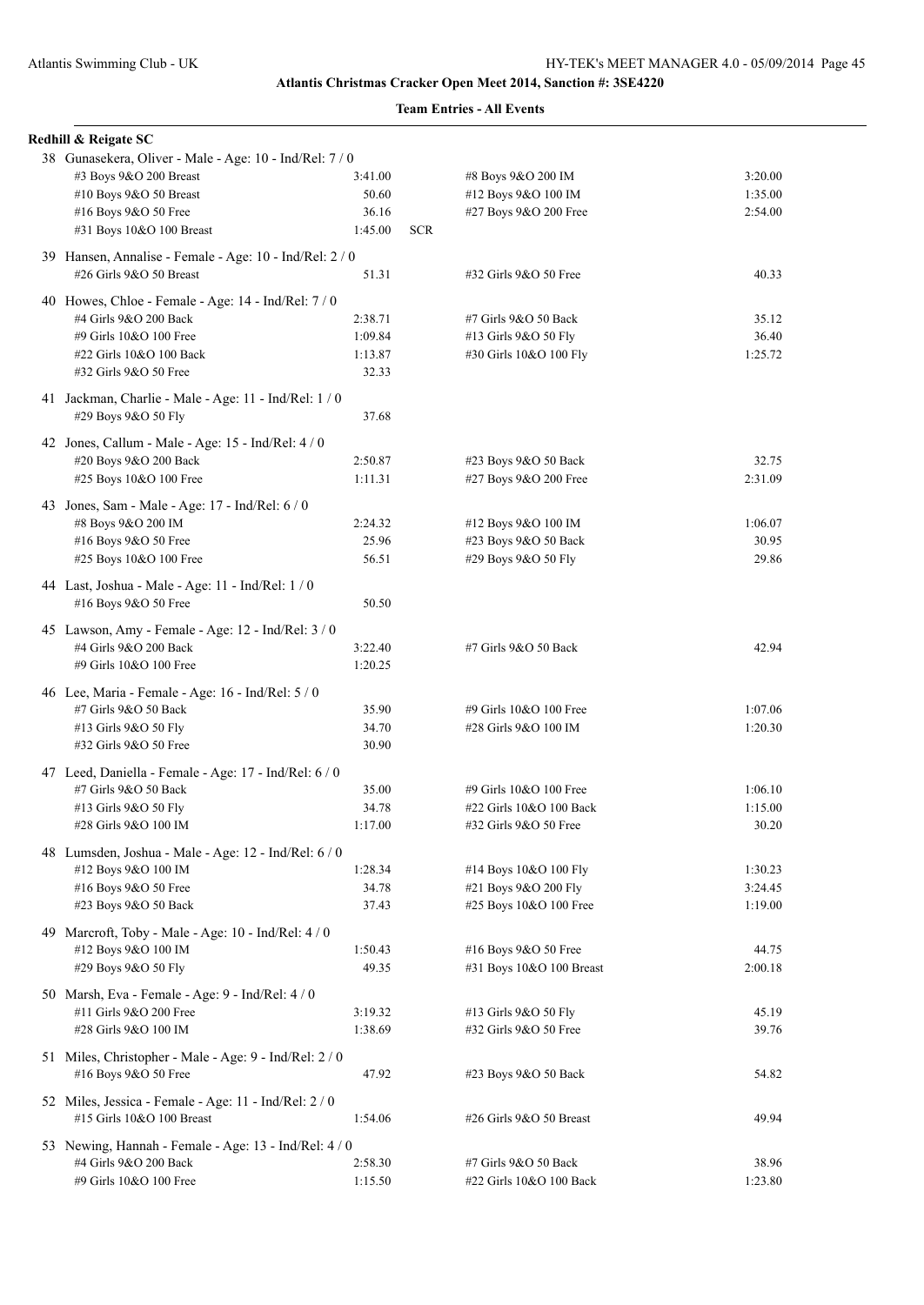**Atlantis Christmas Cracker Open Meet 2014, Sanction #: 3SE4220**

**Team Entries - All Events**

**Redhill & Reigate SC**

38 Gunasekera, Oliver - Male - Age: 10 - Ind/Rel: 7 / 0

| Event | Time | | Event | Time |
|---|---|---|---|---|
| #3 Boys 9&O 200 Breast | 3:41.00 | | #8 Boys 9&O 200 IM | 3:20.00 |
| #10 Boys 9&O 50 Breast | 50.60 | | #12 Boys 9&O 100 IM | 1:35.00 |
| #16 Boys 9&O 50 Free | 36.16 | | #27 Boys 9&O 200 Free | 2:54.00 |
| #31 Boys 10&O 100 Breast | 1:45.00 | SCR | | |

39 Hansen, Annalise - Female - Age: 10 - Ind/Rel: 2 / 0

| Event | Time | | Event | Time |
|---|---|---|---|---|
| #26 Girls 9&O 50 Breast | 51.31 | | #32 Girls 9&O 50 Free | 40.33 |

40 Howes, Chloe - Female - Age: 14 - Ind/Rel: 7 / 0

| Event | Time | | Event | Time |
|---|---|---|---|---|
| #4 Girls 9&O 200 Back | 2:38.71 | | #7 Girls 9&O 50 Back | 35.12 |
| #9 Girls 10&O 100 Free | 1:09.84 | | #13 Girls 9&O 50 Fly | 36.40 |
| #22 Girls 10&O 100 Back | 1:13.87 | | #30 Girls 10&O 100 Fly | 1:25.72 |
| #32 Girls 9&O 50 Free | 32.33 | | | |

41 Jackman, Charlie - Male - Age: 11 - Ind/Rel: 1 / 0

| Event | Time | | Event | Time |
|---|---|---|---|---|
| #29 Boys 9&O 50 Fly | 37.68 | | | |

42 Jones, Callum - Male - Age: 15 - Ind/Rel: 4 / 0

| Event | Time | | Event | Time |
|---|---|---|---|---|
| #20 Boys 9&O 200 Back | 2:50.87 | | #23 Boys 9&O 50 Back | 32.75 |
| #25 Boys 10&O 100 Free | 1:11.31 | | #27 Boys 9&O 200 Free | 2:31.09 |

43 Jones, Sam - Male - Age: 17 - Ind/Rel: 6 / 0

| Event | Time | | Event | Time |
|---|---|---|---|---|
| #8 Boys 9&O 200 IM | 2:24.32 | | #12 Boys 9&O 100 IM | 1:06.07 |
| #16 Boys 9&O 50 Free | 25.96 | | #23 Boys 9&O 50 Back | 30.95 |
| #25 Boys 10&O 100 Free | 56.51 | | #29 Boys 9&O 50 Fly | 29.86 |

44 Last, Joshua - Male - Age: 11 - Ind/Rel: 1 / 0

| Event | Time | | Event | Time |
|---|---|---|---|---|
| #16 Boys 9&O 50 Free | 50.50 | | | |

45 Lawson, Amy - Female - Age: 12 - Ind/Rel: 3 / 0

| Event | Time | | Event | Time |
|---|---|---|---|---|
| #4 Girls 9&O 200 Back | 3:22.40 | | #7 Girls 9&O 50 Back | 42.94 |
| #9 Girls 10&O 100 Free | 1:20.25 | | | |

46 Lee, Maria - Female - Age: 16 - Ind/Rel: 5 / 0

| Event | Time | | Event | Time |
|---|---|---|---|---|
| #7 Girls 9&O 50 Back | 35.90 | | #9 Girls 10&O 100 Free | 1:07.06 |
| #13 Girls 9&O 50 Fly | 34.70 | | #28 Girls 9&O 100 IM | 1:20.30 |
| #32 Girls 9&O 50 Free | 30.90 | | | |

47 Leed, Daniella - Female - Age: 17 - Ind/Rel: 6 / 0

| Event | Time | | Event | Time |
|---|---|---|---|---|
| #7 Girls 9&O 50 Back | 35.00 | | #9 Girls 10&O 100 Free | 1:06.10 |
| #13 Girls 9&O 50 Fly | 34.78 | | #22 Girls 10&O 100 Back | 1:15.00 |
| #28 Girls 9&O 100 IM | 1:17.00 | | #32 Girls 9&O 50 Free | 30.20 |

48 Lumsden, Joshua - Male - Age: 12 - Ind/Rel: 6 / 0

| Event | Time | | Event | Time |
|---|---|---|---|---|
| #12 Boys 9&O 100 IM | 1:28.34 | | #14 Boys 10&O 100 Fly | 1:30.23 |
| #16 Boys 9&O 50 Free | 34.78 | | #21 Boys 9&O 200 Fly | 3:24.45 |
| #23 Boys 9&O 50 Back | 37.43 | | #25 Boys 10&O 100 Free | 1:19.00 |

49 Marcroft, Toby - Male - Age: 10 - Ind/Rel: 4 / 0

| Event | Time | | Event | Time |
|---|---|---|---|---|
| #12 Boys 9&O 100 IM | 1:50.43 | | #16 Boys 9&O 50 Free | 44.75 |
| #29 Boys 9&O 50 Fly | 49.35 | | #31 Boys 10&O 100 Breast | 2:00.18 |

50 Marsh, Eva - Female - Age: 9 - Ind/Rel: 4 / 0

| Event | Time | | Event | Time |
|---|---|---|---|---|
| #11 Girls 9&O 200 Free | 3:19.32 | | #13 Girls 9&O 50 Fly | 45.19 |
| #28 Girls 9&O 100 IM | 1:38.69 | | #32 Girls 9&O 50 Free | 39.76 |

51 Miles, Christopher - Male - Age: 9 - Ind/Rel: 2 / 0

| Event | Time | | Event | Time |
|---|---|---|---|---|
| #16 Boys 9&O 50 Free | 47.92 | | #23 Boys 9&O 50 Back | 54.82 |

52 Miles, Jessica - Female - Age: 11 - Ind/Rel: 2 / 0

| Event | Time | | Event | Time |
|---|---|---|---|---|
| #15 Girls 10&O 100 Breast | 1:54.06 | | #26 Girls 9&O 50 Breast | 49.94 |

53 Newing, Hannah - Female - Age: 13 - Ind/Rel: 4 / 0

| Event | Time | | Event | Time |
|---|---|---|---|---|
| #4 Girls 9&O 200 Back | 2:58.30 | | #7 Girls 9&O 50 Back | 38.96 |
| #9 Girls 10&O 100 Free | 1:15.50 | | #22 Girls 10&O 100 Back | 1:23.80 |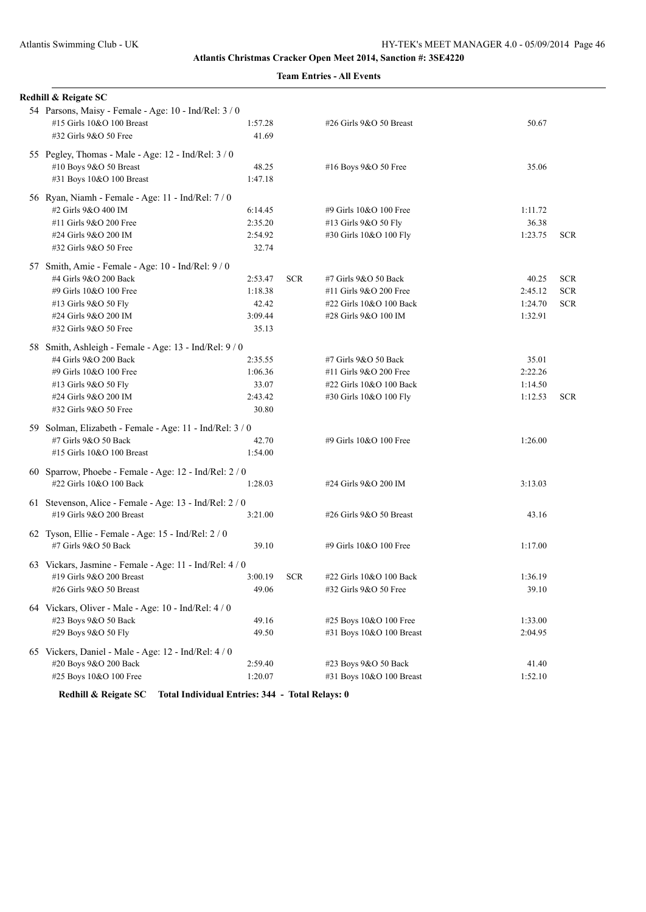**Atlantis Christmas Cracker Open Meet 2014, Sanction #: 3SE4220**

**Team Entries - All Events**

**Redhill & Reigate SC**

54 Parsons, Maisy - Female - Age: 10 - Ind/Rel: 3 / 0

| Event | Time | | Event | Time | |
|---|---|---|---|---|---|
| #15 Girls 10&O 100 Breast | 1:57.28 | | #26 Girls 9&O 50 Breast | 50.67 | |
| #32 Girls 9&O 50 Free | 41.69 | | | | |

55 Pegley, Thomas - Male - Age: 12 - Ind/Rel: 3 / 0

| Event | Time | | Event | Time | |
|---|---|---|---|---|---|
| #10 Boys 9&O 50 Breast | 48.25 | | #16 Boys 9&O 50 Free | 35.06 | |
| #31 Boys 10&O 100 Breast | 1:47.18 | | | | |

56 Ryan, Niamh - Female - Age: 11 - Ind/Rel: 7 / 0

| Event | Time | | Event | Time | |
|---|---|---|---|---|---|
| #2 Girls 9&O 400 IM | 6:14.45 | | #9 Girls 10&O 100 Free | 1:11.72 | |
| #11 Girls 9&O 200 Free | 2:35.20 | | #13 Girls 9&O 50 Fly | 36.38 | |
| #24 Girls 9&O 200 IM | 2:54.92 | | #30 Girls 10&O 100 Fly | 1:23.75 | SCR |
| #32 Girls 9&O 50 Free | 32.74 | | | | |

57 Smith, Amie - Female - Age: 10 - Ind/Rel: 9 / 0

| Event | Time | | Event | Time | |
|---|---|---|---|---|---|
| #4 Girls 9&O 200 Back | 2:53.47 | SCR | #7 Girls 9&O 50 Back | 40.25 | SCR |
| #9 Girls 10&O 100 Free | 1:18.38 | | #11 Girls 9&O 200 Free | 2:45.12 | SCR |
| #13 Girls 9&O 50 Fly | 42.42 | | #22 Girls 10&O 100 Back | 1:24.70 | SCR |
| #24 Girls 9&O 200 IM | 3:09.44 | | #28 Girls 9&O 100 IM | 1:32.91 | |
| #32 Girls 9&O 50 Free | 35.13 | | | | |

58 Smith, Ashleigh - Female - Age: 13 - Ind/Rel: 9 / 0

| Event | Time | | Event | Time | |
|---|---|---|---|---|---|
| #4 Girls 9&O 200 Back | 2:35.55 | | #7 Girls 9&O 50 Back | 35.01 | |
| #9 Girls 10&O 100 Free | 1:06.36 | | #11 Girls 9&O 200 Free | 2:22.26 | |
| #13 Girls 9&O 50 Fly | 33.07 | | #22 Girls 10&O 100 Back | 1:14.50 | |
| #24 Girls 9&O 200 IM | 2:43.42 | | #30 Girls 10&O 100 Fly | 1:12.53 | SCR |
| #32 Girls 9&O 50 Free | 30.80 | | | | |

59 Solman, Elizabeth - Female - Age: 11 - Ind/Rel: 3 / 0

| Event | Time | | Event | Time | |
|---|---|---|---|---|---|
| #7 Girls 9&O 50 Back | 42.70 | | #9 Girls 10&O 100 Free | 1:26.00 | |
| #15 Girls 10&O 100 Breast | 1:54.00 | | | | |

60 Sparrow, Phoebe - Female - Age: 12 - Ind/Rel: 2 / 0

| Event | Time | | Event | Time | |
|---|---|---|---|---|---|
| #22 Girls 10&O 100 Back | 1:28.03 | | #24 Girls 9&O 200 IM | 3:13.03 | |

61 Stevenson, Alice - Female - Age: 13 - Ind/Rel: 2 / 0

| Event | Time | | Event | Time | |
|---|---|---|---|---|---|
| #19 Girls 9&O 200 Breast | 3:21.00 | | #26 Girls 9&O 50 Breast | 43.16 | |

62 Tyson, Ellie - Female - Age: 15 - Ind/Rel: 2 / 0

| Event | Time | | Event | Time | |
|---|---|---|---|---|---|
| #7 Girls 9&O 50 Back | 39.10 | | #9 Girls 10&O 100 Free | 1:17.00 | |

63 Vickars, Jasmine - Female - Age: 11 - Ind/Rel: 4 / 0

| Event | Time | | Event | Time | |
|---|---|---|---|---|---|
| #19 Girls 9&O 200 Breast | 3:00.19 | SCR | #22 Girls 10&O 100 Back | 1:36.19 | |
| #26 Girls 9&O 50 Breast | 49.06 | | #32 Girls 9&O 50 Free | 39.10 | |

64 Vickars, Oliver - Male - Age: 10 - Ind/Rel: 4 / 0

| Event | Time | | Event | Time | |
|---|---|---|---|---|---|
| #23 Boys 9&O 50 Back | 49.16 | | #25 Boys 10&O 100 Free | 1:33.00 | |
| #29 Boys 9&O 50 Fly | 49.50 | | #31 Boys 10&O 100 Breast | 2:04.95 | |

65 Vickers, Daniel - Male - Age: 12 - Ind/Rel: 4 / 0

| Event | Time | | Event | Time | |
|---|---|---|---|---|---|
| #20 Boys 9&O 200 Back | 2:59.40 | | #23 Boys 9&O 50 Back | 41.40 | |
| #25 Boys 10&O 100 Free | 1:20.07 | | #31 Boys 10&O 100 Breast | 1:52.10 | |

**Redhill & Reigate SC Total Individual Entries: 344 - Total Relays: 0**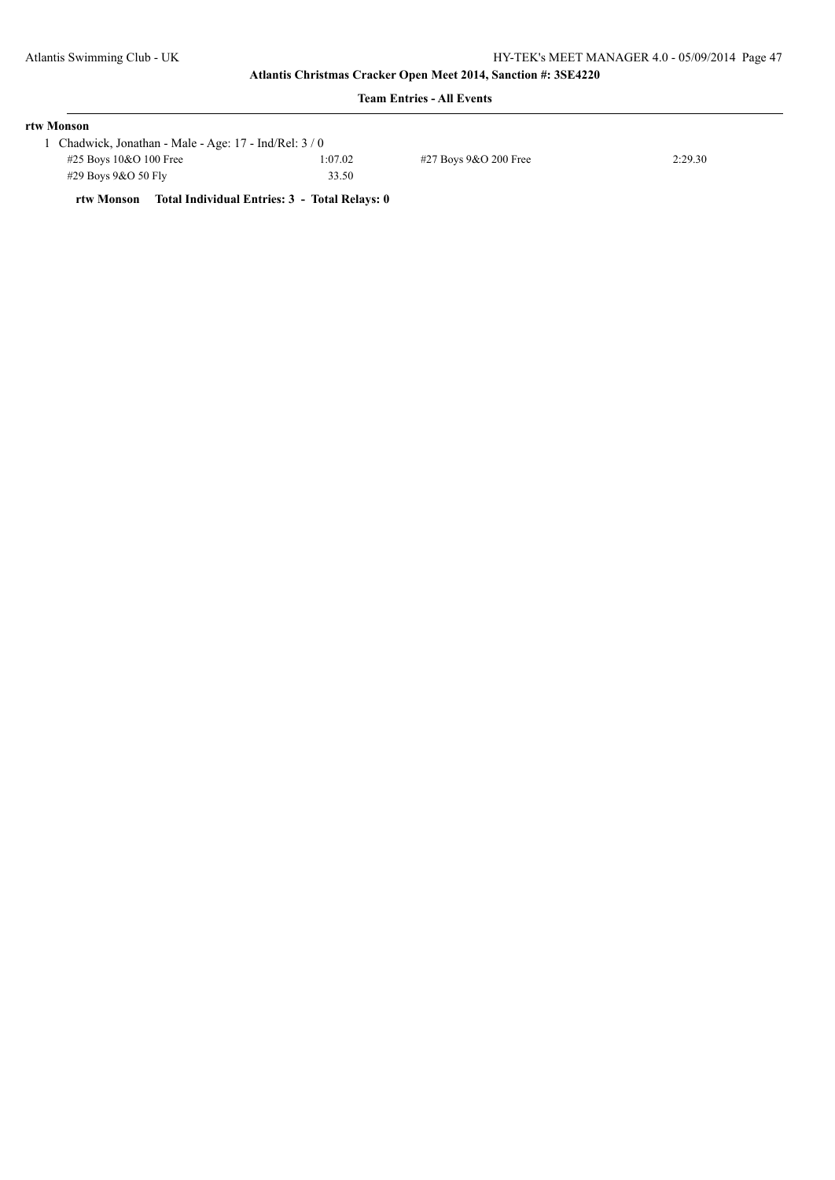**Atlantis Christmas Cracker Open Meet 2014, Sanction #: 3SE4220**

**Team Entries - All Events**

**rtw Monson**

1 Chadwick, Jonathan - Male - Age: 17 - Ind/Rel: 3 / 0

| Event | Time | Event | Time |
|---|---|---|---|
| #25 Boys 10&O 100 Free | 1:07.02 | #27 Boys 9&O 200 Free | 2:29.30 |
| #29 Boys 9&O 50 Fly | 33.50 | | |

**rtw Monson    Total Individual Entries: 3  -  Total Relays: 0**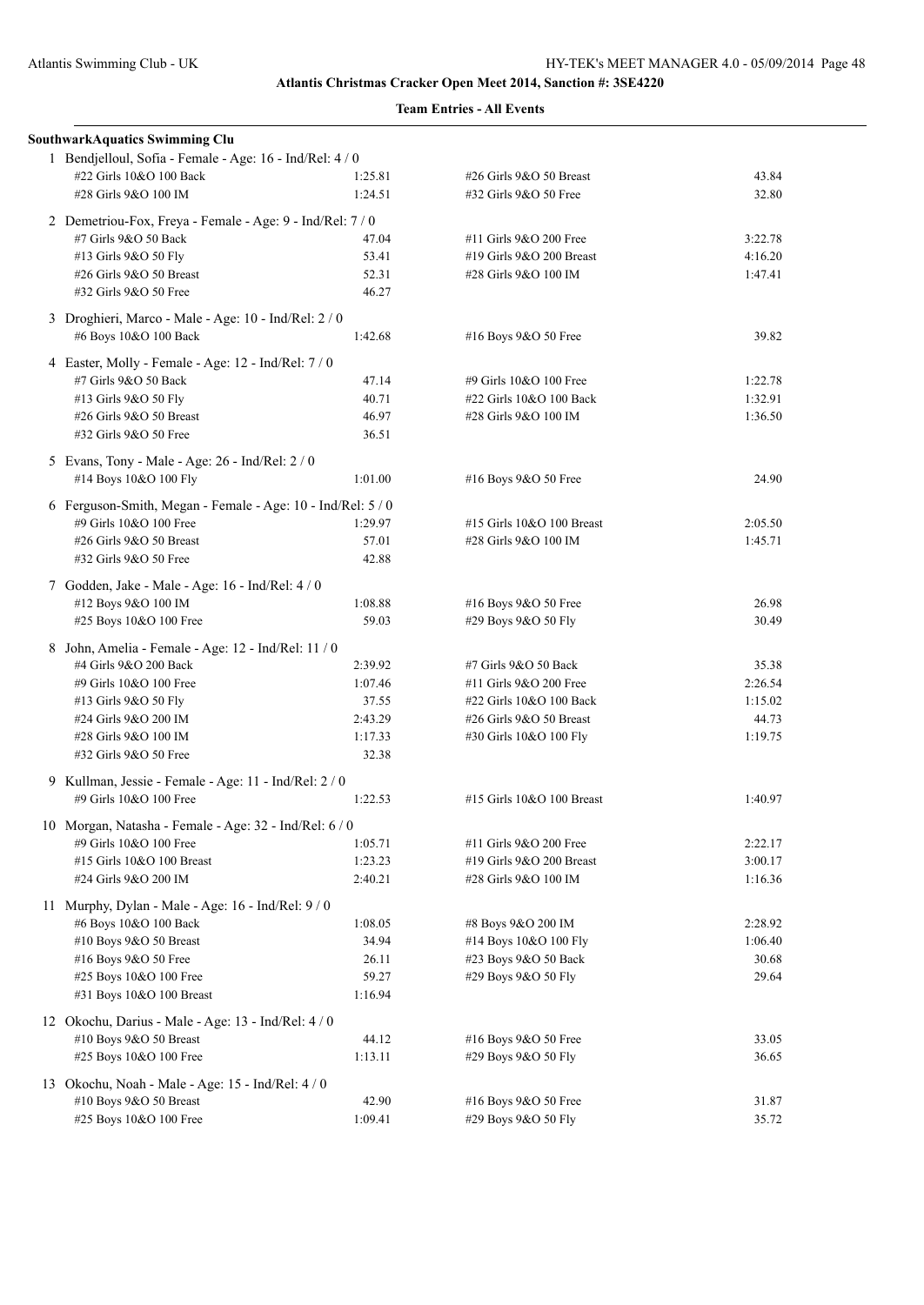# Atlantis Christmas Cracker Open Meet 2014, Sanction #: 3SE4220

## Team Entries - All Events

### SouthwarkAquatics Swimming Clu

1 Bendjelloul, Sofia - Female - Age: 16 - Ind/Rel: 4 / 0

| Event | Time | Event | Time |
|---|---|---|---|
| #22 Girls 10&O 100 Back | 1:25.81 | #26 Girls 9&O 50 Breast | 43.84 |
| #28 Girls 9&O 100 IM | 1:24.51 | #32 Girls 9&O 50 Free | 32.80 |

2 Demetriou-Fox, Freya - Female - Age: 9 - Ind/Rel: 7 / 0

| Event | Time | Event | Time |
|---|---|---|---|
| #7 Girls 9&O 50 Back | 47.04 | #11 Girls 9&O 200 Free | 3:22.78 |
| #13 Girls 9&O 50 Fly | 53.41 | #19 Girls 9&O 200 Breast | 4:16.20 |
| #26 Girls 9&O 50 Breast | 52.31 | #28 Girls 9&O 100 IM | 1:47.41 |
| #32 Girls 9&O 50 Free | 46.27 | | |

3 Droghieri, Marco - Male - Age: 10 - Ind/Rel: 2 / 0

| Event | Time | Event | Time |
|---|---|---|---|
| #6 Boys 10&O 100 Back | 1:42.68 | #16 Boys 9&O 50 Free | 39.82 |

4 Easter, Molly - Female - Age: 12 - Ind/Rel: 7 / 0

| Event | Time | Event | Time |
|---|---|---|---|
| #7 Girls 9&O 50 Back | 47.14 | #9 Girls 10&O 100 Free | 1:22.78 |
| #13 Girls 9&O 50 Fly | 40.71 | #22 Girls 10&O 100 Back | 1:32.91 |
| #26 Girls 9&O 50 Breast | 46.97 | #28 Girls 9&O 100 IM | 1:36.50 |
| #32 Girls 9&O 50 Free | 36.51 | | |

5 Evans, Tony - Male - Age: 26 - Ind/Rel: 2 / 0

| Event | Time | Event | Time |
|---|---|---|---|
| #14 Boys 10&O 100 Fly | 1:01.00 | #16 Boys 9&O 50 Free | 24.90 |

6 Ferguson-Smith, Megan - Female - Age: 10 - Ind/Rel: 5 / 0

| Event | Time | Event | Time |
|---|---|---|---|
| #9 Girls 10&O 100 Free | 1:29.97 | #15 Girls 10&O 100 Breast | 2:05.50 |
| #26 Girls 9&O 50 Breast | 57.01 | #28 Girls 9&O 100 IM | 1:45.71 |
| #32 Girls 9&O 50 Free | 42.88 | | |

7 Godden, Jake - Male - Age: 16 - Ind/Rel: 4 / 0

| Event | Time | Event | Time |
|---|---|---|---|
| #12 Boys 9&O 100 IM | 1:08.88 | #16 Boys 9&O 50 Free | 26.98 |
| #25 Boys 10&O 100 Free | 59.03 | #29 Boys 9&O 50 Fly | 30.49 |

8 John, Amelia - Female - Age: 12 - Ind/Rel: 11 / 0

| Event | Time | Event | Time |
|---|---|---|---|
| #4 Girls 9&O 200 Back | 2:39.92 | #7 Girls 9&O 50 Back | 35.38 |
| #9 Girls 10&O 100 Free | 1:07.46 | #11 Girls 9&O 200 Free | 2:26.54 |
| #13 Girls 9&O 50 Fly | 37.55 | #22 Girls 10&O 100 Back | 1:15.02 |
| #24 Girls 9&O 200 IM | 2:43.29 | #26 Girls 9&O 50 Breast | 44.73 |
| #28 Girls 9&O 100 IM | 1:17.33 | #30 Girls 10&O 100 Fly | 1:19.75 |
| #32 Girls 9&O 50 Free | 32.38 | | |

9 Kullman, Jessie - Female - Age: 11 - Ind/Rel: 2 / 0

| Event | Time | Event | Time |
|---|---|---|---|
| #9 Girls 10&O 100 Free | 1:22.53 | #15 Girls 10&O 100 Breast | 1:40.97 |

10 Morgan, Natasha - Female - Age: 32 - Ind/Rel: 6 / 0

| Event | Time | Event | Time |
|---|---|---|---|
| #9 Girls 10&O 100 Free | 1:05.71 | #11 Girls 9&O 200 Free | 2:22.17 |
| #15 Girls 10&O 100 Breast | 1:23.23 | #19 Girls 9&O 200 Breast | 3:00.17 |
| #24 Girls 9&O 200 IM | 2:40.21 | #28 Girls 9&O 100 IM | 1:16.36 |

11 Murphy, Dylan - Male - Age: 16 - Ind/Rel: 9 / 0

| Event | Time | Event | Time |
|---|---|---|---|
| #6 Boys 10&O 100 Back | 1:08.05 | #8 Boys 9&O 200 IM | 2:28.92 |
| #10 Boys 9&O 50 Breast | 34.94 | #14 Boys 10&O 100 Fly | 1:06.40 |
| #16 Boys 9&O 50 Free | 26.11 | #23 Boys 9&O 50 Back | 30.68 |
| #25 Boys 10&O 100 Free | 59.27 | #29 Boys 9&O 50 Fly | 29.64 |
| #31 Boys 10&O 100 Breast | 1:16.94 | | |

12 Okochu, Darius - Male - Age: 13 - Ind/Rel: 4 / 0

| Event | Time | Event | Time |
|---|---|---|---|
| #10 Boys 9&O 50 Breast | 44.12 | #16 Boys 9&O 50 Free | 33.05 |
| #25 Boys 10&O 100 Free | 1:13.11 | #29 Boys 9&O 50 Fly | 36.65 |

13 Okochu, Noah - Male - Age: 15 - Ind/Rel: 4 / 0

| Event | Time | Event | Time |
|---|---|---|---|
| #10 Boys 9&O 50 Breast | 42.90 | #16 Boys 9&O 50 Free | 31.87 |
| #25 Boys 10&O 100 Free | 1:09.41 | #29 Boys 9&O 50 Fly | 35.72 |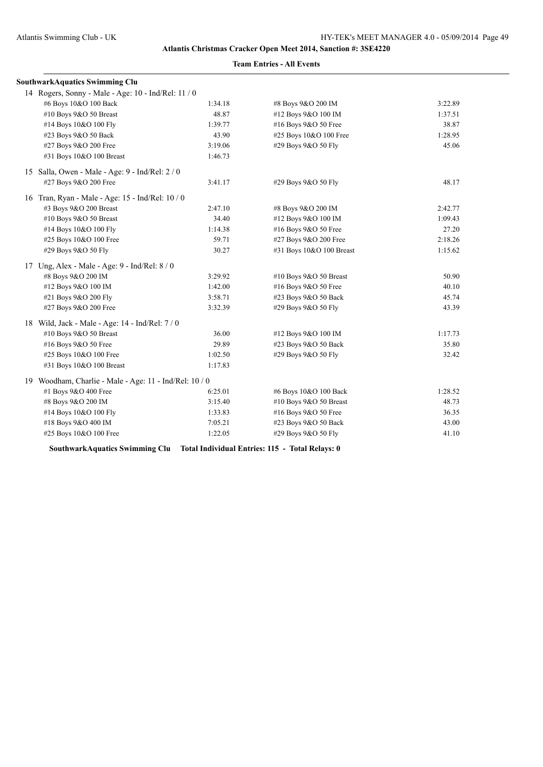**Atlantis Christmas Cracker Open Meet 2014, Sanction #: 3SE4220**

**Team Entries - All Events**

**SouthwarkAquatics Swimming Clu**

14 Rogers, Sonny - Male - Age: 10 - Ind/Rel: 11 / 0

| Event | Time | Event | Time |
|---|---|---|---|
| #6 Boys 10&O 100 Back | 1:34.18 | #8 Boys 9&O 200 IM | 3:22.89 |
| #10 Boys 9&O 50 Breast | 48.87 | #12 Boys 9&O 100 IM | 1:37.51 |
| #14 Boys 10&O 100 Fly | 1:39.77 | #16 Boys 9&O 50 Free | 38.87 |
| #23 Boys 9&O 50 Back | 43.90 | #25 Boys 10&O 100 Free | 1:28.95 |
| #27 Boys 9&O 200 Free | 3:19.06 | #29 Boys 9&O 50 Fly | 45.06 |
| #31 Boys 10&O 100 Breast | 1:46.73 | | |

15 Salla, Owen - Male - Age: 9 - Ind/Rel: 2 / 0

| Event | Time | Event | Time |
|---|---|---|---|
| #27 Boys 9&O 200 Free | 3:41.17 | #29 Boys 9&O 50 Fly | 48.17 |

16 Tran, Ryan - Male - Age: 15 - Ind/Rel: 10 / 0

| Event | Time | Event | Time |
|---|---|---|---|
| #3 Boys 9&O 200 Breast | 2:47.10 | #8 Boys 9&O 200 IM | 2:42.77 |
| #10 Boys 9&O 50 Breast | 34.40 | #12 Boys 9&O 100 IM | 1:09.43 |
| #14 Boys 10&O 100 Fly | 1:14.38 | #16 Boys 9&O 50 Free | 27.20 |
| #25 Boys 10&O 100 Free | 59.71 | #27 Boys 9&O 200 Free | 2:18.26 |
| #29 Boys 9&O 50 Fly | 30.27 | #31 Boys 10&O 100 Breast | 1:15.62 |

17 Ung, Alex - Male - Age: 9 - Ind/Rel: 8 / 0

| Event | Time | Event | Time |
|---|---|---|---|
| #8 Boys 9&O 200 IM | 3:29.92 | #10 Boys 9&O 50 Breast | 50.90 |
| #12 Boys 9&O 100 IM | 1:42.00 | #16 Boys 9&O 50 Free | 40.10 |
| #21 Boys 9&O 200 Fly | 3:58.71 | #23 Boys 9&O 50 Back | 45.74 |
| #27 Boys 9&O 200 Free | 3:32.39 | #29 Boys 9&O 50 Fly | 43.39 |

18 Wild, Jack - Male - Age: 14 - Ind/Rel: 7 / 0

| Event | Time | Event | Time |
|---|---|---|---|
| #10 Boys 9&O 50 Breast | 36.00 | #12 Boys 9&O 100 IM | 1:17.73 |
| #16 Boys 9&O 50 Free | 29.89 | #23 Boys 9&O 50 Back | 35.80 |
| #25 Boys 10&O 100 Free | 1:02.50 | #29 Boys 9&O 50 Fly | 32.42 |
| #31 Boys 10&O 100 Breast | 1:17.83 | | |

19 Woodham, Charlie - Male - Age: 11 - Ind/Rel: 10 / 0

| Event | Time | Event | Time |
|---|---|---|---|
| #1 Boys 9&O 400 Free | 6:25.01 | #6 Boys 10&O 100 Back | 1:28.52 |
| #8 Boys 9&O 200 IM | 3:15.40 | #10 Boys 9&O 50 Breast | 48.73 |
| #14 Boys 10&O 100 Fly | 1:33.83 | #16 Boys 9&O 50 Free | 36.35 |
| #18 Boys 9&O 400 IM | 7:05.21 | #23 Boys 9&O 50 Back | 43.00 |
| #25 Boys 10&O 100 Free | 1:22.05 | #29 Boys 9&O 50 Fly | 41.10 |

**SouthwarkAquatics Swimming Clu Total Individual Entries: 115 - Total Relays: 0**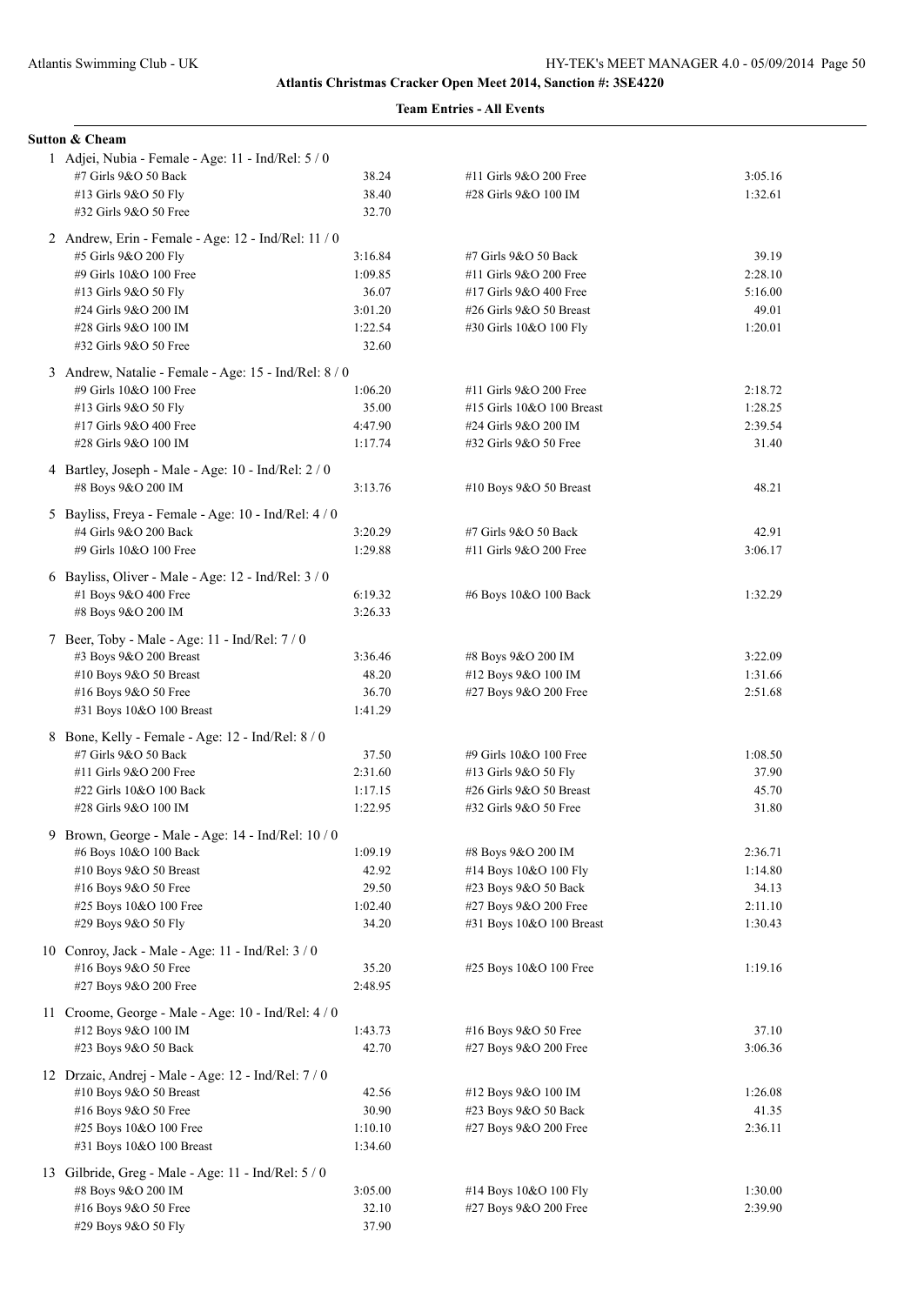Atlantis Christmas Cracker Open Meet 2014, Sanction #: 3SE4220

**Team Entries - All Events**

**Sutton & Cheam**

1 Adjei, Nubia - Female - Age: 11 - Ind/Rel: 5 / 0

| Event | Time | Event | Time |
|---|---|---|---|
| #7 Girls 9&O 50 Back | 38.24 | #11 Girls 9&O 200 Free | 3:05.16 |
| #13 Girls 9&O 50 Fly | 38.40 | #28 Girls 9&O 100 IM | 1:32.61 |
| #32 Girls 9&O 50 Free | 32.70 | | |

2 Andrew, Erin - Female - Age: 12 - Ind/Rel: 11 / 0

| Event | Time | Event | Time |
|---|---|---|---|
| #5 Girls 9&O 200 Fly | 3:16.84 | #7 Girls 9&O 50 Back | 39.19 |
| #9 Girls 10&O 100 Free | 1:09.85 | #11 Girls 9&O 200 Free | 2:28.10 |
| #13 Girls 9&O 50 Fly | 36.07 | #17 Girls 9&O 400 Free | 5:16.00 |
| #24 Girls 9&O 200 IM | 3:01.20 | #26 Girls 9&O 50 Breast | 49.01 |
| #28 Girls 9&O 100 IM | 1:22.54 | #30 Girls 10&O 100 Fly | 1:20.01 |
| #32 Girls 9&O 50 Free | 32.60 | | |

3 Andrew, Natalie - Female - Age: 15 - Ind/Rel: 8 / 0

| Event | Time | Event | Time |
|---|---|---|---|
| #9 Girls 10&O 100 Free | 1:06.20 | #11 Girls 9&O 200 Free | 2:18.72 |
| #13 Girls 9&O 50 Fly | 35.00 | #15 Girls 10&O 100 Breast | 1:28.25 |
| #17 Girls 9&O 400 Free | 4:47.90 | #24 Girls 9&O 200 IM | 2:39.54 |
| #28 Girls 9&O 100 IM | 1:17.74 | #32 Girls 9&O 50 Free | 31.40 |

4 Bartley, Joseph - Male - Age: 10 - Ind/Rel: 2 / 0

| Event | Time | Event | Time |
|---|---|---|---|
| #8 Boys 9&O 200 IM | 3:13.76 | #10 Boys 9&O 50 Breast | 48.21 |

5 Bayliss, Freya - Female - Age: 10 - Ind/Rel: 4 / 0

| Event | Time | Event | Time |
|---|---|---|---|
| #4 Girls 9&O 200 Back | 3:20.29 | #7 Girls 9&O 50 Back | 42.91 |
| #9 Girls 10&O 100 Free | 1:29.88 | #11 Girls 9&O 200 Free | 3:06.17 |

6 Bayliss, Oliver - Male - Age: 12 - Ind/Rel: 3 / 0

| Event | Time | Event | Time |
|---|---|---|---|
| #1 Boys 9&O 400 Free | 6:19.32 | #6 Boys 10&O 100 Back | 1:32.29 |
| #8 Boys 9&O 200 IM | 3:26.33 | | |

7 Beer, Toby - Male - Age: 11 - Ind/Rel: 7 / 0

| Event | Time | Event | Time |
|---|---|---|---|
| #3 Boys 9&O 200 Breast | 3:36.46 | #8 Boys 9&O 200 IM | 3:22.09 |
| #10 Boys 9&O 50 Breast | 48.20 | #12 Boys 9&O 100 IM | 1:31.66 |
| #16 Boys 9&O 50 Free | 36.70 | #27 Boys 9&O 200 Free | 2:51.68 |
| #31 Boys 10&O 100 Breast | 1:41.29 | | |

8 Bone, Kelly - Female - Age: 12 - Ind/Rel: 8 / 0

| Event | Time | Event | Time |
|---|---|---|---|
| #7 Girls 9&O 50 Back | 37.50 | #9 Girls 10&O 100 Free | 1:08.50 |
| #11 Girls 9&O 200 Free | 2:31.60 | #13 Girls 9&O 50 Fly | 37.90 |
| #22 Girls 10&O 100 Back | 1:17.15 | #26 Girls 9&O 50 Breast | 45.70 |
| #28 Girls 9&O 100 IM | 1:22.95 | #32 Girls 9&O 50 Free | 31.80 |

9 Brown, George - Male - Age: 14 - Ind/Rel: 10 / 0

| Event | Time | Event | Time |
|---|---|---|---|
| #6 Boys 10&O 100 Back | 1:09.19 | #8 Boys 9&O 200 IM | 2:36.71 |
| #10 Boys 9&O 50 Breast | 42.92 | #14 Boys 10&O 100 Fly | 1:14.80 |
| #16 Boys 9&O 50 Free | 29.50 | #23 Boys 9&O 50 Back | 34.13 |
| #25 Boys 10&O 100 Free | 1:02.40 | #27 Boys 9&O 200 Free | 2:11.10 |
| #29 Boys 9&O 50 Fly | 34.20 | #31 Boys 10&O 100 Breast | 1:30.43 |

10 Conroy, Jack - Male - Age: 11 - Ind/Rel: 3 / 0

| Event | Time | Event | Time |
|---|---|---|---|
| #16 Boys 9&O 50 Free | 35.20 | #25 Boys 10&O 100 Free | 1:19.16 |
| #27 Boys 9&O 200 Free | 2:48.95 | | |

11 Croome, George - Male - Age: 10 - Ind/Rel: 4 / 0

| Event | Time | Event | Time |
|---|---|---|---|
| #12 Boys 9&O 100 IM | 1:43.73 | #16 Boys 9&O 50 Free | 37.10 |
| #23 Boys 9&O 50 Back | 42.70 | #27 Boys 9&O 200 Free | 3:06.36 |

12 Drzaic, Andrej - Male - Age: 12 - Ind/Rel: 7 / 0

| Event | Time | Event | Time |
|---|---|---|---|
| #10 Boys 9&O 50 Breast | 42.56 | #12 Boys 9&O 100 IM | 1:26.08 |
| #16 Boys 9&O 50 Free | 30.90 | #23 Boys 9&O 50 Back | 41.35 |
| #25 Boys 10&O 100 Free | 1:10.10 | #27 Boys 9&O 200 Free | 2:36.11 |
| #31 Boys 10&O 100 Breast | 1:34.60 | | |

13 Gilbride, Greg - Male - Age: 11 - Ind/Rel: 5 / 0

| Event | Time | Event | Time |
|---|---|---|---|
| #8 Boys 9&O 200 IM | 3:05.00 | #14 Boys 10&O 100 Fly | 1:30.00 |
| #16 Boys 9&O 50 Free | 32.10 | #27 Boys 9&O 200 Free | 2:39.90 |
| #29 Boys 9&O 50 Fly | 37.90 | | |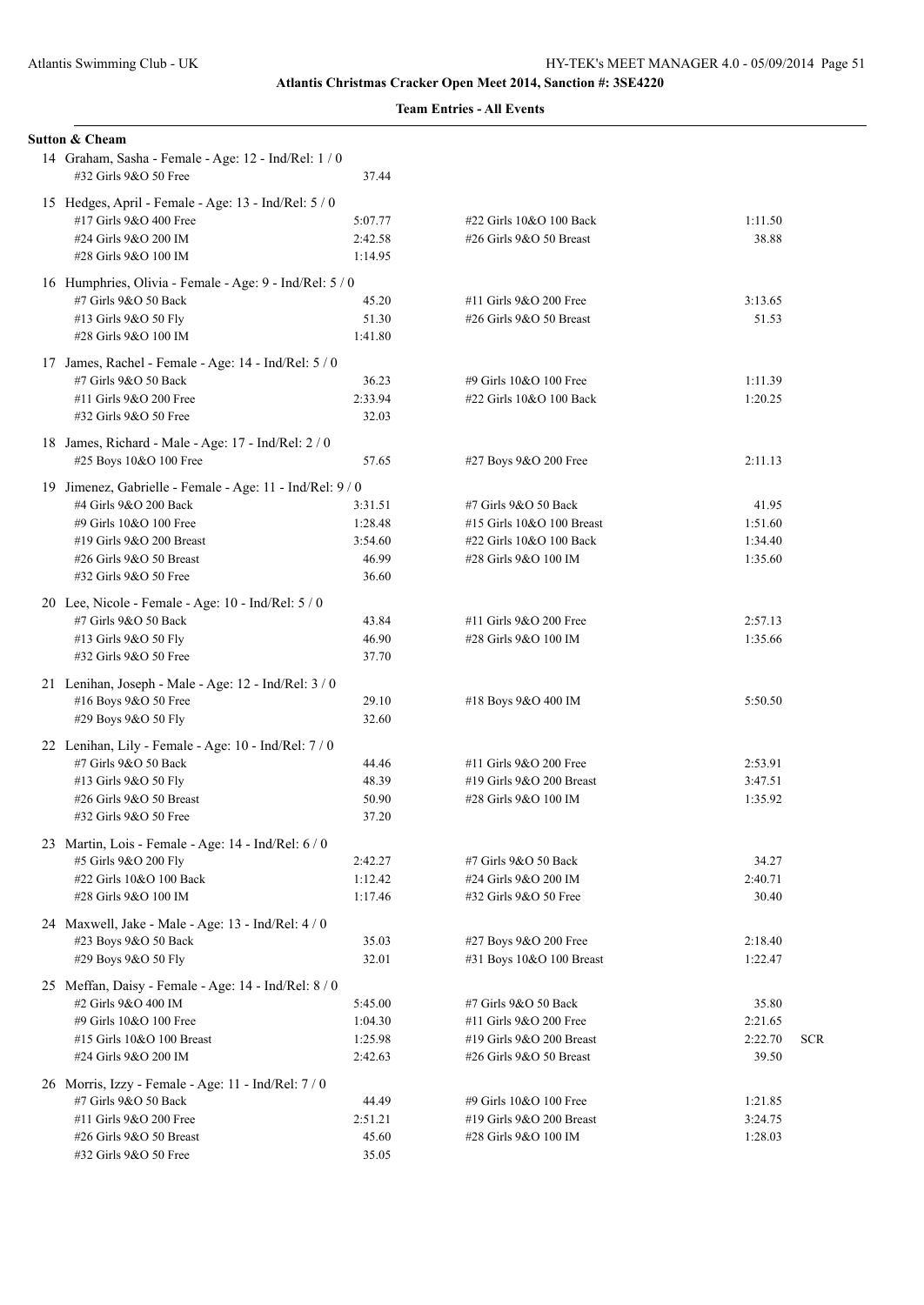**Atlantis Christmas Cracker Open Meet 2014, Sanction #: 3SE4220**

**Team Entries - All Events**

**Sutton & Cheam**

14 Graham, Sasha - Female - Age: 12 - Ind/Rel: 1 / 0

| Event | Time | Event | Time |
|---|---|---|---|
| #32 Girls 9&O 50 Free | 37.44 | | |

15 Hedges, April - Female - Age: 13 - Ind/Rel: 5 / 0

| Event | Time | Event | Time |
|---|---|---|---|
| #17 Girls 9&O 400 Free | 5:07.77 | #22 Girls 10&O 100 Back | 1:11.50 |
| #24 Girls 9&O 200 IM | 2:42.58 | #26 Girls 9&O 50 Breast | 38.88 |
| #28 Girls 9&O 100 IM | 1:14.95 | | |

16 Humphries, Olivia - Female - Age: 9 - Ind/Rel: 5 / 0

| Event | Time | Event | Time |
|---|---|---|---|
| #7 Girls 9&O 50 Back | 45.20 | #11 Girls 9&O 200 Free | 3:13.65 |
| #13 Girls 9&O 50 Fly | 51.30 | #26 Girls 9&O 50 Breast | 51.53 |
| #28 Girls 9&O 100 IM | 1:41.80 | | |

17 James, Rachel - Female - Age: 14 - Ind/Rel: 5 / 0

| Event | Time | Event | Time |
|---|---|---|---|
| #7 Girls 9&O 50 Back | 36.23 | #9 Girls 10&O 100 Free | 1:11.39 |
| #11 Girls 9&O 200 Free | 2:33.94 | #22 Girls 10&O 100 Back | 1:20.25 |
| #32 Girls 9&O 50 Free | 32.03 | | |

18 James, Richard - Male - Age: 17 - Ind/Rel: 2 / 0

| Event | Time | Event | Time |
|---|---|---|---|
| #25 Boys 10&O 100 Free | 57.65 | #27 Boys 9&O 200 Free | 2:11.13 |

19 Jimenez, Gabrielle - Female - Age: 11 - Ind/Rel: 9 / 0

| Event | Time | Event | Time |
|---|---|---|---|
| #4 Girls 9&O 200 Back | 3:31.51 | #7 Girls 9&O 50 Back | 41.95 |
| #9 Girls 10&O 100 Free | 1:28.48 | #15 Girls 10&O 100 Breast | 1:51.60 |
| #19 Girls 9&O 200 Breast | 3:54.60 | #22 Girls 10&O 100 Back | 1:34.40 |
| #26 Girls 9&O 50 Breast | 46.99 | #28 Girls 9&O 100 IM | 1:35.60 |
| #32 Girls 9&O 50 Free | 36.60 | | |

20 Lee, Nicole - Female - Age: 10 - Ind/Rel: 5 / 0

| Event | Time | Event | Time |
|---|---|---|---|
| #7 Girls 9&O 50 Back | 43.84 | #11 Girls 9&O 200 Free | 2:57.13 |
| #13 Girls 9&O 50 Fly | 46.90 | #28 Girls 9&O 100 IM | 1:35.66 |
| #32 Girls 9&O 50 Free | 37.70 | | |

21 Lenihan, Joseph - Male - Age: 12 - Ind/Rel: 3 / 0

| Event | Time | Event | Time |
|---|---|---|---|
| #16 Boys 9&O 50 Free | 29.10 | #18 Boys 9&O 400 IM | 5:50.50 |
| #29 Boys 9&O 50 Fly | 32.60 | | |

22 Lenihan, Lily - Female - Age: 10 - Ind/Rel: 7 / 0

| Event | Time | Event | Time |
|---|---|---|---|
| #7 Girls 9&O 50 Back | 44.46 | #11 Girls 9&O 200 Free | 2:53.91 |
| #13 Girls 9&O 50 Fly | 48.39 | #19 Girls 9&O 200 Breast | 3:47.51 |
| #26 Girls 9&O 50 Breast | 50.90 | #28 Girls 9&O 100 IM | 1:35.92 |
| #32 Girls 9&O 50 Free | 37.20 | | |

23 Martin, Lois - Female - Age: 14 - Ind/Rel: 6 / 0

| Event | Time | Event | Time |
|---|---|---|---|
| #5 Girls 9&O 200 Fly | 2:42.27 | #7 Girls 9&O 50 Back | 34.27 |
| #22 Girls 10&O 100 Back | 1:12.42 | #24 Girls 9&O 200 IM | 2:40.71 |
| #28 Girls 9&O 100 IM | 1:17.46 | #32 Girls 9&O 50 Free | 30.40 |

24 Maxwell, Jake - Male - Age: 13 - Ind/Rel: 4 / 0

| Event | Time | Event | Time |
|---|---|---|---|
| #23 Boys 9&O 50 Back | 35.03 | #27 Boys 9&O 200 Free | 2:18.40 |
| #29 Boys 9&O 50 Fly | 32.01 | #31 Boys 10&O 100 Breast | 1:22.47 |

25 Meffan, Daisy - Female - Age: 14 - Ind/Rel: 8 / 0

| Event | Time | Event | Time |
|---|---|---|---|
| #2 Girls 9&O 400 IM | 5:45.00 | #7 Girls 9&O 50 Back | 35.80 |
| #9 Girls 10&O 100 Free | 1:04.30 | #11 Girls 9&O 200 Free | 2:21.65 |
| #15 Girls 10&O 100 Breast | 1:25.98 | #19 Girls 9&O 200 Breast | 2:22.70 SCR |
| #24 Girls 9&O 200 IM | 2:42.63 | #26 Girls 9&O 50 Breast | 39.50 |

26 Morris, Izzy - Female - Age: 11 - Ind/Rel: 7 / 0

| Event | Time | Event | Time |
|---|---|---|---|
| #7 Girls 9&O 50 Back | 44.49 | #9 Girls 10&O 100 Free | 1:21.85 |
| #11 Girls 9&O 200 Free | 2:51.21 | #19 Girls 9&O 200 Breast | 3:24.75 |
| #26 Girls 9&O 50 Breast | 45.60 | #28 Girls 9&O 100 IM | 1:28.03 |
| #32 Girls 9&O 50 Free | 35.05 | | |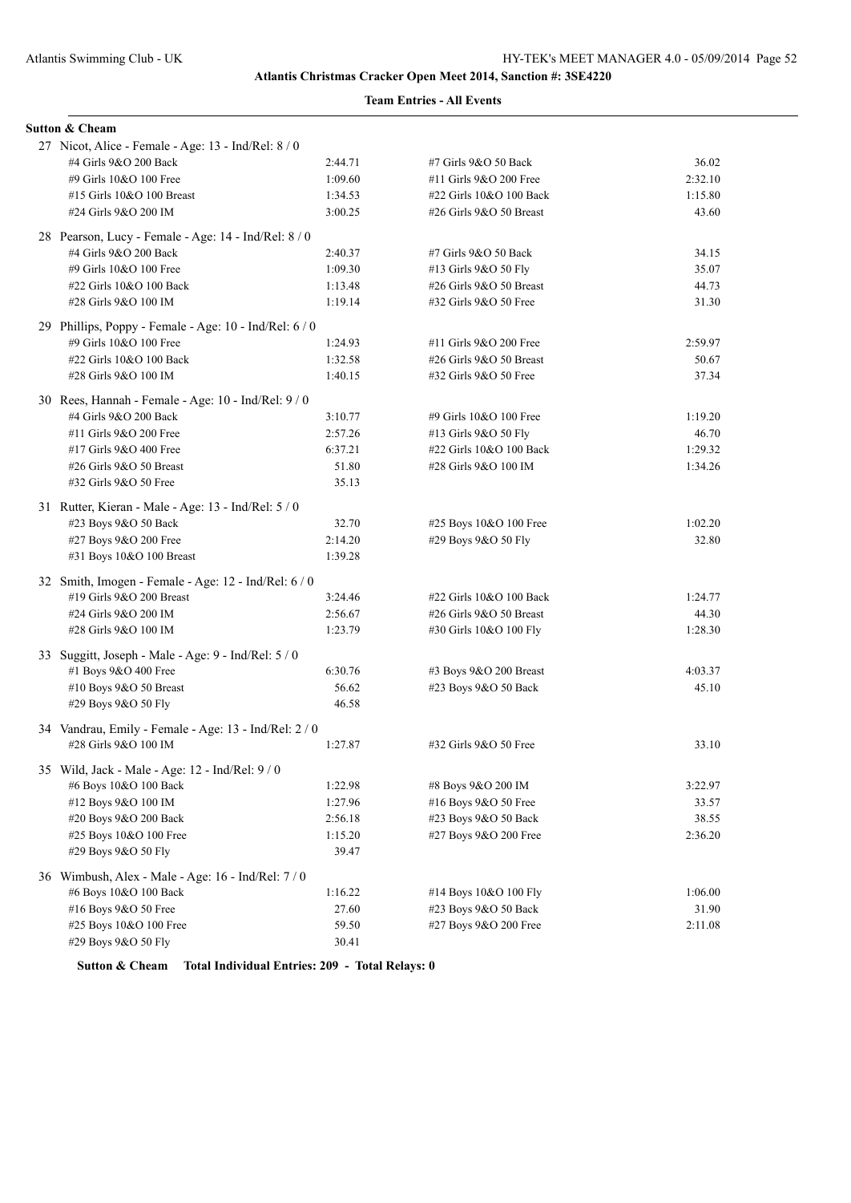**Atlantis Christmas Cracker Open Meet 2014, Sanction #: 3SE4220**

**Team Entries - All Events**

**Sutton & Cheam**

27 Nicot, Alice - Female - Age: 13 - Ind/Rel: 8 / 0

| Event | Time | Event | Time |
|---|---|---|---|
| #4 Girls 9&O 200 Back | 2:44.71 | #7 Girls 9&O 50 Back | 36.02 |
| #9 Girls 10&O 100 Free | 1:09.60 | #11 Girls 9&O 200 Free | 2:32.10 |
| #15 Girls 10&O 100 Breast | 1:34.53 | #22 Girls 10&O 100 Back | 1:15.80 |
| #24 Girls 9&O 200 IM | 3:00.25 | #26 Girls 9&O 50 Breast | 43.60 |

28 Pearson, Lucy - Female - Age: 14 - Ind/Rel: 8 / 0

| Event | Time | Event | Time |
|---|---|---|---|
| #4 Girls 9&O 200 Back | 2:40.37 | #7 Girls 9&O 50 Back | 34.15 |
| #9 Girls 10&O 100 Free | 1:09.30 | #13 Girls 9&O 50 Fly | 35.07 |
| #22 Girls 10&O 100 Back | 1:13.48 | #26 Girls 9&O 50 Breast | 44.73 |
| #28 Girls 9&O 100 IM | 1:19.14 | #32 Girls 9&O 50 Free | 31.30 |

29 Phillips, Poppy - Female - Age: 10 - Ind/Rel: 6 / 0

| Event | Time | Event | Time |
|---|---|---|---|
| #9 Girls 10&O 100 Free | 1:24.93 | #11 Girls 9&O 200 Free | 2:59.97 |
| #22 Girls 10&O 100 Back | 1:32.58 | #26 Girls 9&O 50 Breast | 50.67 |
| #28 Girls 9&O 100 IM | 1:40.15 | #32 Girls 9&O 50 Free | 37.34 |

30 Rees, Hannah - Female - Age: 10 - Ind/Rel: 9 / 0

| Event | Time | Event | Time |
|---|---|---|---|
| #4 Girls 9&O 200 Back | 3:10.77 | #9 Girls 10&O 100 Free | 1:19.20 |
| #11 Girls 9&O 200 Free | 2:57.26 | #13 Girls 9&O 50 Fly | 46.70 |
| #17 Girls 9&O 400 Free | 6:37.21 | #22 Girls 10&O 100 Back | 1:29.32 |
| #26 Girls 9&O 50 Breast | 51.80 | #28 Girls 9&O 100 IM | 1:34.26 |
| #32 Girls 9&O 50 Free | 35.13 | | |

31 Rutter, Kieran - Male - Age: 13 - Ind/Rel: 5 / 0

| Event | Time | Event | Time |
|---|---|---|---|
| #23 Boys 9&O 50 Back | 32.70 | #25 Boys 10&O 100 Free | 1:02.20 |
| #27 Boys 9&O 200 Free | 2:14.20 | #29 Boys 9&O 50 Fly | 32.80 |
| #31 Boys 10&O 100 Breast | 1:39.28 | | |

32 Smith, Imogen - Female - Age: 12 - Ind/Rel: 6 / 0

| Event | Time | Event | Time |
|---|---|---|---|
| #19 Girls 9&O 200 Breast | 3:24.46 | #22 Girls 10&O 100 Back | 1:24.77 |
| #24 Girls 9&O 200 IM | 2:56.67 | #26 Girls 9&O 50 Breast | 44.30 |
| #28 Girls 9&O 100 IM | 1:23.79 | #30 Girls 10&O 100 Fly | 1:28.30 |

33 Suggitt, Joseph - Male - Age: 9 - Ind/Rel: 5 / 0

| Event | Time | Event | Time |
|---|---|---|---|
| #1 Boys 9&O 400 Free | 6:30.76 | #3 Boys 9&O 200 Breast | 4:03.37 |
| #10 Boys 9&O 50 Breast | 56.62 | #23 Boys 9&O 50 Back | 45.10 |
| #29 Boys 9&O 50 Fly | 46.58 | | |

34 Vandrau, Emily - Female - Age: 13 - Ind/Rel: 2 / 0

| Event | Time | Event | Time |
|---|---|---|---|
| #28 Girls 9&O 100 IM | 1:27.87 | #32 Girls 9&O 50 Free | 33.10 |

35 Wild, Jack - Male - Age: 12 - Ind/Rel: 9 / 0

| Event | Time | Event | Time |
|---|---|---|---|
| #6 Boys 10&O 100 Back | 1:22.98 | #8 Boys 9&O 200 IM | 3:22.97 |
| #12 Boys 9&O 100 IM | 1:27.96 | #16 Boys 9&O 50 Free | 33.57 |
| #20 Boys 9&O 200 Back | 2:56.18 | #23 Boys 9&O 50 Back | 38.55 |
| #25 Boys 10&O 100 Free | 1:15.20 | #27 Boys 9&O 200 Free | 2:36.20 |
| #29 Boys 9&O 50 Fly | 39.47 | | |

36 Wimbush, Alex - Male - Age: 16 - Ind/Rel: 7 / 0

| Event | Time | Event | Time |
|---|---|---|---|
| #6 Boys 10&O 100 Back | 1:16.22 | #14 Boys 10&O 100 Fly | 1:06.00 |
| #16 Boys 9&O 50 Free | 27.60 | #23 Boys 9&O 50 Back | 31.90 |
| #25 Boys 10&O 100 Free | 59.50 | #27 Boys 9&O 200 Free | 2:11.08 |
| #29 Boys 9&O 50 Fly | 30.41 | | |

**Sutton & Cheam Total Individual Entries: 209 - Total Relays: 0**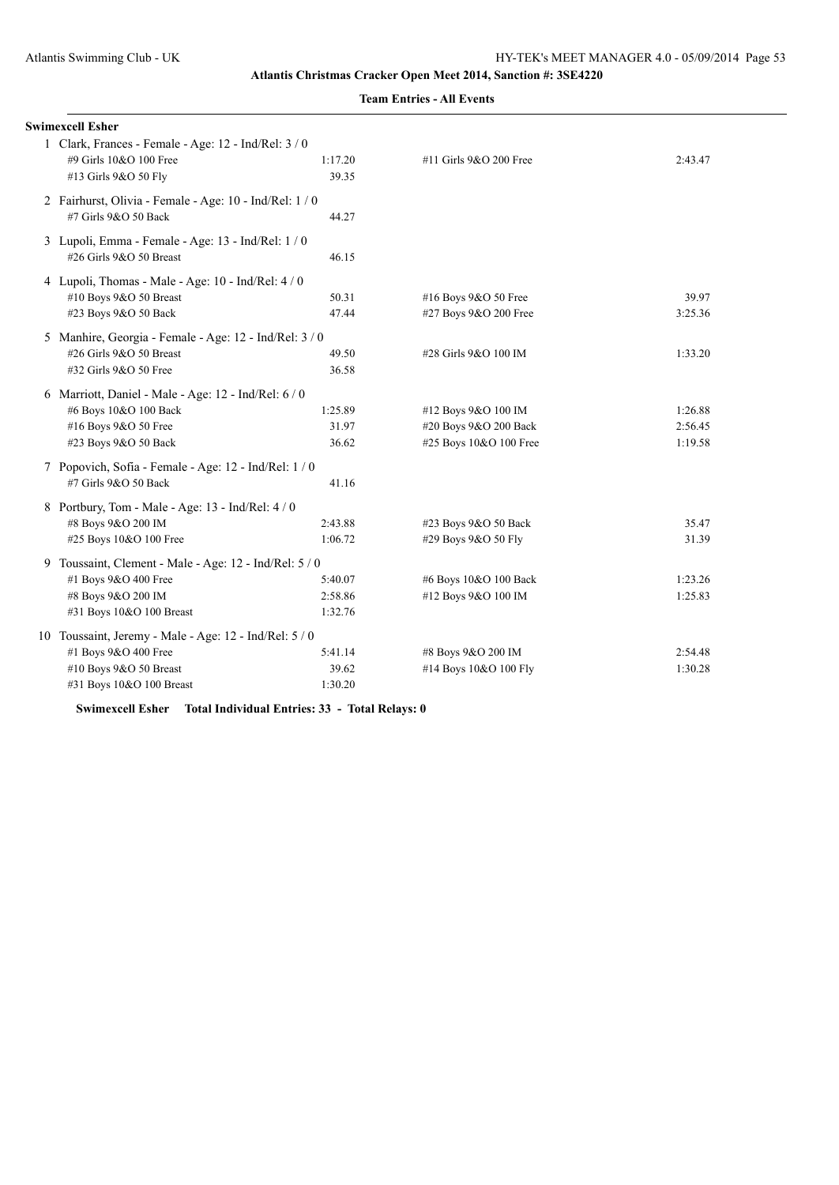**Atlantis Christmas Cracker Open Meet 2014, Sanction #: 3SE4220**

**Team Entries - All Events**

**Swimexcell Esher**

1 Clark, Frances - Female - Age: 12 - Ind/Rel: 3 / 0

| | | | |
|---|---|---|---|
| #9 Girls 10&O 100 Free | 1:17.20 | #11 Girls 9&O 200 Free | 2:43.47 |
| #13 Girls 9&O 50 Fly | 39.35 | | |

2 Fairhurst, Olivia - Female - Age: 10 - Ind/Rel: 1 / 0

| | | | |
|---|---|---|---|
| #7 Girls 9&O 50 Back | 44.27 | | |

3 Lupoli, Emma - Female - Age: 13 - Ind/Rel: 1 / 0

| | | | |
|---|---|---|---|
| #26 Girls 9&O 50 Breast | 46.15 | | |

4 Lupoli, Thomas - Male - Age: 10 - Ind/Rel: 4 / 0

| | | | |
|---|---|---|---|
| #10 Boys 9&O 50 Breast | 50.31 | #16 Boys 9&O 50 Free | 39.97 |
| #23 Boys 9&O 50 Back | 47.44 | #27 Boys 9&O 200 Free | 3:25.36 |

5 Manhire, Georgia - Female - Age: 12 - Ind/Rel: 3 / 0

| | | | |
|---|---|---|---|
| #26 Girls 9&O 50 Breast | 49.50 | #28 Girls 9&O 100 IM | 1:33.20 |
| #32 Girls 9&O 50 Free | 36.58 | | |

6 Marriott, Daniel - Male - Age: 12 - Ind/Rel: 6 / 0

| | | | |
|---|---|---|---|
| #6 Boys 10&O 100 Back | 1:25.89 | #12 Boys 9&O 100 IM | 1:26.88 |
| #16 Boys 9&O 50 Free | 31.97 | #20 Boys 9&O 200 Back | 2:56.45 |
| #23 Boys 9&O 50 Back | 36.62 | #25 Boys 10&O 100 Free | 1:19.58 |

7 Popovich, Sofia - Female - Age: 12 - Ind/Rel: 1 / 0

| | | | |
|---|---|---|---|
| #7 Girls 9&O 50 Back | 41.16 | | |

8 Portbury, Tom - Male - Age: 13 - Ind/Rel: 4 / 0

| | | | |
|---|---|---|---|
| #8 Boys 9&O 200 IM | 2:43.88 | #23 Boys 9&O 50 Back | 35.47 |
| #25 Boys 10&O 100 Free | 1:06.72 | #29 Boys 9&O 50 Fly | 31.39 |

9 Toussaint, Clement - Male - Age: 12 - Ind/Rel: 5 / 0

| | | | |
|---|---|---|---|
| #1 Boys 9&O 400 Free | 5:40.07 | #6 Boys 10&O 100 Back | 1:23.26 |
| #8 Boys 9&O 200 IM | 2:58.86 | #12 Boys 9&O 100 IM | 1:25.83 |
| #31 Boys 10&O 100 Breast | 1:32.76 | | |

10 Toussaint, Jeremy - Male - Age: 12 - Ind/Rel: 5 / 0

| | | | |
|---|---|---|---|
| #1 Boys 9&O 400 Free | 5:41.14 | #8 Boys 9&O 200 IM | 2:54.48 |
| #10 Boys 9&O 50 Breast | 39.62 | #14 Boys 10&O 100 Fly | 1:30.28 |
| #31 Boys 10&O 100 Breast | 1:30.20 | | |

**Swimexcell Esher Total Individual Entries: 33 - Total Relays: 0**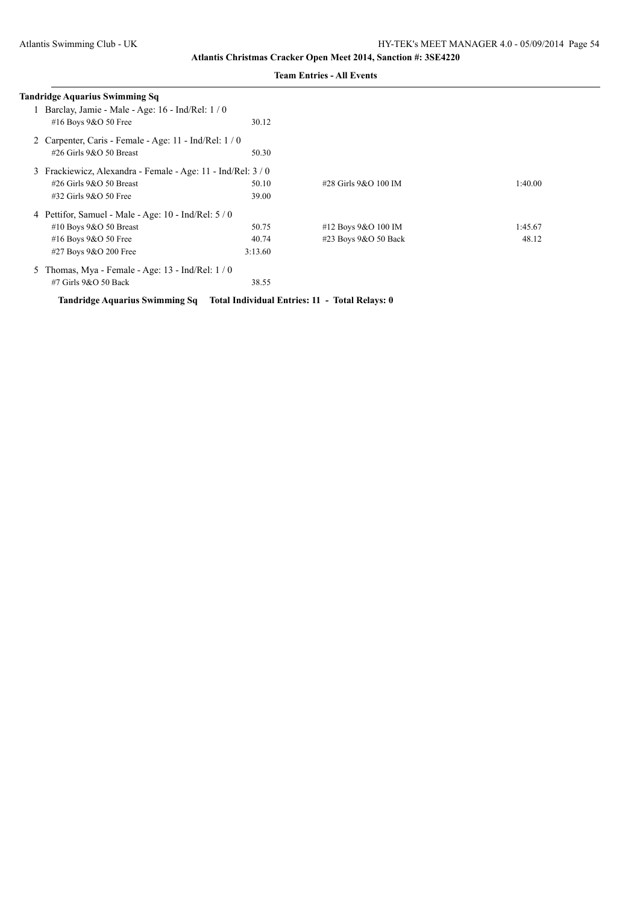**Atlantis Christmas Cracker Open Meet 2014, Sanction #: 3SE4220**

**Team Entries - All Events**

**Tandridge Aquarius Swimming Sq**

1 Barclay, Jamie - Male - Age: 16 - Ind/Rel: 1 / 0

| | | | |
|---|---|---|---|
| #16 Boys 9&O 50 Free | 30.12 | | |

2 Carpenter, Caris - Female - Age: 11 - Ind/Rel: 1 / 0

| | | | |
|---|---|---|---|
| #26 Girls 9&O 50 Breast | 50.30 | | |

3 Frackiewicz, Alexandra - Female - Age: 11 - Ind/Rel: 3 / 0

| | | | |
|---|---|---|---|
| #26 Girls 9&O 50 Breast | 50.10 | #28 Girls 9&O 100 IM | 1:40.00 |
| #32 Girls 9&O 50 Free | 39.00 | | |

4 Pettifor, Samuel - Male - Age: 10 - Ind/Rel: 5 / 0

| | | | |
|---|---|---|---|
| #10 Boys 9&O 50 Breast | 50.75 | #12 Boys 9&O 100 IM | 1:45.67 |
| #16 Boys 9&O 50 Free | 40.74 | #23 Boys 9&O 50 Back | 48.12 |
| #27 Boys 9&O 200 Free | 3:13.60 | | |

5 Thomas, Mya - Female - Age: 13 - Ind/Rel: 1 / 0

| | | | |
|---|---|---|---|
| #7 Girls 9&O 50 Back | 38.55 | | |

**Tandridge Aquarius Swimming Sq Total Individual Entries: 11 - Total Relays: 0**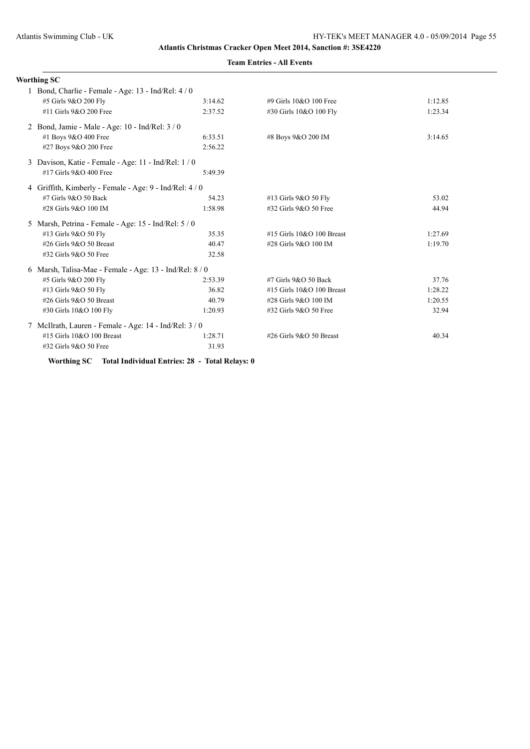**Atlantis Christmas Cracker Open Meet 2014, Sanction #: 3SE4220**

**Team Entries - All Events**

**Worthing SC**

1 Bond, Charlie - Female - Age: 13 - Ind/Rel: 4 / 0

| | | | |
|---|---|---|---|
| #5 Girls 9&O 200 Fly | 3:14.62 | #9 Girls 10&O 100 Free | 1:12.85 |
| #11 Girls 9&O 200 Free | 2:37.52 | #30 Girls 10&O 100 Fly | 1:23.34 |

2 Bond, Jamie - Male - Age: 10 - Ind/Rel: 3 / 0

| | | | |
|---|---|---|---|
| #1 Boys 9&O 400 Free | 6:33.51 | #8 Boys 9&O 200 IM | 3:14.65 |
| #27 Boys 9&O 200 Free | 2:56.22 | | |

3 Davison, Katie - Female - Age: 11 - Ind/Rel: 1 / 0

| | | | |
|---|---|---|---|
| #17 Girls 9&O 400 Free | 5:49.39 | | |

4 Griffith, Kimberly - Female - Age: 9 - Ind/Rel: 4 / 0

| | | | |
|---|---|---|---|
| #7 Girls 9&O 50 Back | 54.23 | #13 Girls 9&O 50 Fly | 53.02 |
| #28 Girls 9&O 100 IM | 1:58.98 | #32 Girls 9&O 50 Free | 44.94 |

5 Marsh, Petrina - Female - Age: 15 - Ind/Rel: 5 / 0

| | | | |
|---|---|---|---|
| #13 Girls 9&O 50 Fly | 35.35 | #15 Girls 10&O 100 Breast | 1:27.69 |
| #26 Girls 9&O 50 Breast | 40.47 | #28 Girls 9&O 100 IM | 1:19.70 |
| #32 Girls 9&O 50 Free | 32.58 | | |

6 Marsh, Talisa-Mae - Female - Age: 13 - Ind/Rel: 8 / 0

| | | | |
|---|---|---|---|
| #5 Girls 9&O 200 Fly | 2:53.39 | #7 Girls 9&O 50 Back | 37.76 |
| #13 Girls 9&O 50 Fly | 36.82 | #15 Girls 10&O 100 Breast | 1:28.22 |
| #26 Girls 9&O 50 Breast | 40.79 | #28 Girls 9&O 100 IM | 1:20.55 |
| #30 Girls 10&O 100 Fly | 1:20.93 | #32 Girls 9&O 50 Free | 32.94 |

7 McIlrath, Lauren - Female - Age: 14 - Ind/Rel: 3 / 0

| | | | |
|---|---|---|---|
| #15 Girls 10&O 100 Breast | 1:28.71 | #26 Girls 9&O 50 Breast | 40.34 |
| #32 Girls 9&O 50 Free | 31.93 | | |

**Worthing SC Total Individual Entries: 28 - Total Relays: 0**